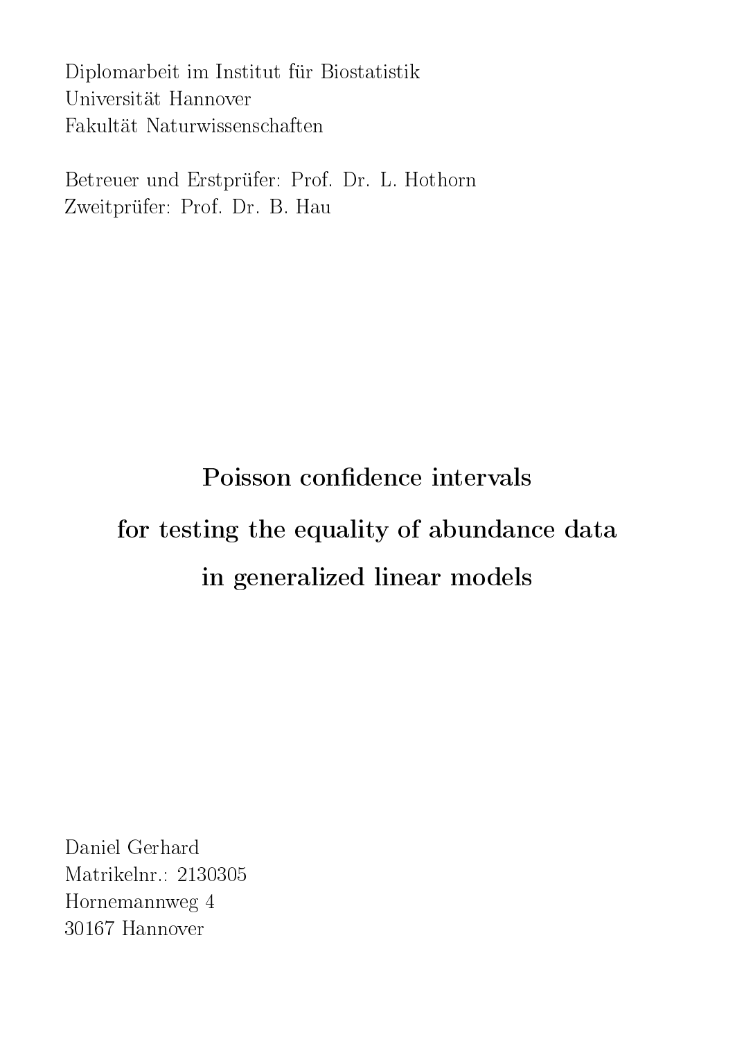Diplomarbeit im Institut für Biostatistik
Universität Hannover
Fakultät Naturwissenschaften

Betreuer und Erstprüfer: Prof. Dr. L. Hothorn
Zweitprüfer: Prof. Dr. B. Hau

# Poisson confidence intervals for testing the equality of abundance data in generalized linear models

Daniel Gerhard
Matrikelnr.: 2130305
Hornemannweg 4
30167 Hannover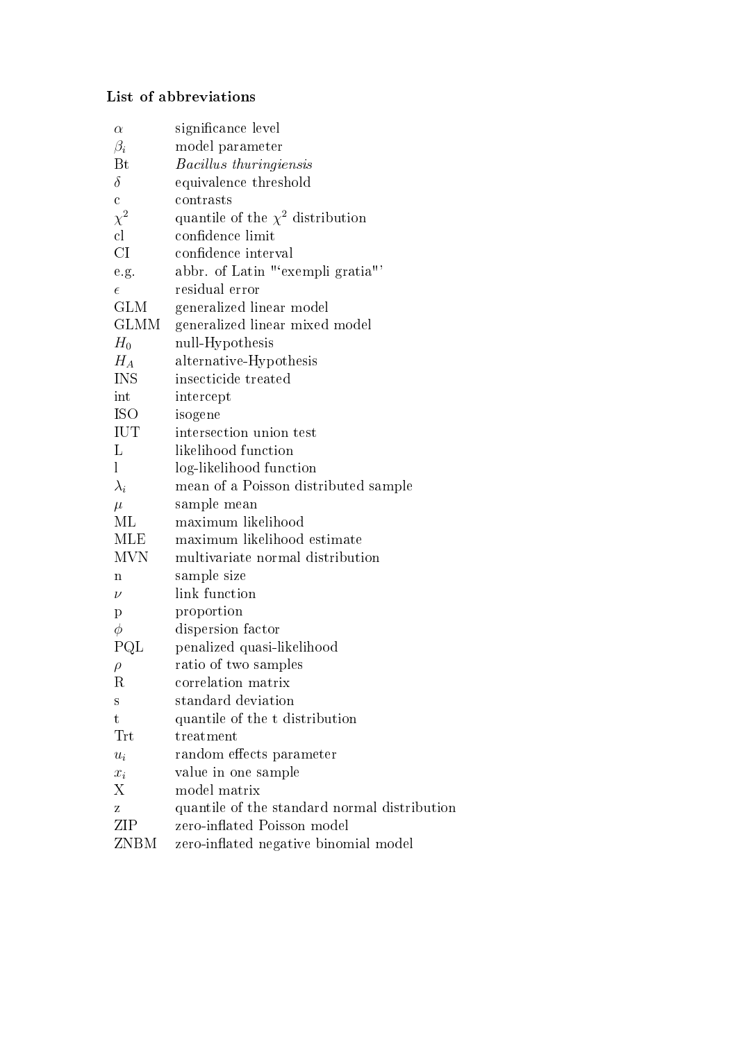### List of abbreviations

| | |
|---|---|
| $\alpha$ | significance level |
| $\beta_i$ | model parameter |
| Bt | *Bacillus thuringiensis* |
| $\delta$ | equivalence threshold |
| c | contrasts |
| $\chi^2$ | quantile of the $\chi^2$ distribution |
| cl | confidence limit |
| CI | confidence interval |
| e.g. | abbr. of Latin "'exempli gratia"' |
| $\epsilon$ | residual error |
| GLM | generalized linear model |
| GLMM | generalized linear mixed model |
| $H_0$ | null-Hypothesis |
| $H_A$ | alternative-Hypothesis |
| INS | insecticide treated |
| int | intercept |
| ISO | isogene |
| IUT | intersection union test |
| L | likelihood function |
| l | log-likelihood function |
| $\lambda_i$ | mean of a Poisson distributed sample |
| $\mu$ | sample mean |
| ML | maximum likelihood |
| MLE | maximum likelihood estimate |
| MVN | multivariate normal distribution |
| n | sample size |
| $\nu$ | link function |
| p | proportion |
| $\phi$ | dispersion factor |
| PQL | penalized quasi-likelihood |
| $\rho$ | ratio of two samples |
| R | correlation matrix |
| s | standard deviation |
| t | quantile of the t distribution |
| Trt | treatment |
| $u_i$ | random effects parameter |
| $x_i$ | value in one sample |
| X | model matrix |
| z | quantile of the standard normal distribution |
| ZIP | zero-inflated Poisson model |
| ZNBM | zero-inflated negative binomial model |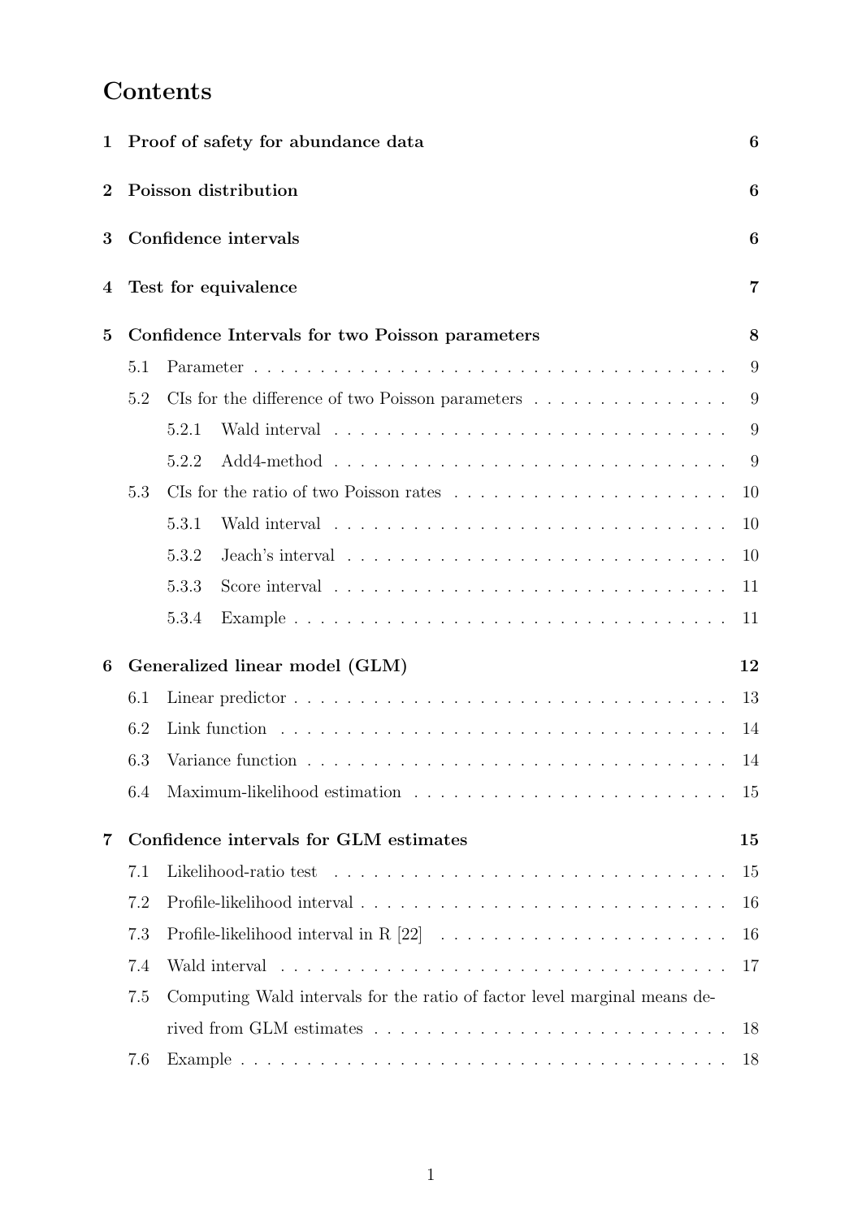# Contents

**1 Proof of safety for abundance data** **6**

**2 Poisson distribution** **6**

**3 Confidence intervals** **6**

**4 Test for equivalence** **7**

**5 Confidence Intervals for two Poisson parameters** **8**

- 5.1 Parameter . . . . . . . . . . . . . . . . . . . . . . . . . . . . . . . . . . . 9
- 5.2 CIs for the difference of two Poisson parameters . . . . . . . . . . . . . . . 9
  - 5.2.1 Wald interval . . . . . . . . . . . . . . . . . . . . . . . . . . . . . 9
  - 5.2.2 Add4-method . . . . . . . . . . . . . . . . . . . . . . . . . . . . . 9
- 5.3 CIs for the ratio of two Poisson rates . . . . . . . . . . . . . . . . . . . . . 10
  - 5.3.1 Wald interval . . . . . . . . . . . . . . . . . . . . . . . . . . . . . 10
  - 5.3.2 Jeach's interval . . . . . . . . . . . . . . . . . . . . . . . . . . . . 10
  - 5.3.3 Score interval . . . . . . . . . . . . . . . . . . . . . . . . . . . . . 11
  - 5.3.4 Example . . . . . . . . . . . . . . . . . . . . . . . . . . . . . . . . 11

**6 Generalized linear model (GLM)** **12**

- 6.1 Linear predictor . . . . . . . . . . . . . . . . . . . . . . . . . . . . . . . . 13
- 6.2 Link function . . . . . . . . . . . . . . . . . . . . . . . . . . . . . . . . . . 14
- 6.3 Variance function . . . . . . . . . . . . . . . . . . . . . . . . . . . . . . . . 14
- 6.4 Maximum-likelihood estimation . . . . . . . . . . . . . . . . . . . . . . . . 15

**7 Confidence intervals for GLM estimates** **15**

- 7.1 Likelihood-ratio test . . . . . . . . . . . . . . . . . . . . . . . . . . . . . . 15
- 7.2 Profile-likelihood interval . . . . . . . . . . . . . . . . . . . . . . . . . . . 16
- 7.3 Profile-likelihood interval in R [22] . . . . . . . . . . . . . . . . . . . . . . 16
- 7.4 Wald interval . . . . . . . . . . . . . . . . . . . . . . . . . . . . . . . . . . 17
- 7.5 Computing Wald intervals for the ratio of factor level marginal means derived from GLM estimates . . . . . . . . . . . . . . . . . . . . . . . . . . . 18
- 7.6 Example . . . . . . . . . . . . . . . . . . . . . . . . . . . . . . . . . . . . . 18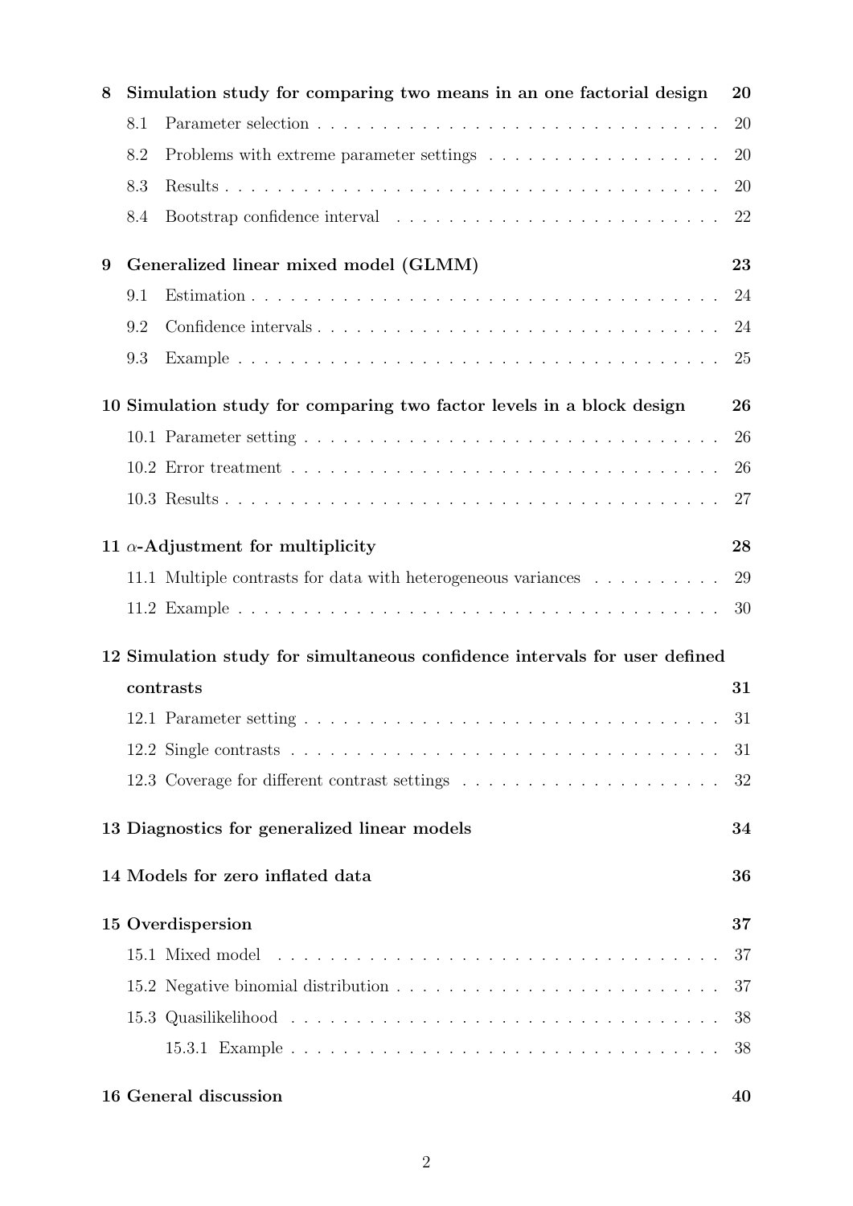**8 Simulation study for comparing two means in an one factorial design** **20**

- 8.1 Parameter selection . . . . . . . . . . . . . . . . . . . . . . . . . . . . . . . 20
- 8.2 Problems with extreme parameter settings . . . . . . . . . . . . . . . . . . 20
- 8.3 Results . . . . . . . . . . . . . . . . . . . . . . . . . . . . . . . . . . . . . . 20
- 8.4 Bootstrap confidence interval . . . . . . . . . . . . . . . . . . . . . . . . . 22

**9 Generalized linear mixed model (GLMM)** **23**

- 9.1 Estimation . . . . . . . . . . . . . . . . . . . . . . . . . . . . . . . . . . . . 24
- 9.2 Confidence intervals . . . . . . . . . . . . . . . . . . . . . . . . . . . . . . . 24
- 9.3 Example . . . . . . . . . . . . . . . . . . . . . . . . . . . . . . . . . . . . . 25

**10 Simulation study for comparing two factor levels in a block design** **26**

- 10.1 Parameter setting . . . . . . . . . . . . . . . . . . . . . . . . . . . . . . . 26
- 10.2 Error treatment . . . . . . . . . . . . . . . . . . . . . . . . . . . . . . . . 26
- 10.3 Results . . . . . . . . . . . . . . . . . . . . . . . . . . . . . . . . . . . . . 27

**11 $\alpha$-Adjustment for multiplicity** **28**

- 11.1 Multiple contrasts for data with heterogeneous variances . . . . . . . . . . 29
- 11.2 Example . . . . . . . . . . . . . . . . . . . . . . . . . . . . . . . . . . . . . 30

**12 Simulation study for simultaneous confidence intervals for user defined contrasts** **31**

- 12.1 Parameter setting . . . . . . . . . . . . . . . . . . . . . . . . . . . . . . . 31
- 12.2 Single contrasts . . . . . . . . . . . . . . . . . . . . . . . . . . . . . . . . 31
- 12.3 Coverage for different contrast settings . . . . . . . . . . . . . . . . . . . 32

**13 Diagnostics for generalized linear models** **34**

**14 Models for zero inflated data** **36**

**15 Overdispersion** **37**

- 15.1 Mixed model . . . . . . . . . . . . . . . . . . . . . . . . . . . . . . . . . . 37
- 15.2 Negative binomial distribution . . . . . . . . . . . . . . . . . . . . . . . . 37
- 15.3 Quasilikelihood . . . . . . . . . . . . . . . . . . . . . . . . . . . . . . . . . 38
  - 15.3.1 Example . . . . . . . . . . . . . . . . . . . . . . . . . . . . . . . . . 38

**16 General discussion** **40**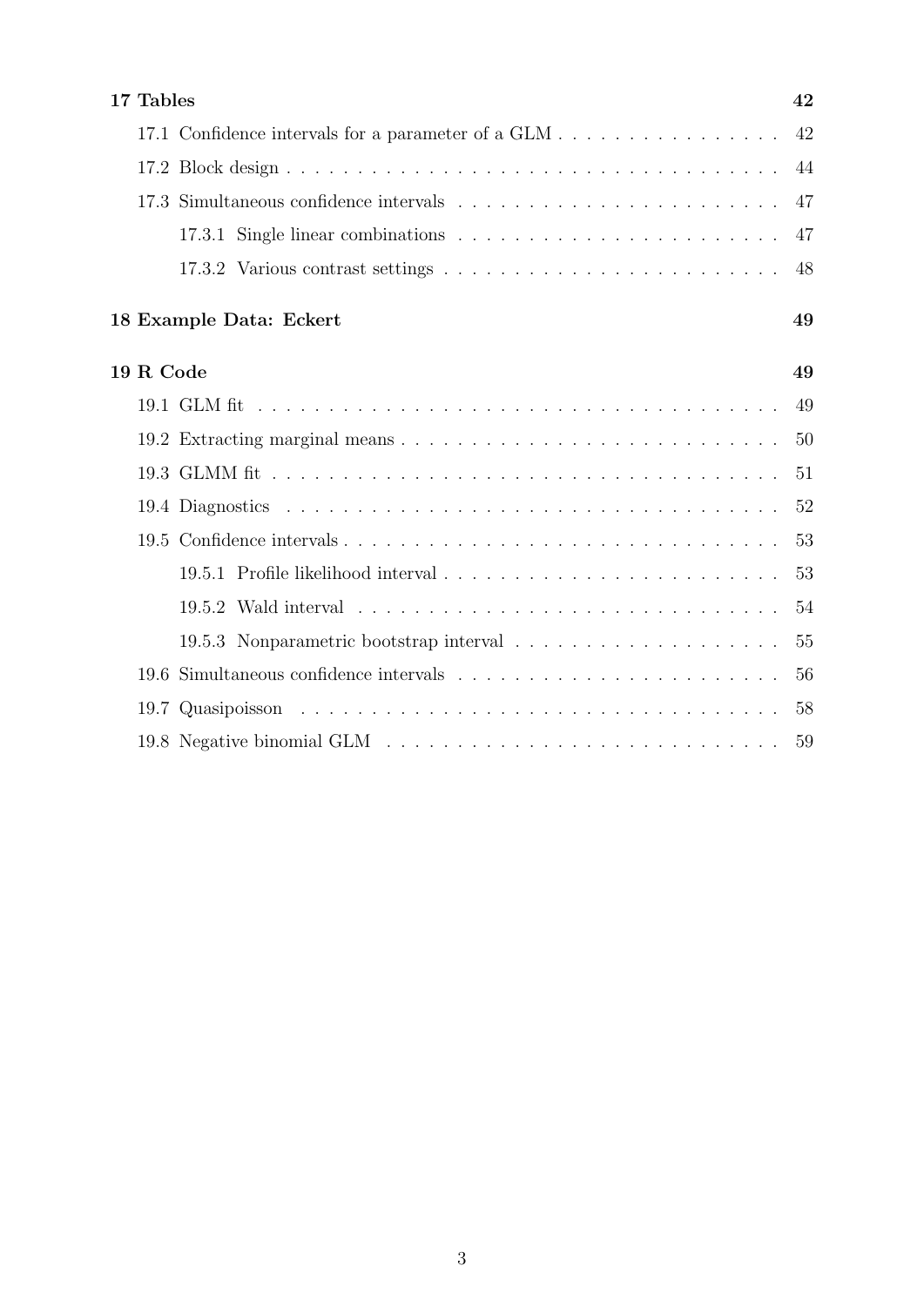**17 Tables** 42

- 17.1 Confidence intervals for a parameter of a GLM . . . . . . . . . . . . . . . . 42
- 17.2 Block design . . . . . . . . . . . . . . . . . . . . . . . . . . . . . . . . . . . 44
- 17.3 Simultaneous confidence intervals . . . . . . . . . . . . . . . . . . . . . . . 47
  - 17.3.1 Single linear combinations . . . . . . . . . . . . . . . . . . . . . . . 47
  - 17.3.2 Various contrast settings . . . . . . . . . . . . . . . . . . . . . . . . 48

**18 Example Data: Eckert** 49

**19 R Code** 49

- 19.1 GLM fit . . . . . . . . . . . . . . . . . . . . . . . . . . . . . . . . . . . . 49
- 19.2 Extracting marginal means . . . . . . . . . . . . . . . . . . . . . . . . . . 50
- 19.3 GLMM fit . . . . . . . . . . . . . . . . . . . . . . . . . . . . . . . . . . . 51
- 19.4 Diagnostics . . . . . . . . . . . . . . . . . . . . . . . . . . . . . . . . . . 52
- 19.5 Confidence intervals . . . . . . . . . . . . . . . . . . . . . . . . . . . . . . 53
  - 19.5.1 Profile likelihood interval . . . . . . . . . . . . . . . . . . . . . . . . 53
  - 19.5.2 Wald interval . . . . . . . . . . . . . . . . . . . . . . . . . . . . . . 54
  - 19.5.3 Nonparametric bootstrap interval . . . . . . . . . . . . . . . . . . . 55
- 19.6 Simultaneous confidence intervals . . . . . . . . . . . . . . . . . . . . . . . 56
- 19.7 Quasipoisson . . . . . . . . . . . . . . . . . . . . . . . . . . . . . . . . . 58
- 19.8 Negative binomial GLM . . . . . . . . . . . . . . . . . . . . . . . . . . . 59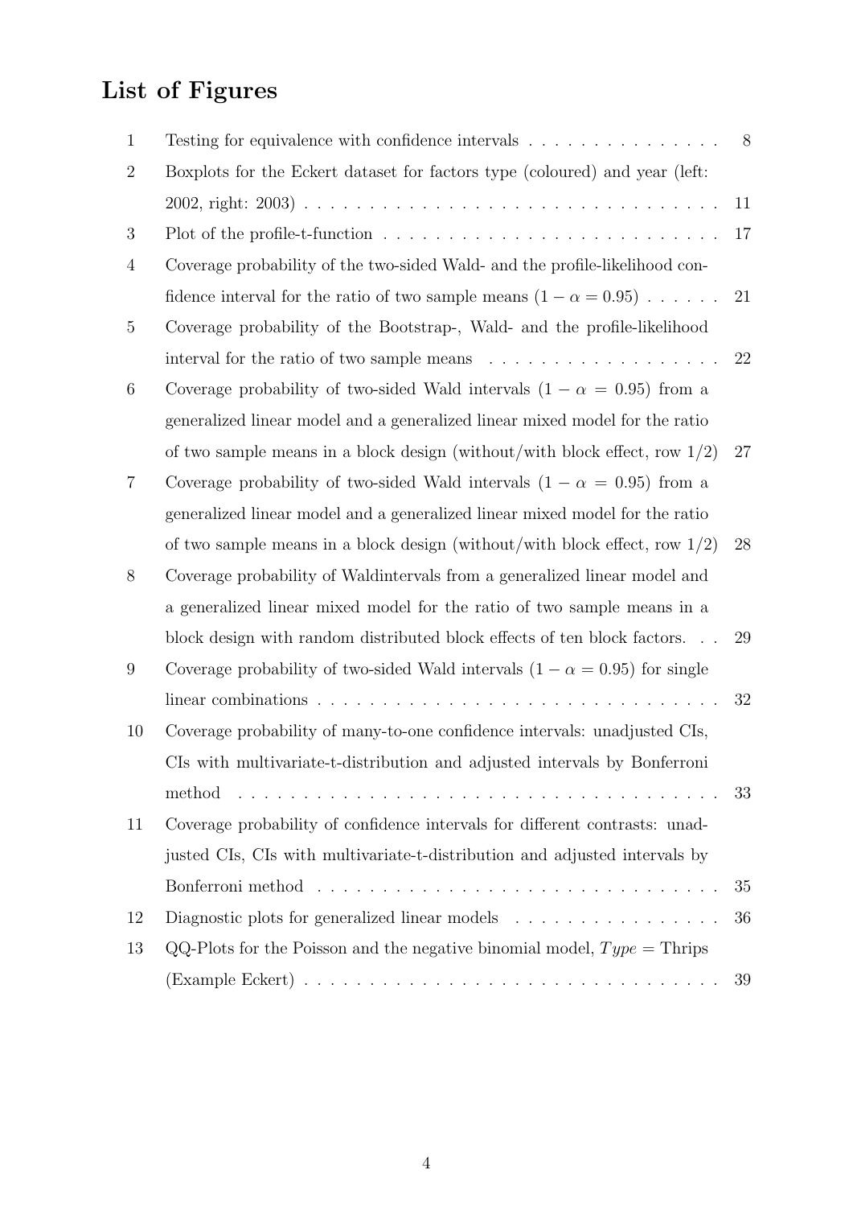# List of Figures

| | | |
|---|---|---|
| 1 | Testing for equivalence with confidence intervals | 8 |
| 2 | Boxplots for the Eckert dataset for factors type (coloured) and year (left: 2002, right: 2003) | 11 |
| 3 | Plot of the profile-t-function | 17 |
| 4 | Coverage probability of the two-sided Wald- and the profile-likelihood confidence interval for the ratio of two sample means ($1 - \alpha = 0.95$) | 21 |
| 5 | Coverage probability of the Bootstrap-, Wald- and the profile-likelihood interval for the ratio of two sample means | 22 |
| 6 | Coverage probability of two-sided Wald intervals ($1 - \alpha = 0.95$) from a generalized linear model and a generalized linear mixed model for the ratio of two sample means in a block design (without/with block effect, row 1/2) | 27 |
| 7 | Coverage probability of two-sided Wald intervals ($1 - \alpha = 0.95$) from a generalized linear model and a generalized linear mixed model for the ratio of two sample means in a block design (without/with block effect, row 1/2) | 28 |
| 8 | Coverage probability of Waldintervals from a generalized linear model and a generalized linear mixed model for the ratio of two sample means in a block design with random distributed block effects of ten block factors. | 29 |
| 9 | Coverage probability of two-sided Wald intervals ($1 - \alpha = 0.95$) for single linear combinations | 32 |
| 10 | Coverage probability of many-to-one confidence intervals: unadjusted CIs, CIs with multivariate-t-distribution and adjusted intervals by Bonferroni method | 33 |
| 11 | Coverage probability of confidence intervals for different contrasts: unadjusted CIs, CIs with multivariate-t-distribution and adjusted intervals by Bonferroni method | 35 |
| 12 | Diagnostic plots for generalized linear models | 36 |
| 13 | QQ-Plots for the Poisson and the negative binomial model, $Type$ = Thrips (Example Eckert) | 39 |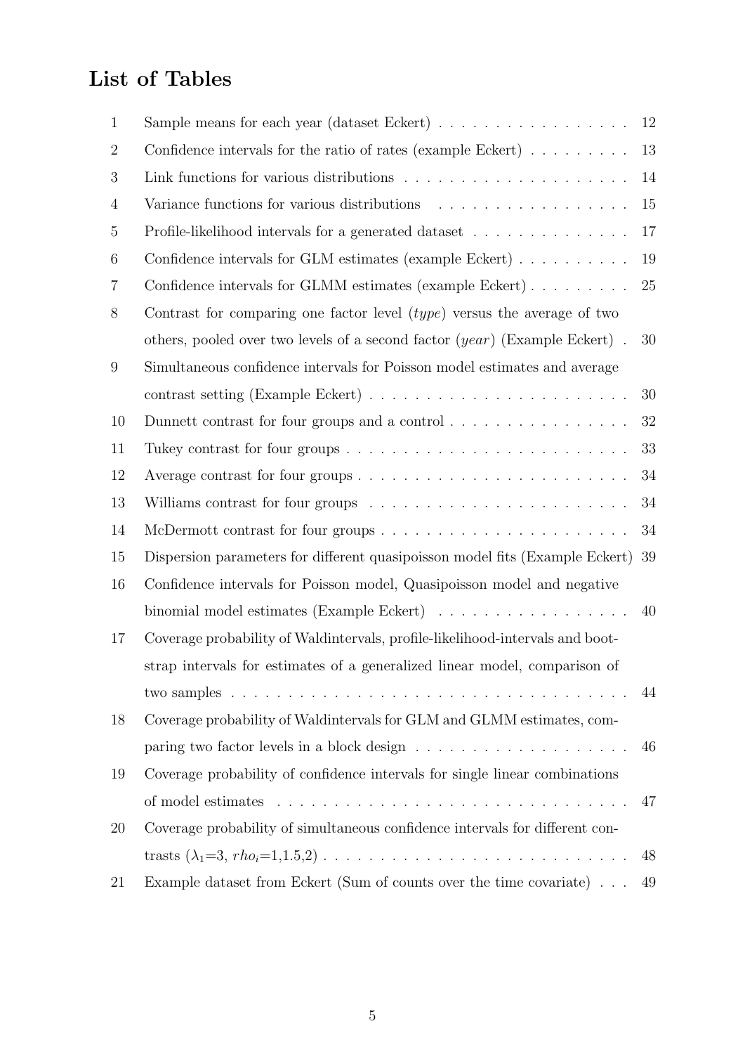# List of Tables

1 Sample means for each year (dataset Eckert) . . . . . . . . . . . . . . . . . 12
2 Confidence intervals for the ratio of rates (example Eckert) . . . . . . . . . 13
3 Link functions for various distributions . . . . . . . . . . . . . . . . . . . 14
4 Variance functions for various distributions . . . . . . . . . . . . . . . . . 15
5 Profile-likelihood intervals for a generated dataset . . . . . . . . . . . . . . 17
6 Confidence intervals for GLM estimates (example Eckert) . . . . . . . . . . 19
7 Confidence intervals for GLMM estimates (example Eckert) . . . . . . . . . 25
8 Contrast for comparing one factor level (*type*) versus the average of two others, pooled over two levels of a second factor (*year*) (Example Eckert) . 30
9 Simultaneous confidence intervals for Poisson model estimates and average contrast setting (Example Eckert) . . . . . . . . . . . . . . . . . . . . . . 30
10 Dunnett contrast for four groups and a control . . . . . . . . . . . . . . . . 32
11 Tukey contrast for four groups . . . . . . . . . . . . . . . . . . . . . . . . 33
12 Average contrast for four groups . . . . . . . . . . . . . . . . . . . . . . . 34
13 Williams contrast for four groups . . . . . . . . . . . . . . . . . . . . . . . 34
14 McDermott contrast for four groups . . . . . . . . . . . . . . . . . . . . . . 34
15 Dispersion parameters for different quasipoisson model fits (Example Eckert) 39
16 Confidence intervals for Poisson model, Quasipoisson model and negative binomial model estimates (Example Eckert) . . . . . . . . . . . . . . . . . 40
17 Coverage probability of Waldintervals, profile-likelihood-intervals and bootstrap intervals for estimates of a generalized linear model, comparison of two samples . . . . . . . . . . . . . . . . . . . . . . . . . . . . . . . . . . 44
18 Coverage probability of Waldintervals for GLM and GLMM estimates, comparing two factor levels in a block design . . . . . . . . . . . . . . . . . . . 46
19 Coverage probability of confidence intervals for single linear combinations of model estimates . . . . . . . . . . . . . . . . . . . . . . . . . . . . . . . 47
20 Coverage probability of simultaneous confidence intervals for different contrasts ($\lambda_1$=3, $rho_i$=1,1.5,2) . . . . . . . . . . . . . . . . . . . . . . . . . 48
21 Example dataset from Eckert (Sum of counts over the time covariate) . . . 49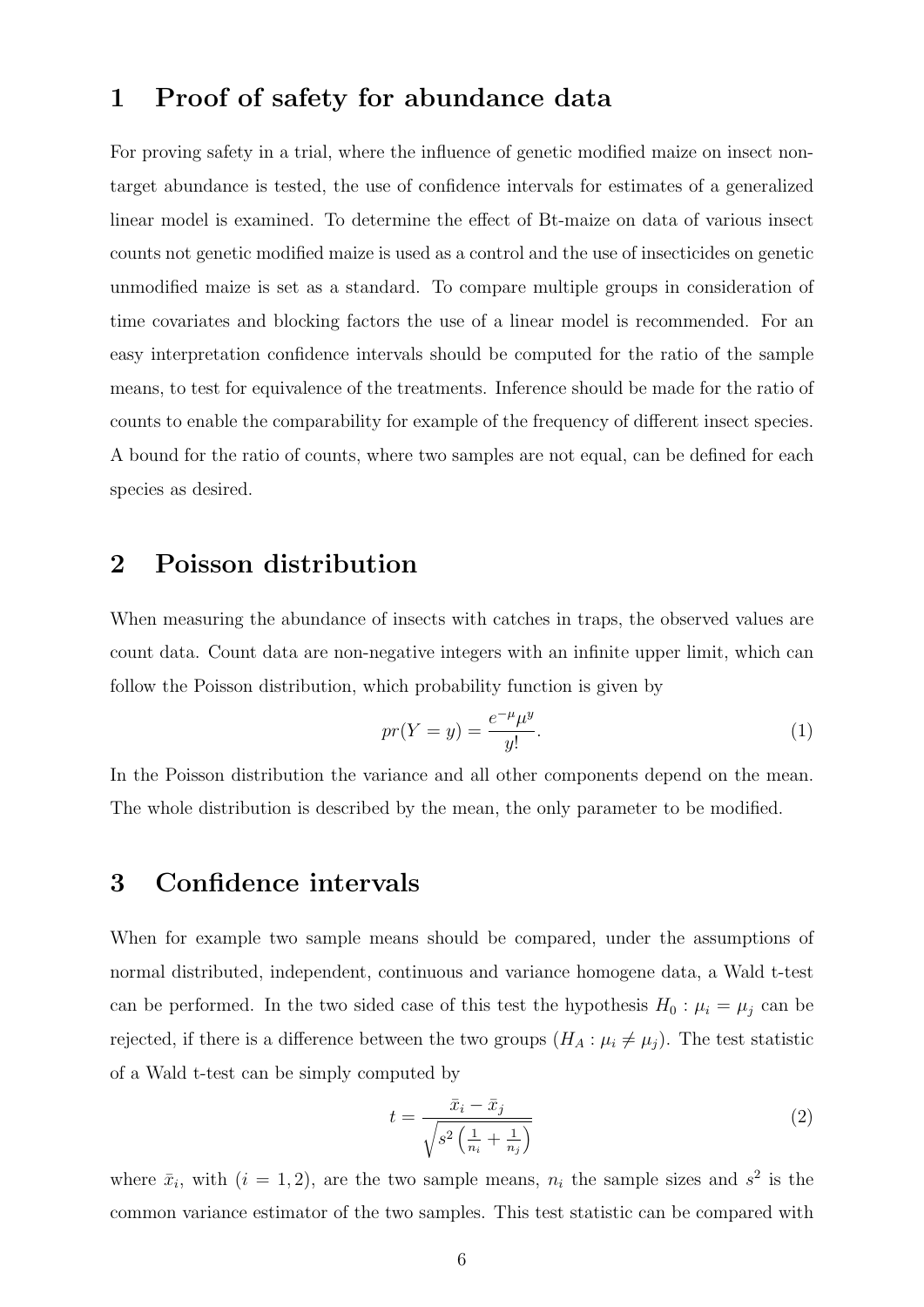# 1 Proof of safety for abundance data

For proving safety in a trial, where the influence of genetic modified maize on insect non-target abundance is tested, the use of confidence intervals for estimates of a generalized linear model is examined. To determine the effect of Bt-maize on data of various insect counts not genetic modified maize is used as a control and the use of insecticides on genetic unmodified maize is set as a standard. To compare multiple groups in consideration of time covariates and blocking factors the use of a linear model is recommended. For an easy interpretation confidence intervals should be computed for the ratio of the sample means, to test for equivalence of the treatments. Inference should be made for the ratio of counts to enable the comparability for example of the frequency of different insect species. A bound for the ratio of counts, where two samples are not equal, can be defined for each species as desired.

# 2 Poisson distribution

When measuring the abundance of insects with catches in traps, the observed values are count data. Count data are non-negative integers with an infinite upper limit, which can follow the Poisson distribution, which probability function is given by

$$pr(Y = y) = \frac{e^{-\mu}\mu^{y}}{y!}. \tag{1}$$

In the Poisson distribution the variance and all other components depend on the mean. The whole distribution is described by the mean, the only parameter to be modified.

# 3 Confidence intervals

When for example two sample means should be compared, under the assumptions of normal distributed, independent, continuous and variance homogene data, a Wald t-test can be performed. In the two sided case of this test the hypothesis $H_0 : \mu_i = \mu_j$ can be rejected, if there is a difference between the two groups ($H_A : \mu_i \neq \mu_j$). The test statistic of a Wald t-test can be simply computed by

$$t = \frac{\bar{x}_i - \bar{x}_j}{\sqrt{s^2\left(\frac{1}{n_i} + \frac{1}{n_j}\right)}} \tag{2}$$

where $\bar{x}_i$, with $(i = 1, 2)$, are the two sample means, $n_i$ the sample sizes and $s^2$ is the common variance estimator of the two samples. This test statistic can be compared with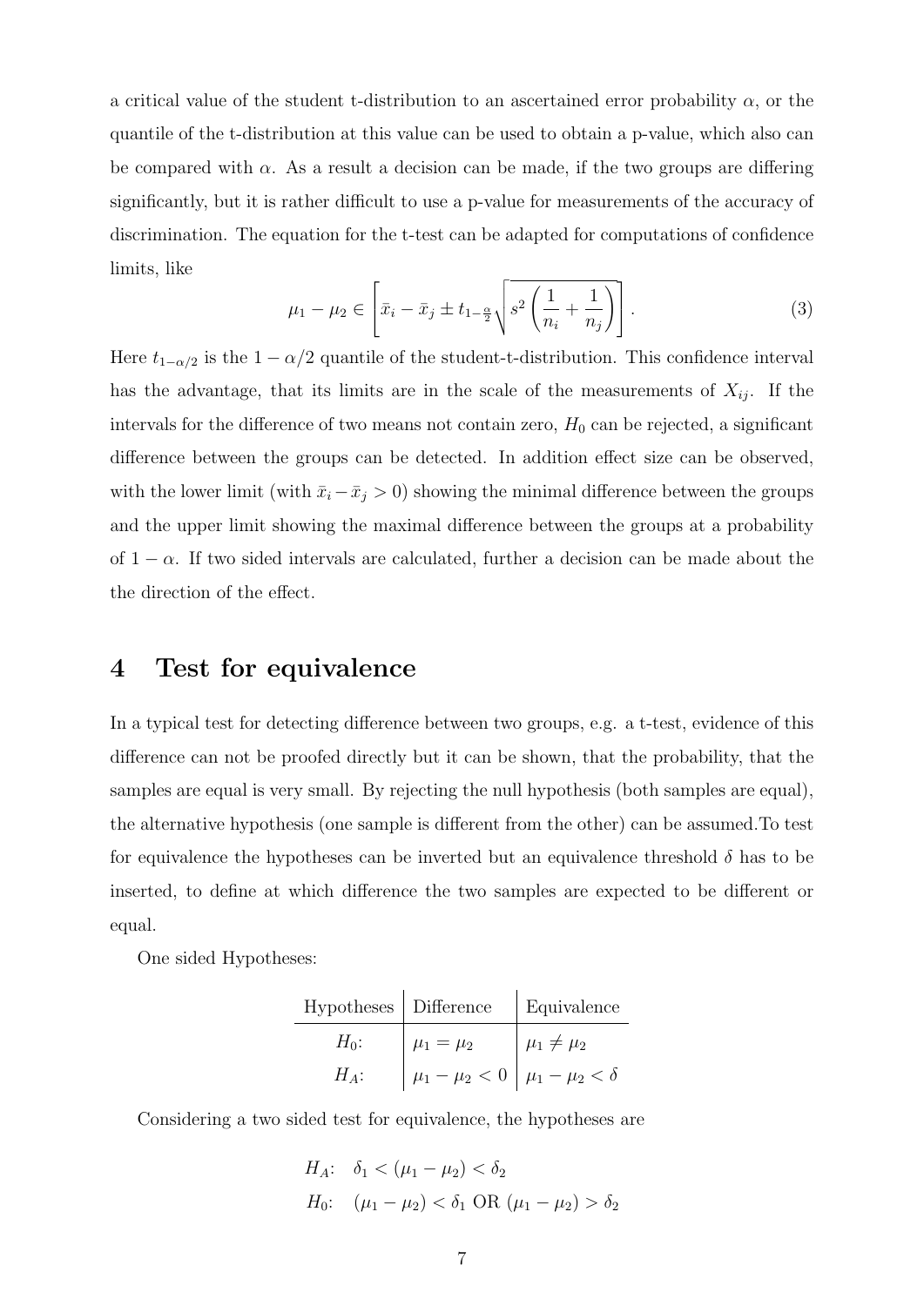a critical value of the student t-distribution to an ascertained error probability $\alpha$, or the quantile of the t-distribution at this value can be used to obtain a p-value, which also can be compared with $\alpha$. As a result a decision can be made, if the two groups are differing significantly, but it is rather difficult to use a p-value for measurements of the accuracy of discrimination. The equation for the t-test can be adapted for computations of confidence limits, like

$$\mu_1 - \mu_2 \in \left[ \bar{x}_i - \bar{x}_j \pm t_{1-\frac{\alpha}{2}} \sqrt{s^2 \left( \frac{1}{n_i} + \frac{1}{n_j} \right)} \right]. \tag{3}$$

Here $t_{1-\alpha/2}$ is the $1 - \alpha/2$ quantile of the student-t-distribution. This confidence interval has the advantage, that its limits are in the scale of the measurements of $X_{ij}$. If the intervals for the difference of two means not contain zero, $H_0$ can be rejected, a significant difference between the groups can be detected. In addition effect size can be observed, with the lower limit (with $\bar{x}_i - \bar{x}_j > 0$) showing the minimal difference between the groups and the upper limit showing the maximal difference between the groups at a probability of $1 - \alpha$. If two sided intervals are calculated, further a decision can be made about the the direction of the effect.

# 4 Test for equivalence

In a typical test for detecting difference between two groups, e.g. a t-test, evidence of this difference can not be proofed directly but it can be shown, that the probability, that the samples are equal is very small. By rejecting the null hypothesis (both samples are equal), the alternative hypothesis (one sample is different from the other) can be assumed.To test for equivalence the hypotheses can be inverted but an equivalence threshold $\delta$ has to be inserted, to define at which difference the two samples are expected to be different or equal.

One sided Hypotheses:

| Hypotheses | Difference | Equivalence |
|---|---|---|
| $H_0$: | $\mu_1 = \mu_2$ | $\mu_1 \neq \mu_2$ |
| $H_A$: | $\mu_1 - \mu_2 < 0$ | $\mu_1 - \mu_2 < \delta$ |

Considering a two sided test for equivalence, the hypotheses are

$H_A$: $\delta_1 < (\mu_1 - \mu_2) < \delta_2$

$H_0$: $(\mu_1 - \mu_2) < \delta_1$ OR $(\mu_1 - \mu_2) > \delta_2$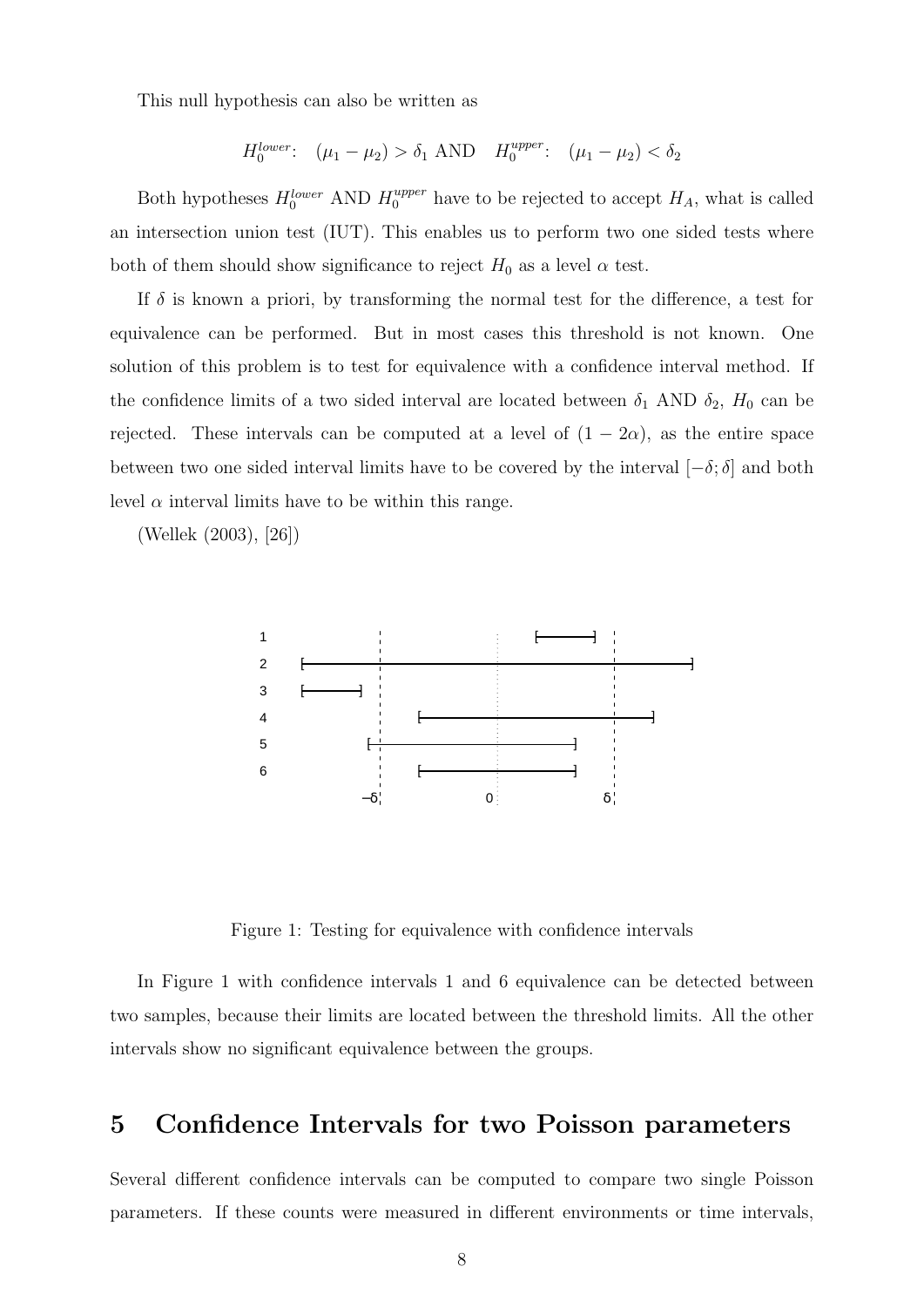This null hypothesis can also be written as

$$H_0^{lower}: \quad (\mu_1 - \mu_2) > \delta_1 \text{ AND } \quad H_0^{upper}: \quad (\mu_1 - \mu_2) < \delta_2$$

Both hypotheses $H_0^{lower}$ AND $H_0^{upper}$ have to be rejected to accept $H_A$, what is called an intersection union test (IUT). This enables us to perform two one sided tests where both of them should show significance to reject $H_0$ as a level $\alpha$ test.

If $\delta$ is known a priori, by transforming the normal test for the difference, a test for equivalence can be performed. But in most cases this threshold is not known. One solution of this problem is to test for equivalence with a confidence interval method. If the confidence limits of a two sided interval are located between $\delta_1$ AND $\delta_2$, $H_0$ can be rejected. These intervals can be computed at a level of $(1 - 2\alpha)$, as the entire space between two one sided interval limits have to be covered by the interval $[-\delta; \delta]$ and both level $\alpha$ interval limits have to be within this range.

(Wellek (2003), [26])

Figure 1: Testing for equivalence with confidence intervals

In Figure 1 with confidence intervals 1 and 6 equivalence can be detected between two samples, because their limits are located between the threshold limits. All the other intervals show no significant equivalence between the groups.

## 5 Confidence Intervals for two Poisson parameters

Several different confidence intervals can be computed to compare two single Poisson parameters. If these counts were measured in different environments or time intervals,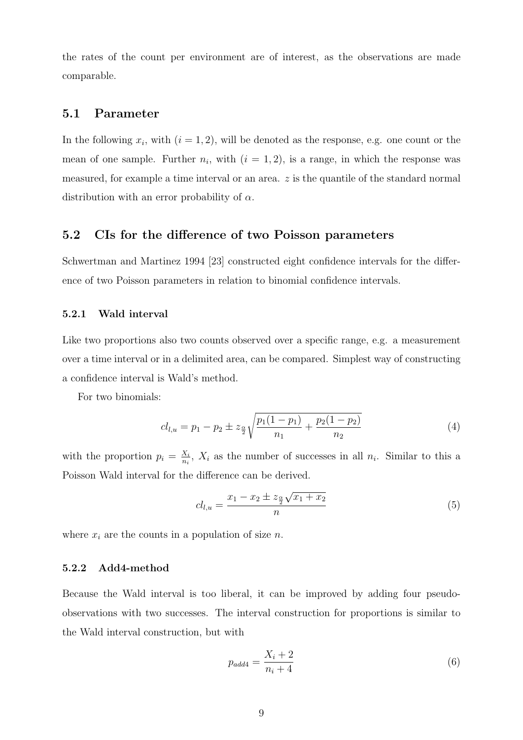the rates of the count per environment are of interest, as the observations are made comparable.

## 5.1 Parameter

In the following $x_i$, with $(i = 1, 2)$, will be denoted as the response, e.g. one count or the mean of one sample. Further $n_i$, with $(i = 1, 2)$, is a range, in which the response was measured, for example a time interval or an area. $z$ is the quantile of the standard normal distribution with an error probability of $\alpha$.

## 5.2 CIs for the difference of two Poisson parameters

Schwertman and Martinez 1994 [23] constructed eight confidence intervals for the difference of two Poisson parameters in relation to binomial confidence intervals.

### 5.2.1 Wald interval

Like two proportions also two counts observed over a specific range, e.g. a measurement over a time interval or in a delimited area, can be compared. Simplest way of constructing a confidence interval is Wald's method.

For two binomials:

$$cl_{l,u} = p_1 - p_2 \pm z_{\frac{\alpha}{2}} \sqrt{\frac{p_1(1-p_1)}{n_1} + \frac{p_2(1-p_2)}{n_2}} \tag{4}$$

with the proportion $p_i = \frac{X_i}{n_i}$, $X_i$ as the number of successes in all $n_i$. Similar to this a Poisson Wald interval for the difference can be derived.

$$cl_{l,u} = \frac{x_1 - x_2 \pm z_{\frac{\alpha}{2}} \sqrt{x_1 + x_2}}{n} \tag{5}$$

where $x_i$ are the counts in a population of size $n$.

### 5.2.2 Add4-method

Because the Wald interval is too liberal, it can be improved by adding four pseudo-observations with two successes. The interval construction for proportions is similar to the Wald interval construction, but with

$$p_{add4} = \frac{X_i + 2}{n_i + 4} \tag{6}$$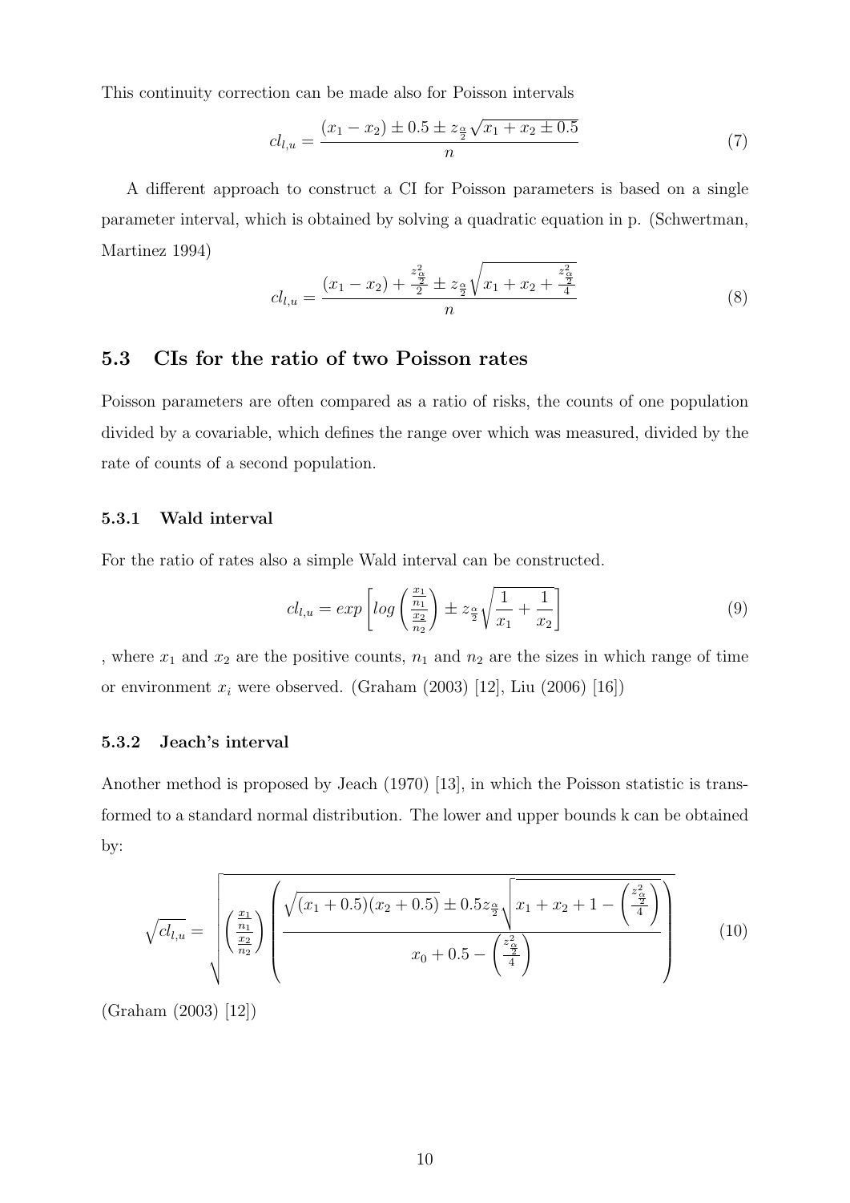This continuity correction can be made also for Poisson intervals

$$cl_{l,u} = \frac{(x_1 - x_2) \pm 0.5 \pm z_{\frac{\alpha}{2}} \sqrt{x_1 + x_2 \pm 0.5}}{n} \tag{7}$$

A different approach to construct a CI for Poisson parameters is based on a single parameter interval, which is obtained by solving a quadratic equation in p. (Schwertman, Martinez 1994)

$$cl_{l,u} = \frac{(x_1 - x_2) + \frac{z^2_{\frac{\alpha}{2}}}{2} \pm z_{\frac{\alpha}{2}} \sqrt{x_1 + x_2 + \frac{z^2_{\frac{\alpha}{2}}}{4}}}{n} \tag{8}$$

## 5.3 CIs for the ratio of two Poisson rates

Poisson parameters are often compared as a ratio of risks, the counts of one population divided by a covariable, which defines the range over which was measured, divided by the rate of counts of a second population.

### 5.3.1 Wald interval

For the ratio of rates also a simple Wald interval can be constructed.

$$cl_{l,u} = exp\left[log\left(\frac{\frac{x_1}{n_1}}{\frac{x_2}{n_2}}\right) \pm z_{\frac{\alpha}{2}} \sqrt{\frac{1}{x_1} + \frac{1}{x_2}}\right] \tag{9}$$

, where $x_1$ and $x_2$ are the positive counts, $n_1$ and $n_2$ are the sizes in which range of time or environment $x_i$ were observed. (Graham (2003) [12], Liu (2006) [16])

### 5.3.2 Jeach's interval

Another method is proposed by Jeach (1970) [13], in which the Poisson statistic is transformed to a standard normal distribution. The lower and upper bounds k can be obtained by:

$$\sqrt{cl_{l,u}} = \sqrt{\left(\frac{\frac{x_1}{n_1}}{\frac{x_2}{n_2}}\right) \left(\frac{\sqrt{(x_1 + 0.5)(x_2 + 0.5)} \pm 0.5 z_{\frac{\alpha}{2}} \sqrt{x_1 + x_2 + 1 - \left(\frac{z^2_{\frac{\alpha}{2}}}{4}\right)}}{x_0 + 0.5 - \left(\frac{z^2_{\frac{\alpha}{2}}}{4}\right)}\right)} \tag{10}$$

(Graham (2003) [12])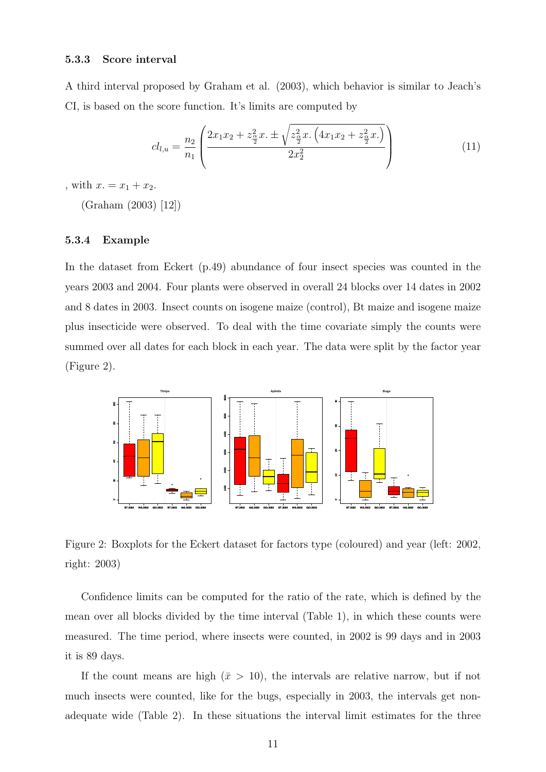### 5.3.3 Score interval

A third interval proposed by Graham et al. (2003), which behavior is similar to Jeach's CI, is based on the score function. It's limits are computed by

$$cl_{l,u} = \frac{n_2}{n_1}\left(\frac{2x_1x_2 + z^2_{\frac{\alpha}{2}}x. \pm \sqrt{z^2_{\frac{\alpha}{2}}x.\left(4x_1x_2 + z^2_{\frac{\alpha}{2}}x.\right)}}{2x_2^2}\right) \tag{11}$$

, with $x. = x_1 + x_2$.

(Graham (2003) [12])

### 5.3.4 Example

In the dataset from Eckert (p.49) abundance of four insect species was counted in the years 2003 and 2004. Four plants were observed in overall 24 blocks over 14 dates in 2002 and 8 dates in 2003. Insect counts on isogene maize (control), Bt maize and isogene maize plus insecticide were observed. To deal with the time covariate simply the counts were summed over all dates for each block in each year. The data were split by the factor year (Figure 2).

Figure 2: Boxplots for the Eckert dataset for factors type (coloured) and year (left: 2002, right: 2003)

Confidence limits can be computed for the ratio of the rate, which is defined by the mean over all blocks divided by the time interval (Table 1), in which these counts were measured. The time period, where insects were counted, in 2002 is 99 days and in 2003 it is 89 days.

If the count means are high ($\bar{x} > 10$), the intervals are relative narrow, but if not much insects were counted, like for the bugs, especially in 2003, the intervals get non-adequate wide (Table 2). In these situations the interval limit estimates for the three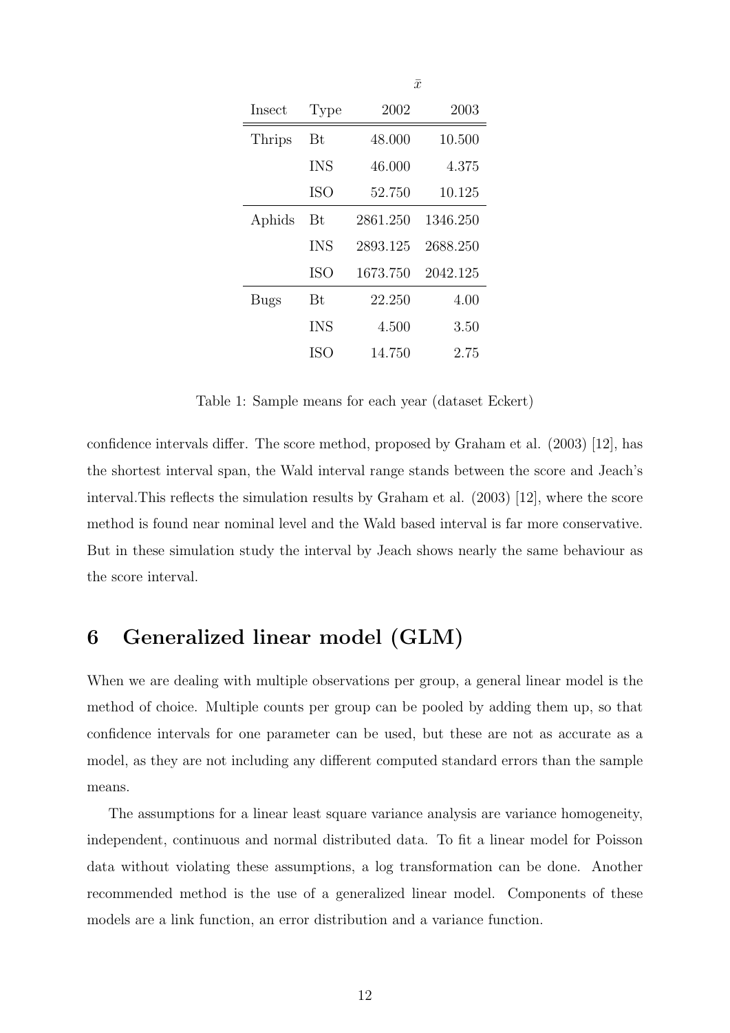| Insect | Type | $\bar{x}$ 2002 | 2003 |
|---|---|---|---|
| Thrips | Bt | 48.000 | 10.500 |
| | INS | 46.000 | 4.375 |
| | ISO | 52.750 | 10.125 |
| Aphids | Bt | 2861.250 | 1346.250 |
| | INS | 2893.125 | 2688.250 |
| | ISO | 1673.750 | 2042.125 |
| Bugs | Bt | 22.250 | 4.00 |
| | INS | 4.500 | 3.50 |
| | ISO | 14.750 | 2.75 |

Table 1: Sample means for each year (dataset Eckert)

confidence intervals differ. The score method, proposed by Graham et al. (2003) [12], has the shortest interval span, the Wald interval range stands between the score and Jeach's interval.This reflects the simulation results by Graham et al. (2003) [12], where the score method is found near nominal level and the Wald based interval is far more conservative. But in these simulation study the interval by Jeach shows nearly the same behaviour as the score interval.

## 6 Generalized linear model (GLM)

When we are dealing with multiple observations per group, a general linear model is the method of choice. Multiple counts per group can be pooled by adding them up, so that confidence intervals for one parameter can be used, but these are not as accurate as a model, as they are not including any different computed standard errors than the sample means.

The assumptions for a linear least square variance analysis are variance homogeneity, independent, continuous and normal distributed data. To fit a linear model for Poisson data without violating these assumptions, a log transformation can be done. Another recommended method is the use of a generalized linear model. Components of these models are a link function, an error distribution and a variance function.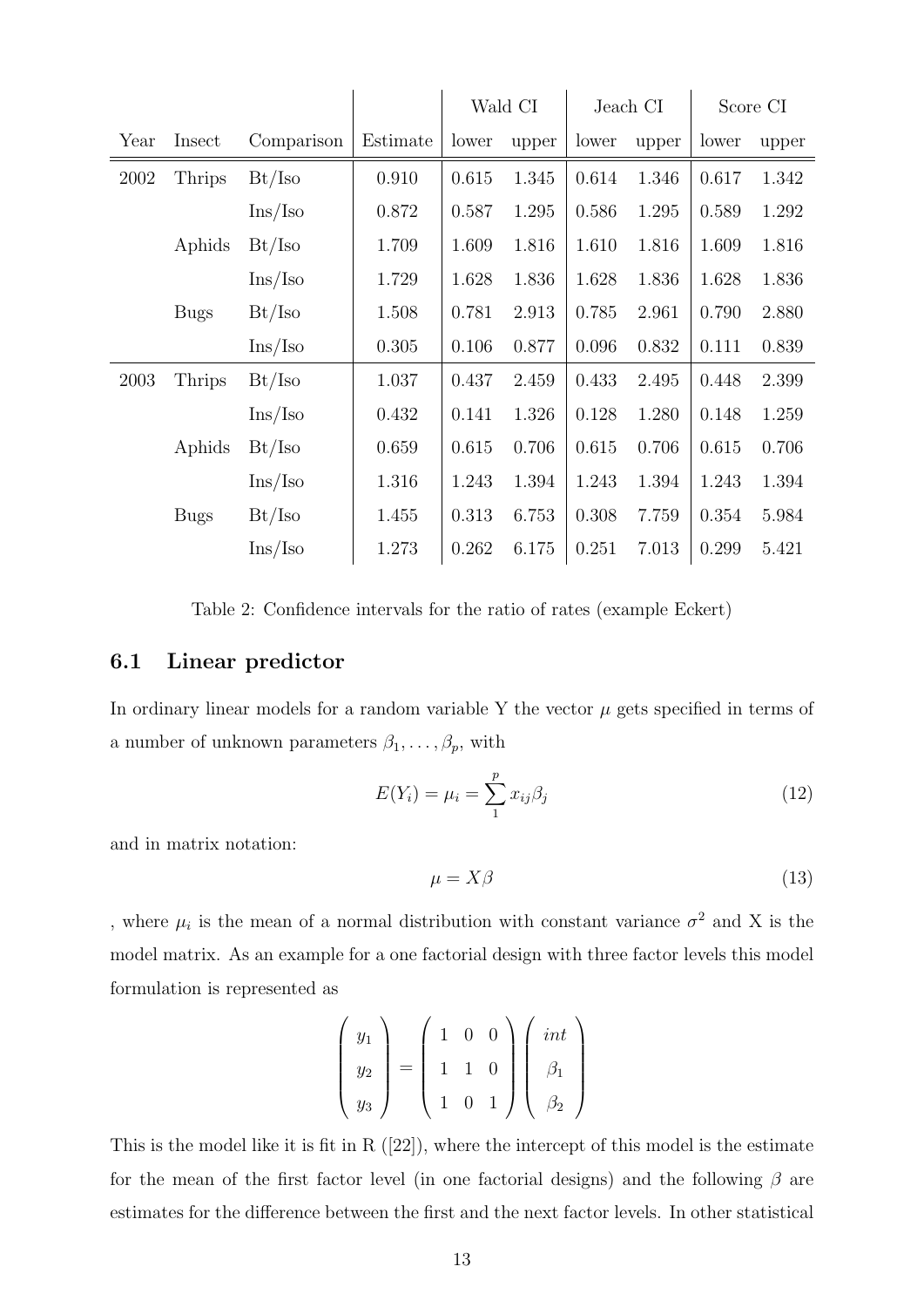| | | | | Wald CI | | Jeach CI | | Score CI | |
|---|---|---|---|---|---|---|---|---|---|
| Year | Insect | Comparison | Estimate | lower | upper | lower | upper | lower | upper |
| 2002 | Thrips | Bt/Iso | 0.910 | 0.615 | 1.345 | 0.614 | 1.346 | 0.617 | 1.342 |
| | | Ins/Iso | 0.872 | 0.587 | 1.295 | 0.586 | 1.295 | 0.589 | 1.292 |
| | Aphids | Bt/Iso | 1.709 | 1.609 | 1.816 | 1.610 | 1.816 | 1.609 | 1.816 |
| | | Ins/Iso | 1.729 | 1.628 | 1.836 | 1.628 | 1.836 | 1.628 | 1.836 |
| | Bugs | Bt/Iso | 1.508 | 0.781 | 2.913 | 0.785 | 2.961 | 0.790 | 2.880 |
| | | Ins/Iso | 0.305 | 0.106 | 0.877 | 0.096 | 0.832 | 0.111 | 0.839 |
| 2003 | Thrips | Bt/Iso | 1.037 | 0.437 | 2.459 | 0.433 | 2.495 | 0.448 | 2.399 |
| | | Ins/Iso | 0.432 | 0.141 | 1.326 | 0.128 | 1.280 | 0.148 | 1.259 |
| | Aphids | Bt/Iso | 0.659 | 0.615 | 0.706 | 0.615 | 0.706 | 0.615 | 0.706 |
| | | Ins/Iso | 1.316 | 1.243 | 1.394 | 1.243 | 1.394 | 1.243 | 1.394 |
| | Bugs | Bt/Iso | 1.455 | 0.313 | 6.753 | 0.308 | 7.759 | 0.354 | 5.984 |
| | | Ins/Iso | 1.273 | 0.262 | 6.175 | 0.251 | 7.013 | 0.299 | 5.421 |

Table 2: Confidence intervals for the ratio of rates (example Eckert)

## 6.1 Linear predictor

In ordinary linear models for a random variable Y the vector $\mu$ gets specified in terms of a number of unknown parameters $\beta_1, \ldots, \beta_p$, with

$$E(Y_i) = \mu_i = \sum_1^p x_{ij}\beta_j \tag{12}$$

and in matrix notation:

$$\mu = X\beta \tag{13}$$

, where $\mu_i$ is the mean of a normal distribution with constant variance $\sigma^2$ and X is the model matrix. As an example for a one factorial design with three factor levels this model formulation is represented as

$$\begin{pmatrix} y_1 \\ y_2 \\ y_3 \end{pmatrix} = \begin{pmatrix} 1 & 0 & 0 \\ 1 & 1 & 0 \\ 1 & 0 & 1 \end{pmatrix} \begin{pmatrix} int \\ \beta_1 \\ \beta_2 \end{pmatrix}$$

This is the model like it is fit in R ([22]), where the intercept of this model is the estimate for the mean of the first factor level (in one factorial designs) and the following $\beta$ are estimates for the difference between the first and the next factor levels. In other statistical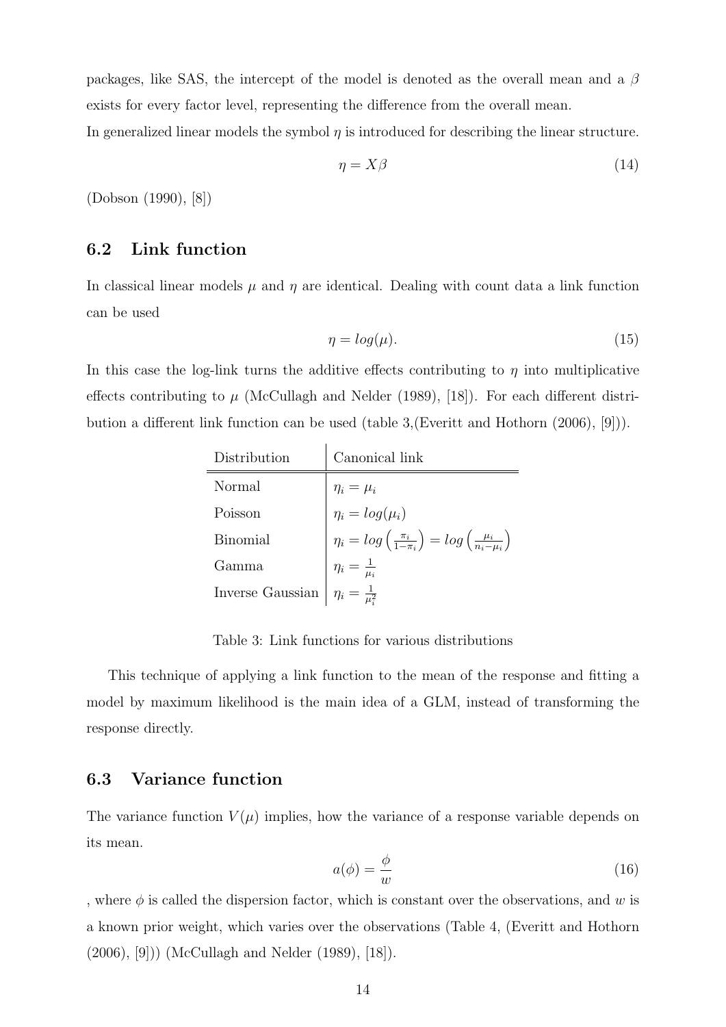packages, like SAS, the intercept of the model is denoted as the overall mean and a $\beta$ exists for every factor level, representing the difference from the overall mean.
In generalized linear models the symbol $\eta$ is introduced for describing the linear structure.

$$\eta = X\beta \tag{14}$$

(Dobson (1990), [8])

## 6.2 Link function

In classical linear models $\mu$ and $\eta$ are identical. Dealing with count data a link function can be used

$$\eta = log(\mu). \tag{15}$$

In this case the log-link turns the additive effects contributing to $\eta$ into multiplicative effects contributing to $\mu$ (McCullagh and Nelder (1989), [18]). For each different distribution a different link function can be used (table 3,(Everitt and Hothorn (2006), [9])).

| Distribution | Canonical link |
|---|---|
| Normal | $\eta_i = \mu_i$ |
| Poisson | $\eta_i = log(\mu_i)$ |
| Binomial | $\eta_i = log\left(\frac{\pi_i}{1-\pi_i}\right) = log\left(\frac{\mu_i}{n_i-\mu_i}\right)$ |
| Gamma | $\eta_i = \frac{1}{\mu_i}$ |
| Inverse Gaussian | $\eta_i = \frac{1}{\mu_i^2}$ |

Table 3: Link functions for various distributions

This technique of applying a link function to the mean of the response and fitting a model by maximum likelihood is the main idea of a GLM, instead of transforming the response directly.

## 6.3 Variance function

The variance function $V(\mu)$ implies, how the variance of a response variable depends on its mean.

$$a(\phi) = \frac{\phi}{w} \tag{16}$$

, where $\phi$ is called the dispersion factor, which is constant over the observations, and $w$ is a known prior weight, which varies over the observations (Table 4, (Everitt and Hothorn (2006), [9])) (McCullagh and Nelder (1989), [18]).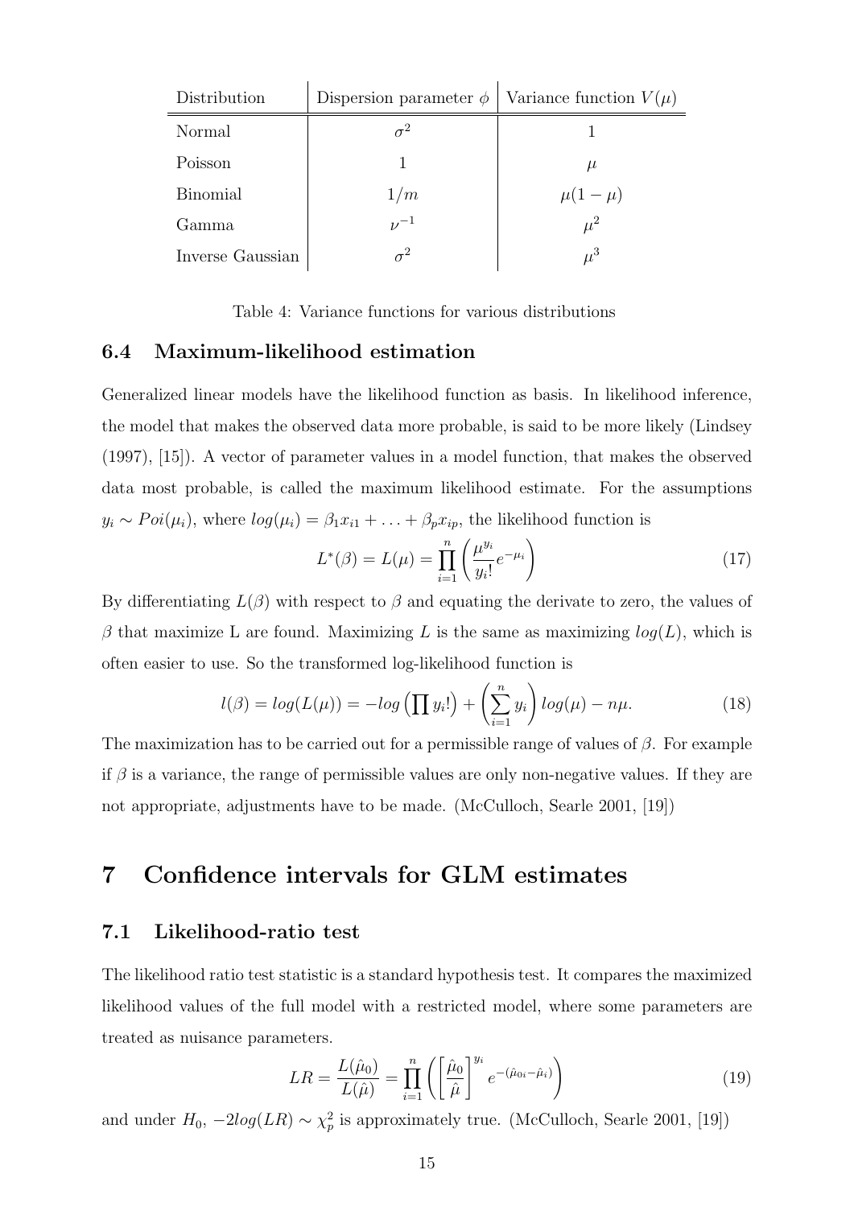| Distribution | Dispersion parameter $\phi$ | Variance function $V(\mu)$ |
|---|---|---|
| Normal | $\sigma^2$ | 1 |
| Poisson | 1 | $\mu$ |
| Binomial | $1/m$ | $\mu(1-\mu)$ |
| Gamma | $\nu^{-1}$ | $\mu^2$ |
| Inverse Gaussian | $\sigma^2$ | $\mu^3$ |

Table 4: Variance functions for various distributions

### 6.4 Maximum-likelihood estimation

Generalized linear models have the likelihood function as basis. In likelihood inference, the model that makes the observed data more probable, is said to be more likely (Lindsey (1997), [15]). A vector of parameter values in a model function, that makes the observed data most probable, is called the maximum likelihood estimate. For the assumptions $y_i \sim Poi(\mu_i)$, where $log(\mu_i) = \beta_1 x_{i1} + \ldots + \beta_p x_{ip}$, the likelihood function is

$$L^*(\beta) = L(\mu) = \prod_{i=1}^{n} \left( \frac{\mu^{y_i}}{y_i!} e^{-\mu_i} \right) \tag{17}$$

By differentiating $L(\beta)$ with respect to $\beta$ and equating the derivate to zero, the values of $\beta$ that maximize L are found. Maximizing $L$ is the same as maximizing $log(L)$, which is often easier to use. So the transformed log-likelihood function is

$$l(\beta) = log(L(\mu)) = -log\left(\prod y_i!\right) + \left(\sum_{i=1}^{n} y_i\right) log(\mu) - n\mu. \tag{18}$$

The maximization has to be carried out for a permissible range of values of $\beta$. For example if $\beta$ is a variance, the range of permissible values are only non-negative values. If they are not appropriate, adjustments have to be made. (McCulloch, Searle 2001, [19])

## 7 Confidence intervals for GLM estimates

### 7.1 Likelihood-ratio test

The likelihood ratio test statistic is a standard hypothesis test. It compares the maximized likelihood values of the full model with a restricted model, where some parameters are treated as nuisance parameters.

$$LR = \frac{L(\hat{\mu}_0)}{L(\hat{\mu})} = \prod_{i=1}^{n} \left( \left[ \frac{\hat{\mu}_0}{\hat{\mu}} \right]^{y_i} e^{-(\hat{\mu}_{0i} - \hat{\mu}_i)} \right) \tag{19}$$

and under $H_0$, $-2log(LR) \sim \chi^2_p$ is approximately true. (McCulloch, Searle 2001, [19])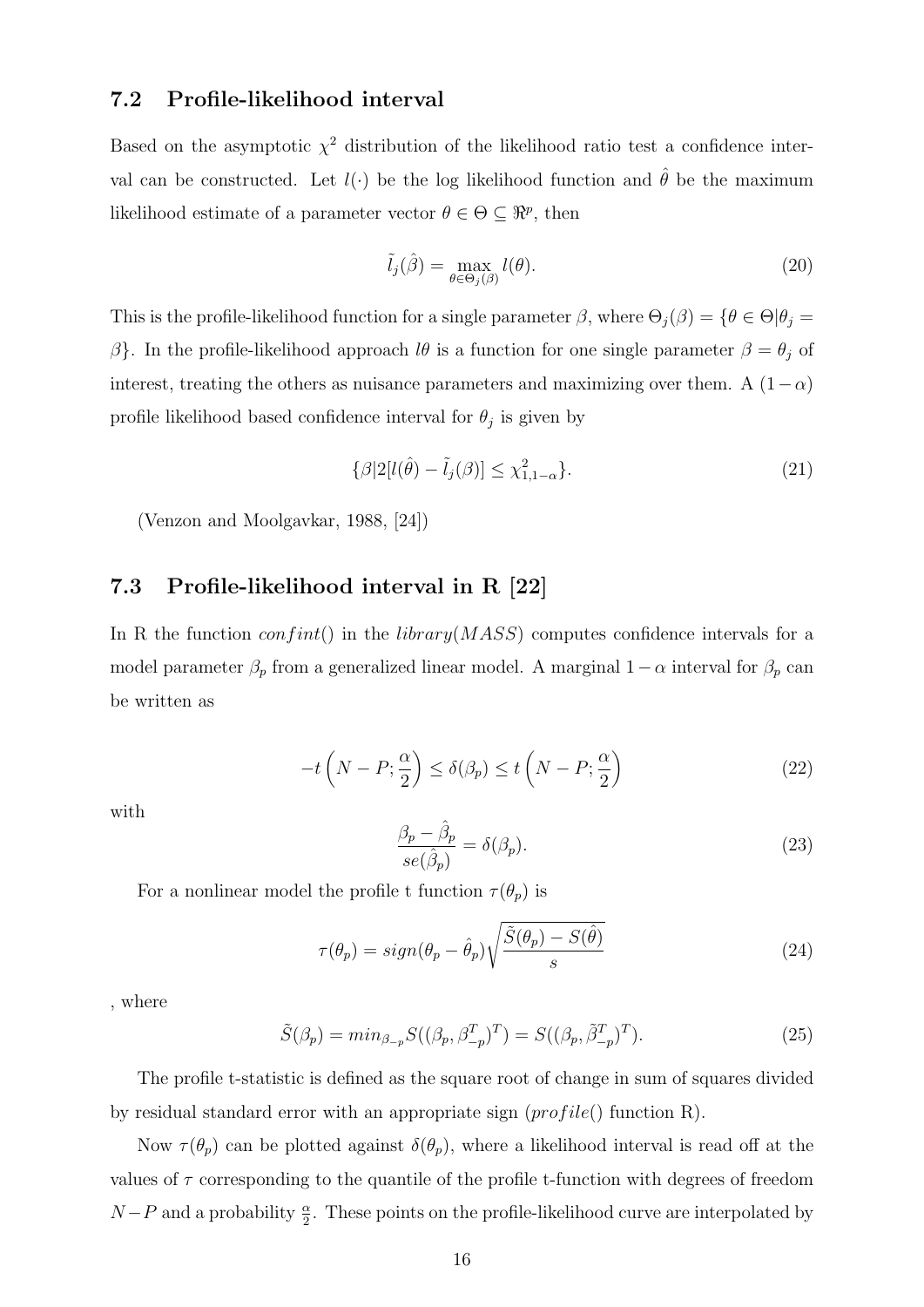### 7.2 Profile-likelihood interval

Based on the asymptotic $\chi^2$ distribution of the likelihood ratio test a confidence interval can be constructed. Let $l(\cdot)$ be the log likelihood function and $\hat{\theta}$ be the maximum likelihood estimate of a parameter vector $\theta \in \Theta \subseteq \Re^p$, then

$$\tilde{l}_j(\hat{\beta}) = \max_{\theta \in \Theta_j(\beta)} l(\theta). \tag{20}$$

This is the profile-likelihood function for a single parameter $\beta$, where $\Theta_j(\beta) = \{\theta \in \Theta | \theta_j = \beta\}$. In the profile-likelihood approach $l\theta$ is a function for one single parameter $\beta = \theta_j$ of interest, treating the others as nuisance parameters and maximizing over them. A $(1-\alpha)$ profile likelihood based confidence interval for $\theta_j$ is given by

$$\{\beta | 2[l(\hat{\theta}) - \tilde{l}_j(\beta)] \leq \chi^2_{1,1-\alpha}\}. \tag{21}$$

(Venzon and Moolgavkar, 1988, [24])

### 7.3 Profile-likelihood interval in R [22]

In R the function *confint*() in the *library*(*MASS*) computes confidence intervals for a model parameter $\beta_p$ from a generalized linear model. A marginal $1-\alpha$ interval for $\beta_p$ can be written as

$$-t\left(N-P; \frac{\alpha}{2}\right) \leq \delta(\beta_p) \leq t\left(N-P; \frac{\alpha}{2}\right) \tag{22}$$

with

$$\frac{\beta_p - \hat{\beta}_p}{se(\hat{\beta}_p)} = \delta(\beta_p). \tag{23}$$

For a nonlinear model the profile t function $\tau(\theta_p)$ is

$$\tau(\theta_p) = sign(\theta_p - \hat{\theta}_p)\sqrt{\frac{\tilde{S}(\theta_p) - S(\hat{\theta})}{s}} \tag{24}$$

, where

$$\tilde{S}(\beta_p) = min_{\beta_{-p}} S((\beta_p, \beta_{-p}^T)^T) = S((\beta_p, \tilde{\beta}_{-p}^T)^T). \tag{25}$$

The profile t-statistic is defined as the square root of change in sum of squares divided by residual standard error with an appropriate sign (*profile*() function R).

Now $\tau(\theta_p)$ can be plotted against $\delta(\theta_p)$, where a likelihood interval is read off at the values of $\tau$ corresponding to the quantile of the profile t-function with degrees of freedom $N-P$ and a probability $\frac{\alpha}{2}$. These points on the profile-likelihood curve are interpolated by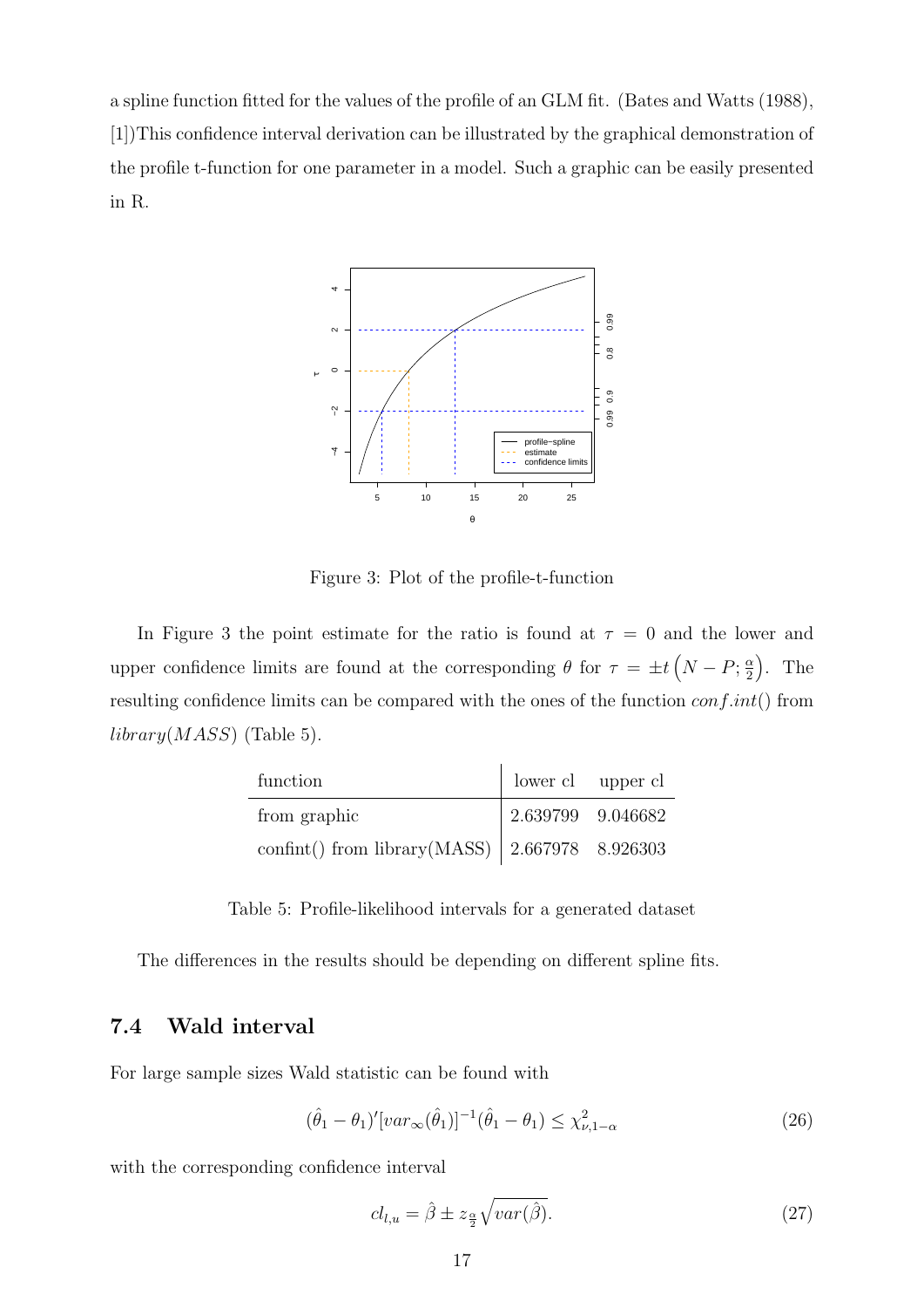a spline function fitted for the values of the profile of an GLM fit. (Bates and Watts (1988), [1])This confidence interval derivation can be illustrated by the graphical demonstration of the profile t-function for one parameter in a model. Such a graphic can be easily presented in R.

Figure 3: Plot of the profile-t-function

In Figure 3 the point estimate for the ratio is found at $\tau = 0$ and the lower and upper confidence limits are found at the corresponding $\theta$ for $\tau = \pm t\left(N - P; \frac{\alpha}{2}\right)$. The resulting confidence limits can be compared with the ones of the function $conf.int()$ from $library(MASS)$ (Table 5).

| function | lower cl | upper cl |
|---|---|---|
| from graphic | 2.639799 | 9.046682 |
| confint() from library(MASS) | 2.667978 | 8.926303 |

Table 5: Profile-likelihood intervals for a generated dataset

The differences in the results should be depending on different spline fits.

## 7.4 Wald interval

For large sample sizes Wald statistic can be found with

$$(\hat{\theta}_1 - \theta_1)'[var_\infty(\hat{\theta}_1)]^{-1}(\hat{\theta}_1 - \theta_1) \leq \chi^2_{\nu,1-\alpha} \tag{26}$$

with the corresponding confidence interval

$$cl_{l,u} = \hat{\beta} \pm z_{\frac{\alpha}{2}}\sqrt{var(\hat{\beta})}. \tag{27}$$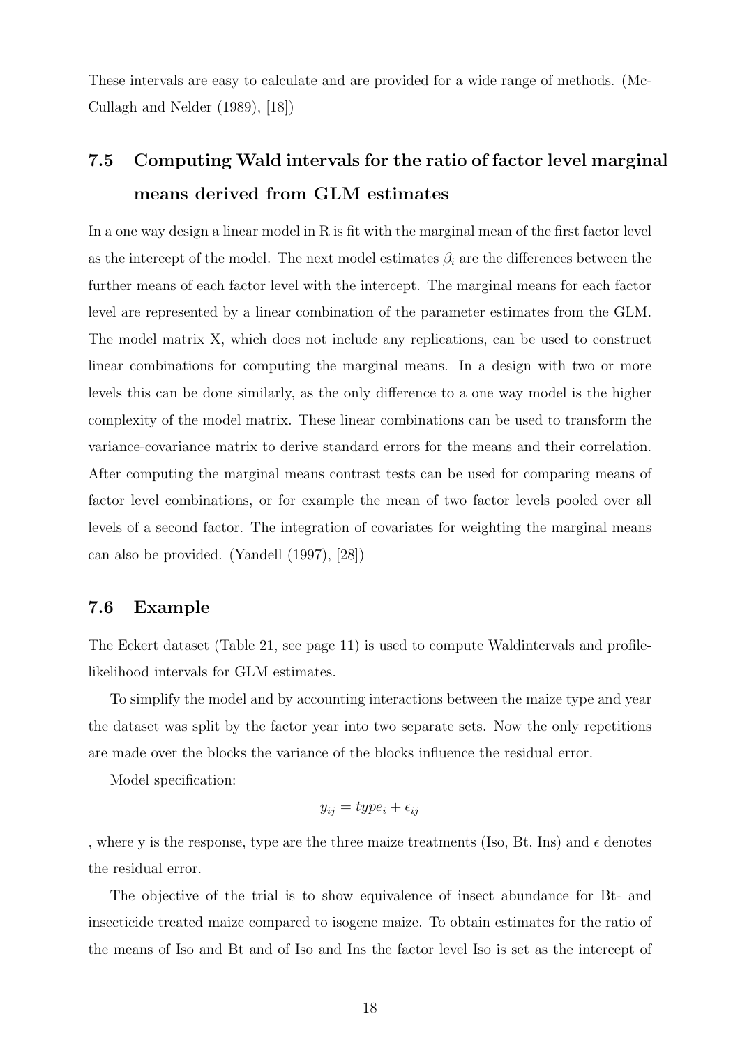These intervals are easy to calculate and are provided for a wide range of methods. (McCullagh and Nelder (1989), [18])

## 7.5 Computing Wald intervals for the ratio of factor level marginal means derived from GLM estimates

In a one way design a linear model in R is fit with the marginal mean of the first factor level as the intercept of the model. The next model estimates $\beta_i$ are the differences between the further means of each factor level with the intercept. The marginal means for each factor level are represented by a linear combination of the parameter estimates from the GLM. The model matrix X, which does not include any replications, can be used to construct linear combinations for computing the marginal means. In a design with two or more levels this can be done similarly, as the only difference to a one way model is the higher complexity of the model matrix. These linear combinations can be used to transform the variance-covariance matrix to derive standard errors for the means and their correlation. After computing the marginal means contrast tests can be used for comparing means of factor level combinations, or for example the mean of two factor levels pooled over all levels of a second factor. The integration of covariates for weighting the marginal means can also be provided. (Yandell (1997), [28])

## 7.6 Example

The Eckert dataset (Table 21, see page 11) is used to compute Waldintervals and profile-likelihood intervals for GLM estimates.

To simplify the model and by accounting interactions between the maize type and year the dataset was split by the factor year into two separate sets. Now the only repetitions are made over the blocks the variance of the blocks influence the residual error.

Model specification:

$$y_{ij} = type_i + \epsilon_{ij}$$

, where y is the response, type are the three maize treatments (Iso, Bt, Ins) and $\epsilon$ denotes the residual error.

The objective of the trial is to show equivalence of insect abundance for Bt- and insecticide treated maize compared to isogene maize. To obtain estimates for the ratio of the means of Iso and Bt and of Iso and Ins the factor level Iso is set as the intercept of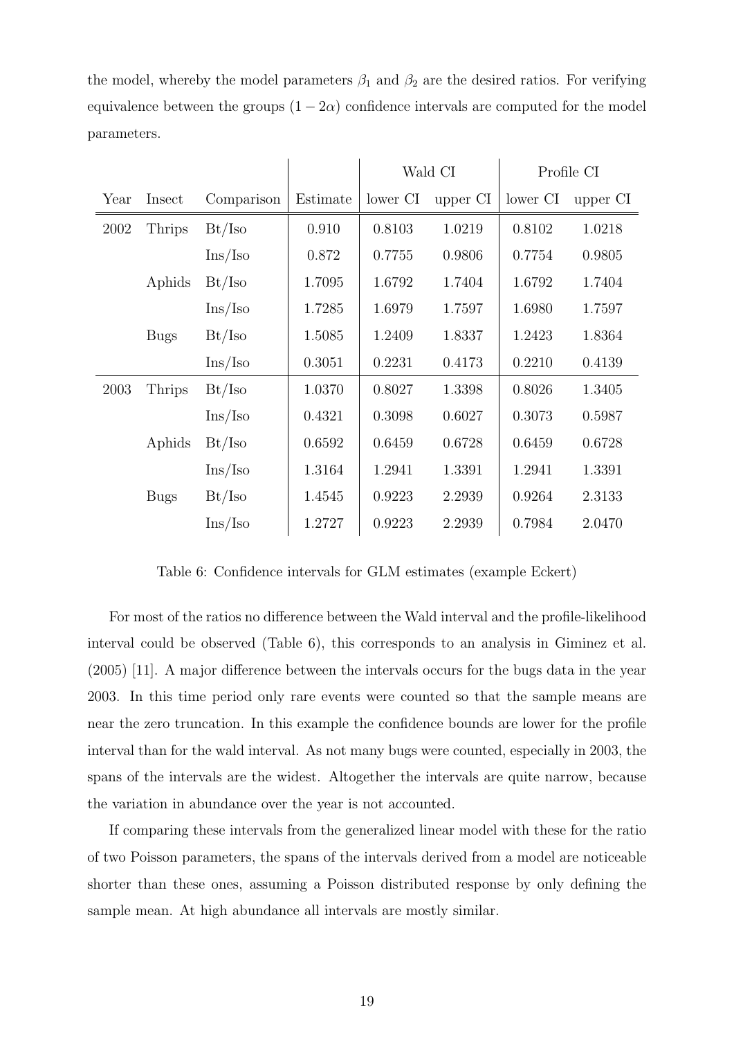the model, whereby the model parameters $\beta_1$ and $\beta_2$ are the desired ratios. For verifying equivalence between the groups $(1-2\alpha)$ confidence intervals are computed for the model parameters.

| | | | | Wald CI | | Profile CI | |
|---|---|---|---|---|---|---|---|
| Year | Insect | Comparison | Estimate | lower CI | upper CI | lower CI | upper CI |
| 2002 | Thrips | Bt/Iso | 0.910 | 0.8103 | 1.0219 | 0.8102 | 1.0218 |
| | | Ins/Iso | 0.872 | 0.7755 | 0.9806 | 0.7754 | 0.9805 |
| | Aphids | Bt/Iso | 1.7095 | 1.6792 | 1.7404 | 1.6792 | 1.7404 |
| | | Ins/Iso | 1.7285 | 1.6979 | 1.7597 | 1.6980 | 1.7597 |
| | Bugs | Bt/Iso | 1.5085 | 1.2409 | 1.8337 | 1.2423 | 1.8364 |
| | | Ins/Iso | 0.3051 | 0.2231 | 0.4173 | 0.2210 | 0.4139 |
| 2003 | Thrips | Bt/Iso | 1.0370 | 0.8027 | 1.3398 | 0.8026 | 1.3405 |
| | | Ins/Iso | 0.4321 | 0.3098 | 0.6027 | 0.3073 | 0.5987 |
| | Aphids | Bt/Iso | 0.6592 | 0.6459 | 0.6728 | 0.6459 | 0.6728 |
| | | Ins/Iso | 1.3164 | 1.2941 | 1.3391 | 1.2941 | 1.3391 |
| | Bugs | Bt/Iso | 1.4545 | 0.9223 | 2.2939 | 0.9264 | 2.3133 |
| | | Ins/Iso | 1.2727 | 0.9223 | 2.2939 | 0.7984 | 2.0470 |

Table 6: Confidence intervals for GLM estimates (example Eckert)

For most of the ratios no difference between the Wald interval and the profile-likelihood interval could be observed (Table 6), this corresponds to an analysis in Giminez et al. (2005) [11]. A major difference between the intervals occurs for the bugs data in the year 2003. In this time period only rare events were counted so that the sample means are near the zero truncation. In this example the confidence bounds are lower for the profile interval than for the wald interval. As not many bugs were counted, especially in 2003, the spans of the intervals are the widest. Altogether the intervals are quite narrow, because the variation in abundance over the year is not accounted.

If comparing these intervals from the generalized linear model with these for the ratio of two Poisson parameters, the spans of the intervals derived from a model are noticeable shorter than these ones, assuming a Poisson distributed response by only defining the sample mean. At high abundance all intervals are mostly similar.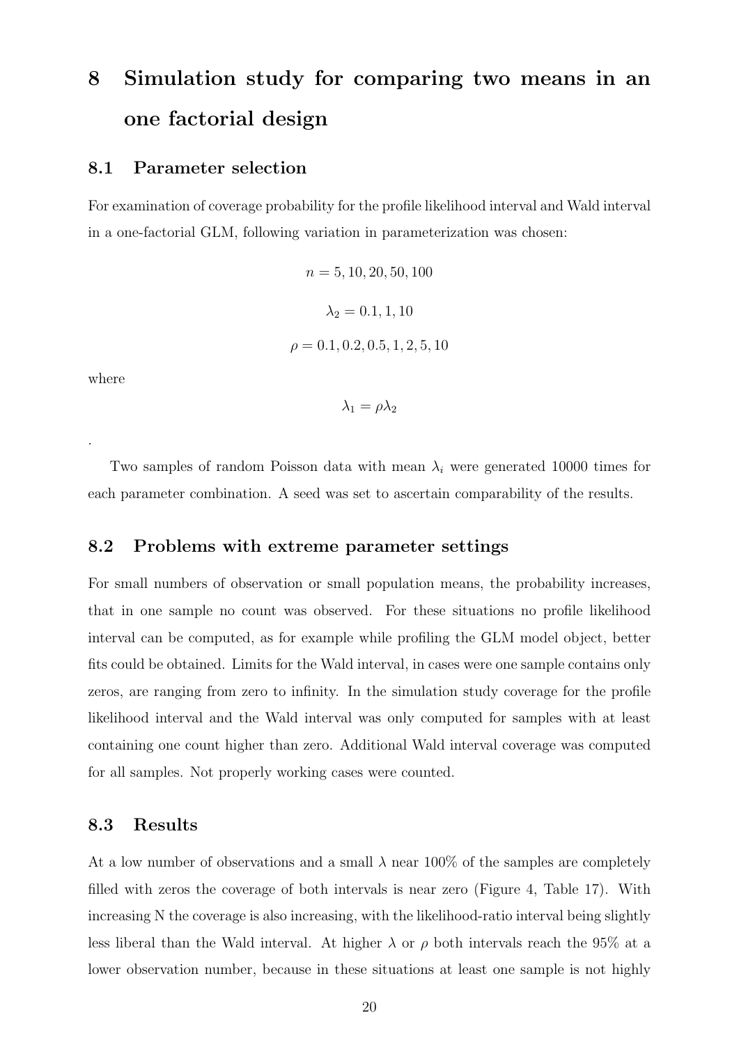# 8 Simulation study for comparing two means in an one factorial design

## 8.1 Parameter selection

For examination of coverage probability for the profile likelihood interval and Wald interval in a one-factorial GLM, following variation in parameterization was chosen:

$$n = 5, 10, 20, 50, 100$$

$$\lambda_2 = 0.1, 1, 10$$

$$\rho = 0.1, 0.2, 0.5, 1, 2, 5, 10$$

where

$$\lambda_1 = \rho\lambda_2$$

.

Two samples of random Poisson data with mean $\lambda_i$ were generated 10000 times for each parameter combination. A seed was set to ascertain comparability of the results.

## 8.2 Problems with extreme parameter settings

For small numbers of observation or small population means, the probability increases, that in one sample no count was observed. For these situations no profile likelihood interval can be computed, as for example while profiling the GLM model object, better fits could be obtained. Limits for the Wald interval, in cases were one sample contains only zeros, are ranging from zero to infinity. In the simulation study coverage for the profile likelihood interval and the Wald interval was only computed for samples with at least containing one count higher than zero. Additional Wald interval coverage was computed for all samples. Not properly working cases were counted.

## 8.3 Results

At a low number of observations and a small $\lambda$ near 100% of the samples are completely filled with zeros the coverage of both intervals is near zero (Figure 4, Table 17). With increasing N the coverage is also increasing, with the likelihood-ratio interval being slightly less liberal than the Wald interval. At higher $\lambda$ or $\rho$ both intervals reach the 95% at a lower observation number, because in these situations at least one sample is not highly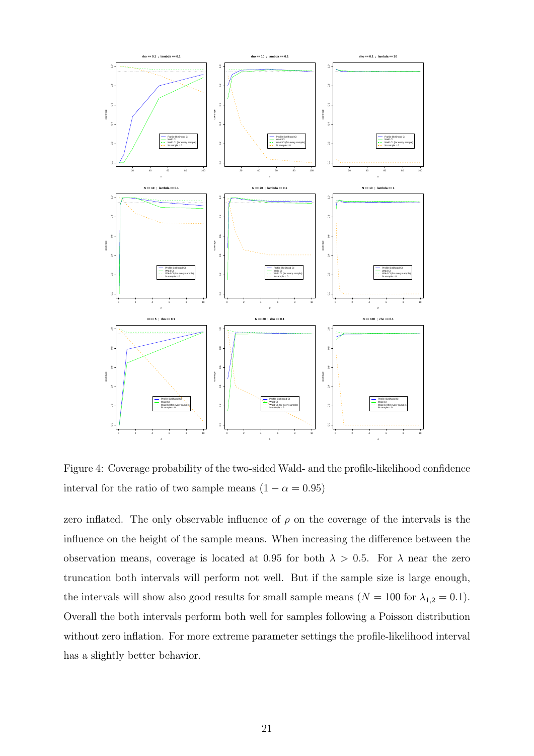Figure 4: Coverage probability of the two-sided Wald- and the profile-likelihood confidence interval for the ratio of two sample means $(1 - \alpha = 0.95)$

zero inflated. The only observable influence of $\rho$ on the coverage of the intervals is the influence on the height of the sample means. When increasing the difference between the observation means, coverage is located at 0.95 for both $\lambda > 0.5$. For $\lambda$ near the zero truncation both intervals will perform not well. But if the sample size is large enough, the intervals will show also good results for small sample means ($N = 100$ for $\lambda_{1,2} = 0.1$). Overall the both intervals perform both well for samples following a Poisson distribution without zero inflation. For more extreme parameter settings the profile-likelihood interval has a slightly better behavior.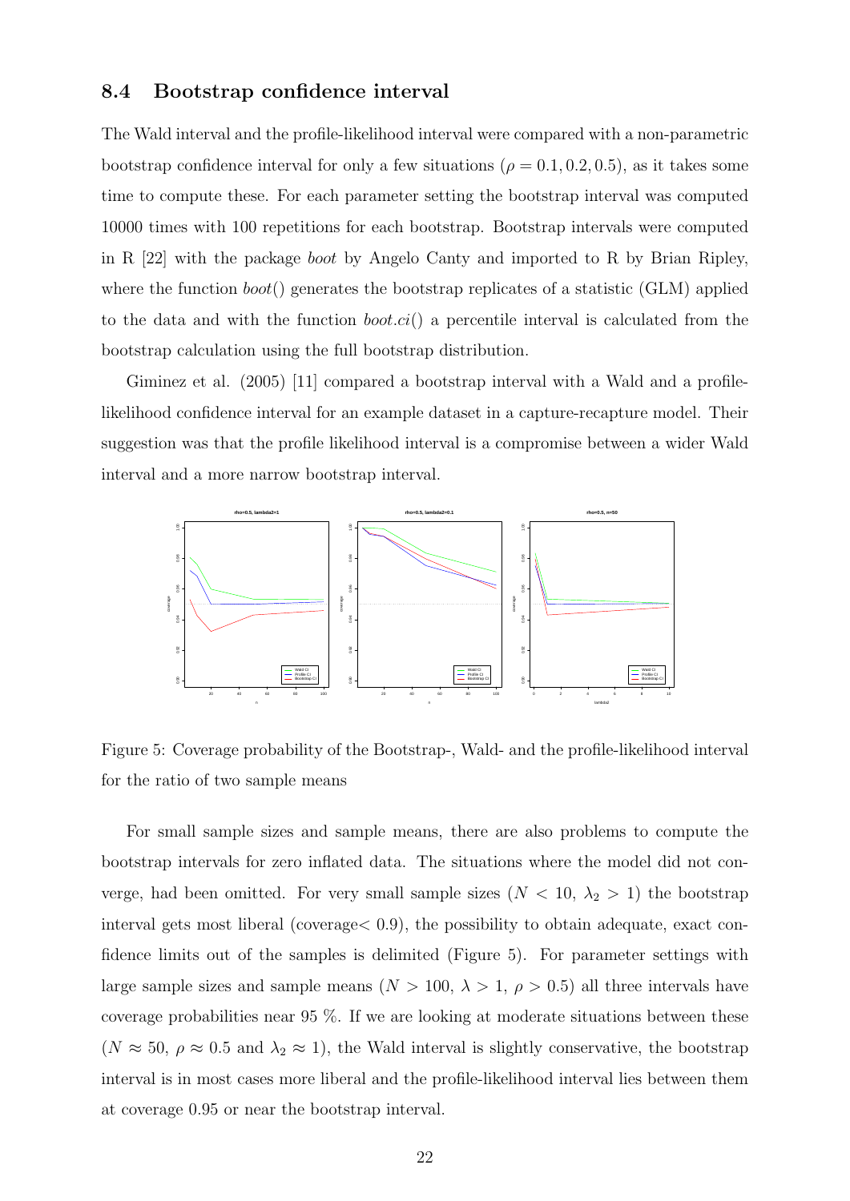## 8.4 Bootstrap confidence interval

The Wald interval and the profile-likelihood interval were compared with a non-parametric bootstrap confidence interval for only a few situations ($\rho = 0.1, 0.2, 0.5$), as it takes some time to compute these. For each parameter setting the bootstrap interval was computed 10000 times with 100 repetitions for each bootstrap. Bootstrap intervals were computed in R [22] with the package *boot* by Angelo Canty and imported to R by Brian Ripley, where the function *boot*() generates the bootstrap replicates of a statistic (GLM) applied to the data and with the function *boot.ci*() a percentile interval is calculated from the bootstrap calculation using the full bootstrap distribution.

Giminez et al. (2005) [11] compared a bootstrap interval with a Wald and a profile-likelihood confidence interval for an example dataset in a capture-recapture model. Their suggestion was that the profile likelihood interval is a compromise between a wider Wald interval and a more narrow bootstrap interval.

Figure 5: Coverage probability of the Bootstrap-, Wald- and the profile-likelihood interval for the ratio of two sample means

For small sample sizes and sample means, there are also problems to compute the bootstrap intervals for zero inflated data. The situations where the model did not converge, had been omitted. For very small sample sizes ($N < 10$, $\lambda_2 > 1$) the bootstrap interval gets most liberal (coverage$< 0.9$), the possibility to obtain adequate, exact confidence limits out of the samples is delimited (Figure 5). For parameter settings with large sample sizes and sample means ($N > 100$, $\lambda > 1$, $\rho > 0.5$) all three intervals have coverage probabilities near 95 %. If we are looking at moderate situations between these ($N \approx 50$, $\rho \approx 0.5$ and $\lambda_2 \approx 1$), the Wald interval is slightly conservative, the bootstrap interval is in most cases more liberal and the profile-likelihood interval lies between them at coverage 0.95 or near the bootstrap interval.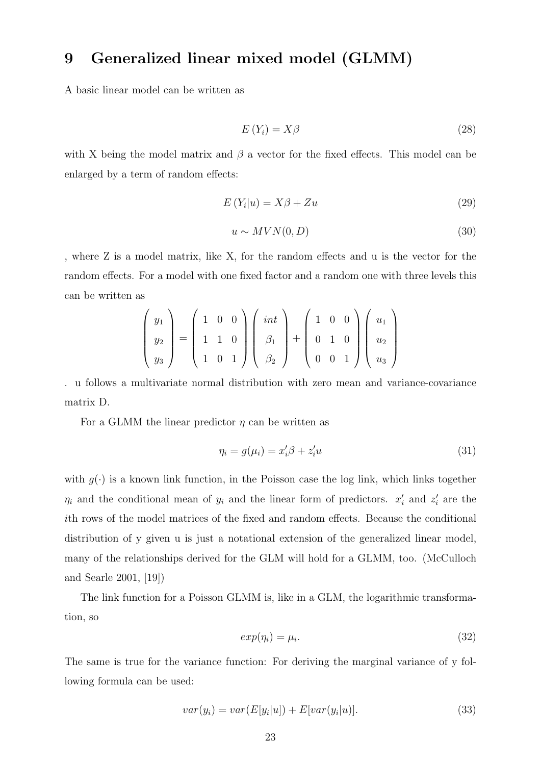# 9 Generalized linear mixed model (GLMM)

A basic linear model can be written as

$$E\left(Y_i\right) = X\beta \tag{28}$$

with X being the model matrix and $\beta$ a vector for the fixed effects. This model can be enlarged by a term of random effects:

$$E\left(Y_i|u\right) = X\beta + Zu \tag{29}$$

$$u \sim MVN(0, D) \tag{30}$$

, where Z is a model matrix, like X, for the random effects and u is the vector for the random effects. For a model with one fixed factor and a random one with three levels this can be written as

$$\begin{pmatrix} y_1 \\ y_2 \\ y_3 \end{pmatrix} = \begin{pmatrix} 1 & 0 & 0 \\ 1 & 1 & 0 \\ 1 & 0 & 1 \end{pmatrix} \begin{pmatrix} int \\ \beta_1 \\ \beta_2 \end{pmatrix} + \begin{pmatrix} 1 & 0 & 0 \\ 0 & 1 & 0 \\ 0 & 0 & 1 \end{pmatrix} \begin{pmatrix} u_1 \\ u_2 \\ u_3 \end{pmatrix}$$

. u follows a multivariate normal distribution with zero mean and variance-covariance matrix D.

For a GLMM the linear predictor $\eta$ can be written as

$$\eta_i = g(\mu_i) = x_i'\beta + z_i'u \tag{31}$$

with $g(\cdot)$ is a known link function, in the Poisson case the log link, which links together $\eta_i$ and the conditional mean of $y_i$ and the linear form of predictors. $x_i'$ and $z_i'$ are the $i$th rows of the model matrices of the fixed and random effects. Because the conditional distribution of y given u is just a notational extension of the generalized linear model, many of the relationships derived for the GLM will hold for a GLMM, too. (McCulloch and Searle 2001, [19])

The link function for a Poisson GLMM is, like in a GLM, the logarithmic transformation, so

$$exp(\eta_i) = \mu_i. \tag{32}$$

The same is true for the variance function: For deriving the marginal variance of y following formula can be used:

$$var(y_i) = var(E[y_i|u]) + E[var(y_i|u)]. \tag{33}$$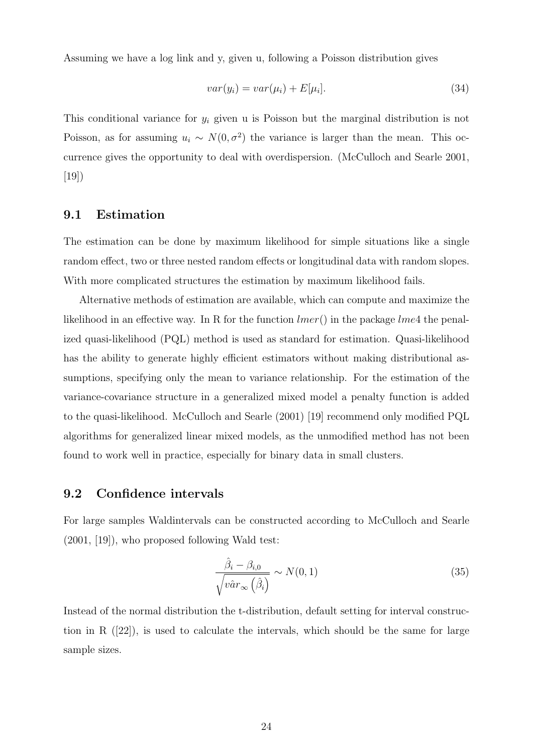Assuming we have a log link and y, given u, following a Poisson distribution gives

$$var(y_i) = var(\mu_i) + E[\mu_i]. \tag{34}$$

This conditional variance for $y_i$ given u is Poisson but the marginal distribution is not Poisson, as for assuming $u_i \sim N(0, \sigma^2)$ the variance is larger than the mean. This occurrence gives the opportunity to deal with overdispersion. (McCulloch and Searle 2001, [19])

## 9.1 Estimation

The estimation can be done by maximum likelihood for simple situations like a single random effect, two or three nested random effects or longitudinal data with random slopes. With more complicated structures the estimation by maximum likelihood fails.

Alternative methods of estimation are available, which can compute and maximize the likelihood in an effective way. In R for the function *lmer*() in the package *lme*4 the penalized quasi-likelihood (PQL) method is used as standard for estimation. Quasi-likelihood has the ability to generate highly efficient estimators without making distributional assumptions, specifying only the mean to variance relationship. For the estimation of the variance-covariance structure in a generalized mixed model a penalty function is added to the quasi-likelihood. McCulloch and Searle (2001) [19] recommend only modified PQL algorithms for generalized linear mixed models, as the unmodified method has not been found to work well in practice, especially for binary data in small clusters.

## 9.2 Confidence intervals

For large samples Waldintervals can be constructed according to McCulloch and Searle (2001, [19]), who proposed following Wald test:

$$\frac{\hat{\beta}_i - \beta_{i,0}}{\sqrt{v\hat{a}r_\infty\left(\hat{\beta}_i\right)}} \sim N(0, 1) \tag{35}$$

Instead of the normal distribution the t-distribution, default setting for interval construction in R ([22]), is used to calculate the intervals, which should be the same for large sample sizes.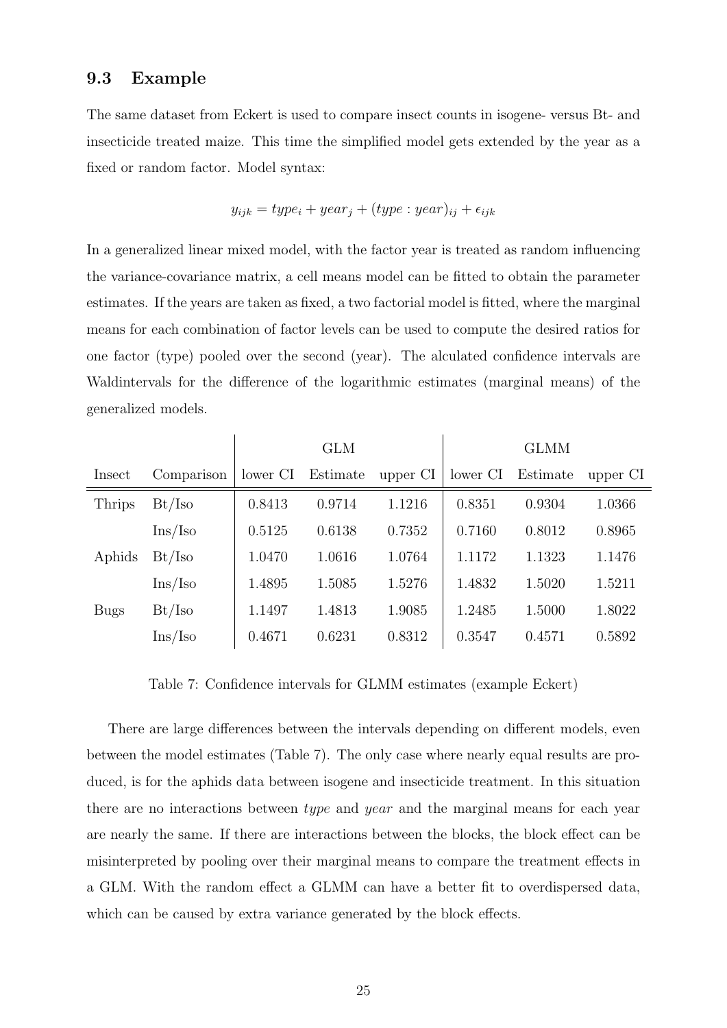### 9.3 Example

The same dataset from Eckert is used to compare insect counts in isogene- versus Bt- and insecticide treated maize. This time the simplified model gets extended by the year as a fixed or random factor. Model syntax:

$$y_{ijk} = type_i + year_j + (type : year)_{ij} + \epsilon_{ijk}$$

In a generalized linear mixed model, with the factor year is treated as random influencing the variance-covariance matrix, a cell means model can be fitted to obtain the parameter estimates. If the years are taken as fixed, a two factorial model is fitted, where the marginal means for each combination of factor levels can be used to compute the desired ratios for one factor (type) pooled over the second (year). The alculated confidence intervals are Waldintervals for the difference of the logarithmic estimates (marginal means) of the generalized models.

| | | GLM | | | GLMM | | |
|---|---|---|---|---|---|---|---|
| Insect | Comparison | lower CI | Estimate | upper CI | lower CI | Estimate | upper CI |
| Thrips | Bt/Iso | 0.8413 | 0.9714 | 1.1216 | 0.8351 | 0.9304 | 1.0366 |
| | Ins/Iso | 0.5125 | 0.6138 | 0.7352 | 0.7160 | 0.8012 | 0.8965 |
| Aphids | Bt/Iso | 1.0470 | 1.0616 | 1.0764 | 1.1172 | 1.1323 | 1.1476 |
| | Ins/Iso | 1.4895 | 1.5085 | 1.5276 | 1.4832 | 1.5020 | 1.5211 |
| Bugs | Bt/Iso | 1.1497 | 1.4813 | 1.9085 | 1.2485 | 1.5000 | 1.8022 |
| | Ins/Iso | 0.4671 | 0.6231 | 0.8312 | 0.3547 | 0.4571 | 0.5892 |

Table 7: Confidence intervals for GLMM estimates (example Eckert)

There are large differences between the intervals depending on different models, even between the model estimates (Table 7). The only case where nearly equal results are produced, is for the aphids data between isogene and insecticide treatment. In this situation there are no interactions between *type* and *year* and the marginal means for each year are nearly the same. If there are interactions between the blocks, the block effect can be misinterpreted by pooling over their marginal means to compare the treatment effects in a GLM. With the random effect a GLMM can have a better fit to overdispersed data, which can be caused by extra variance generated by the block effects.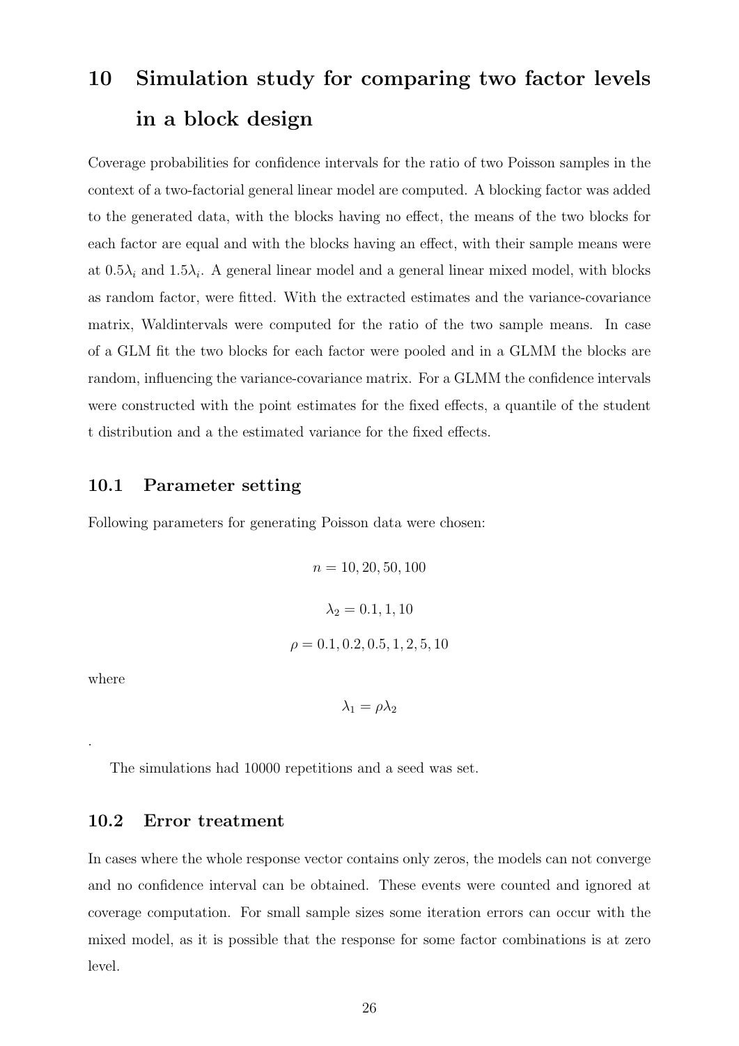# 10 Simulation study for comparing two factor levels in a block design

Coverage probabilities for confidence intervals for the ratio of two Poisson samples in the context of a two-factorial general linear model are computed. A blocking factor was added to the generated data, with the blocks having no effect, the means of the two blocks for each factor are equal and with the blocks having an effect, with their sample means were at $0.5\lambda_i$ and $1.5\lambda_i$. A general linear model and a general linear mixed model, with blocks as random factor, were fitted. With the extracted estimates and the variance-covariance matrix, Waldintervals were computed for the ratio of the two sample means. In case of a GLM fit the two blocks for each factor were pooled and in a GLMM the blocks are random, influencing the variance-covariance matrix. For a GLMM the confidence intervals were constructed with the point estimates for the fixed effects, a quantile of the student t distribution and a the estimated variance for the fixed effects.

## 10.1 Parameter setting

Following parameters for generating Poisson data were chosen:

$$n = 10, 20, 50, 100$$

$$\lambda_2 = 0.1, 1, 10$$

$$\rho = 0.1, 0.2, 0.5, 1, 2, 5, 10$$

where

$$\lambda_1 = \rho\lambda_2$$

.

The simulations had 10000 repetitions and a seed was set.

## 10.2 Error treatment

In cases where the whole response vector contains only zeros, the models can not converge and no confidence interval can be obtained. These events were counted and ignored at coverage computation. For small sample sizes some iteration errors can occur with the mixed model, as it is possible that the response for some factor combinations is at zero level.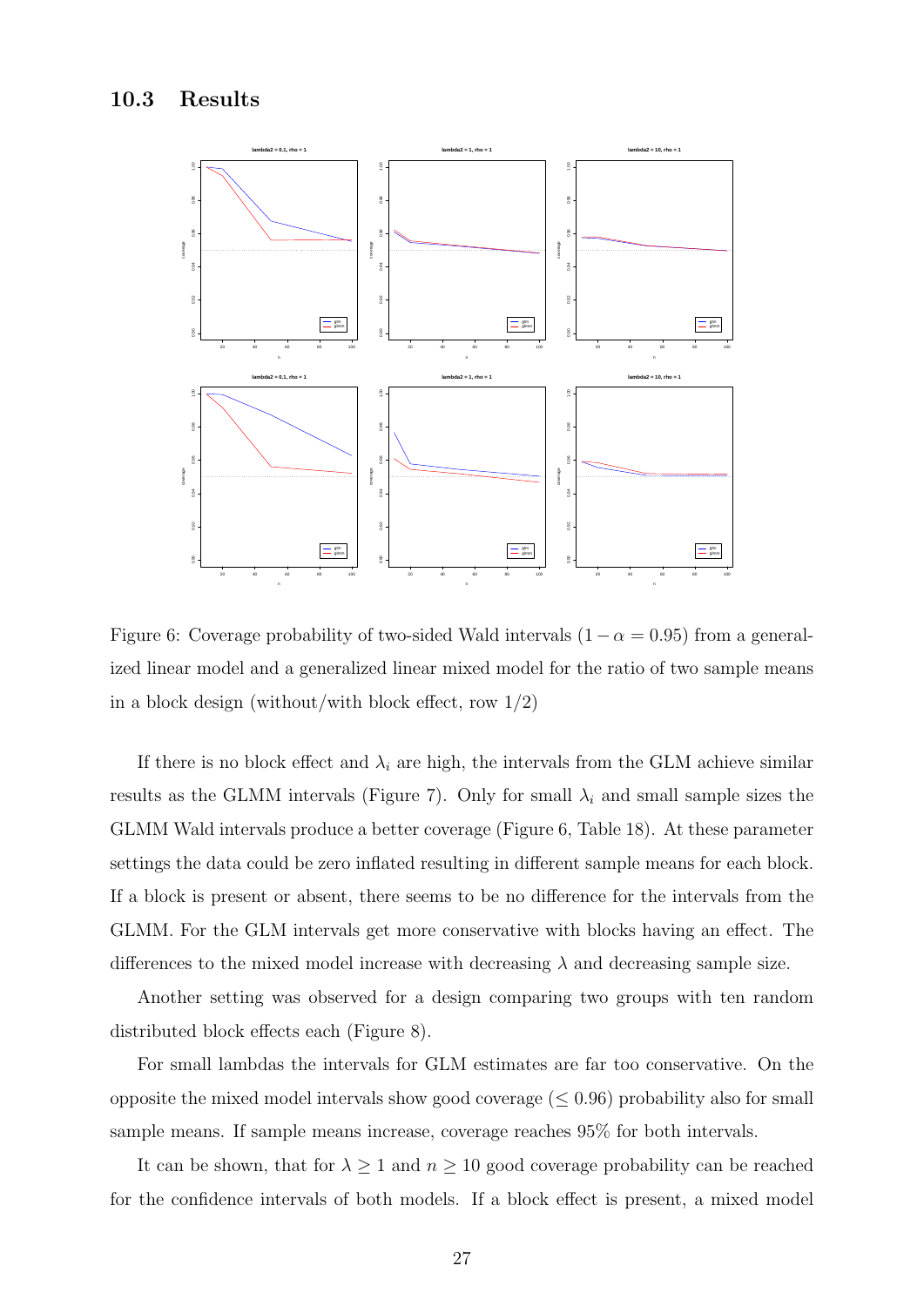## 10.3 Results

Figure 6: Coverage probability of two-sided Wald intervals ($1 - \alpha = 0.95$) from a generalized linear model and a generalized linear mixed model for the ratio of two sample means in a block design (without/with block effect, row 1/2)

If there is no block effect and $\lambda_i$ are high, the intervals from the GLM achieve similar results as the GLMM intervals (Figure 7). Only for small $\lambda_i$ and small sample sizes the GLMM Wald intervals produce a better coverage (Figure 6, Table 18). At these parameter settings the data could be zero inflated resulting in different sample means for each block. If a block is present or absent, there seems to be no difference for the intervals from the GLMM. For the GLM intervals get more conservative with blocks having an effect. The differences to the mixed model increase with decreasing $\lambda$ and decreasing sample size.

Another setting was observed for a design comparing two groups with ten random distributed block effects each (Figure 8).

For small lambdas the intervals for GLM estimates are far too conservative. On the opposite the mixed model intervals show good coverage ($\leq 0.96$) probability also for small sample means. If sample means increase, coverage reaches 95% for both intervals.

It can be shown, that for $\lambda \geq 1$ and $n \geq 10$ good coverage probability can be reached for the confidence intervals of both models. If a block effect is present, a mixed model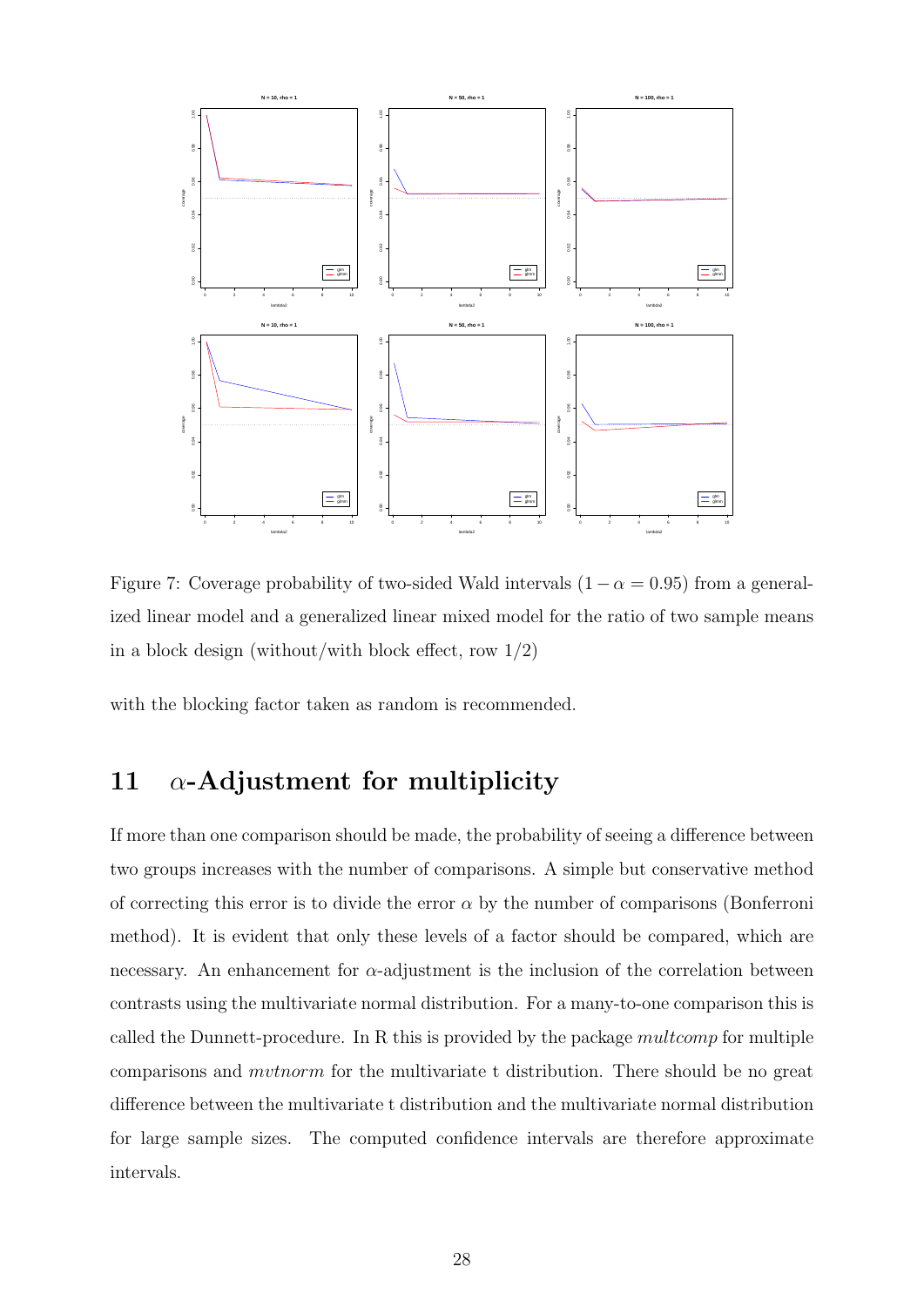Figure 7: Coverage probability of two-sided Wald intervals ($1 - \alpha = 0.95$) from a generalized linear model and a generalized linear mixed model for the ratio of two sample means in a block design (without/with block effect, row 1/2)

with the blocking factor taken as random is recommended.

# 11 $\alpha$-Adjustment for multiplicity

If more than one comparison should be made, the probability of seeing a difference between two groups increases with the number of comparisons. A simple but conservative method of correcting this error is to divide the error $\alpha$ by the number of comparisons (Bonferroni method). It is evident that only these levels of a factor should be compared, which are necessary. An enhancement for $\alpha$-adjustment is the inclusion of the correlation between contrasts using the multivariate normal distribution. For a many-to-one comparison this is called the Dunnett-procedure. In R this is provided by the package *multcomp* for multiple comparisons and *mvtnorm* for the multivariate t distribution. There should be no great difference between the multivariate t distribution and the multivariate normal distribution for large sample sizes. The computed confidence intervals are therefore approximate intervals.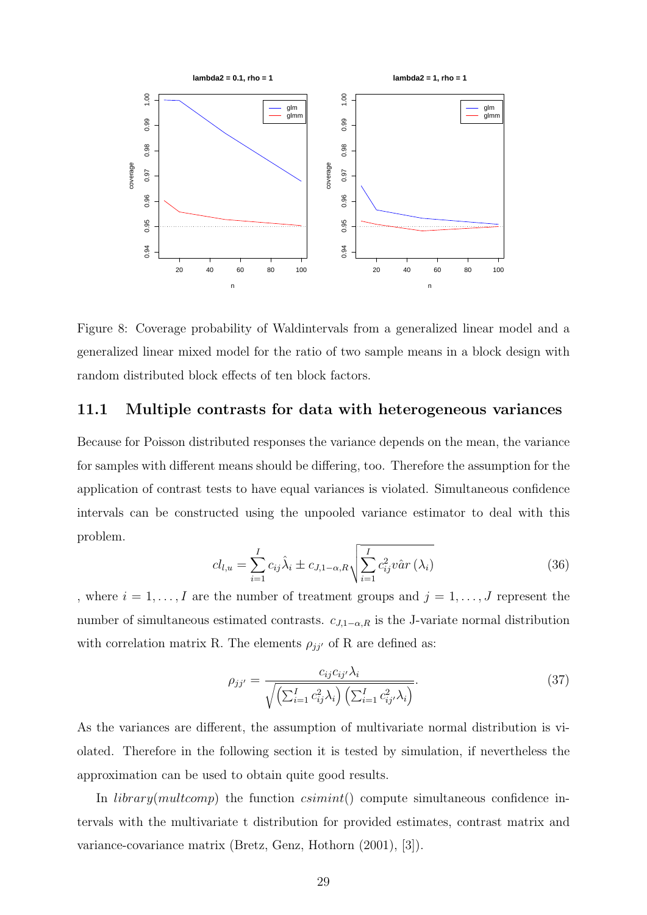Figure 8: Coverage probability of Waldintervals from a generalized linear model and a generalized linear mixed model for the ratio of two sample means in a block design with random distributed block effects of ten block factors.

## 11.1 Multiple contrasts for data with heterogeneous variances

Because for Poisson distributed responses the variance depends on the mean, the variance for samples with different means should be differing, too. Therefore the assumption for the application of contrast tests to have equal variances is violated. Simultaneous confidence intervals can be constructed using the unpooled variance estimator to deal with this problem.

$$cl_{l,u} = \sum_{i=1}^{I} c_{ij}\hat{\lambda}_i \pm c_{J,1-\alpha,R}\sqrt{\sum_{i=1}^{I} c_{ij}^2 v\hat{a}r\left(\lambda_i\right)} \tag{36}$$

, where $i = 1, \ldots, I$ are the number of treatment groups and $j = 1, \ldots, J$ represent the number of simultaneous estimated contrasts. $c_{J,1-\alpha,R}$ is the J-variate normal distribution with correlation matrix R. The elements $\rho_{jj'}$ of R are defined as:

$$\rho_{jj'} = \frac{c_{ij}c_{ij'}\lambda_i}{\sqrt{\left(\sum_{i=1}^{I} c_{ij}^2\lambda_i\right)\left(\sum_{i=1}^{I} c_{ij'}^2\lambda_i\right)}}. \tag{37}$$

As the variances are different, the assumption of multivariate normal distribution is violated. Therefore in the following section it is tested by simulation, if nevertheless the approximation can be used to obtain quite good results.

In *library(multcomp)* the function *csimint()* compute simultaneous confidence intervals with the multivariate t distribution for provided estimates, contrast matrix and variance-covariance matrix (Bretz, Genz, Hothorn (2001), [3]).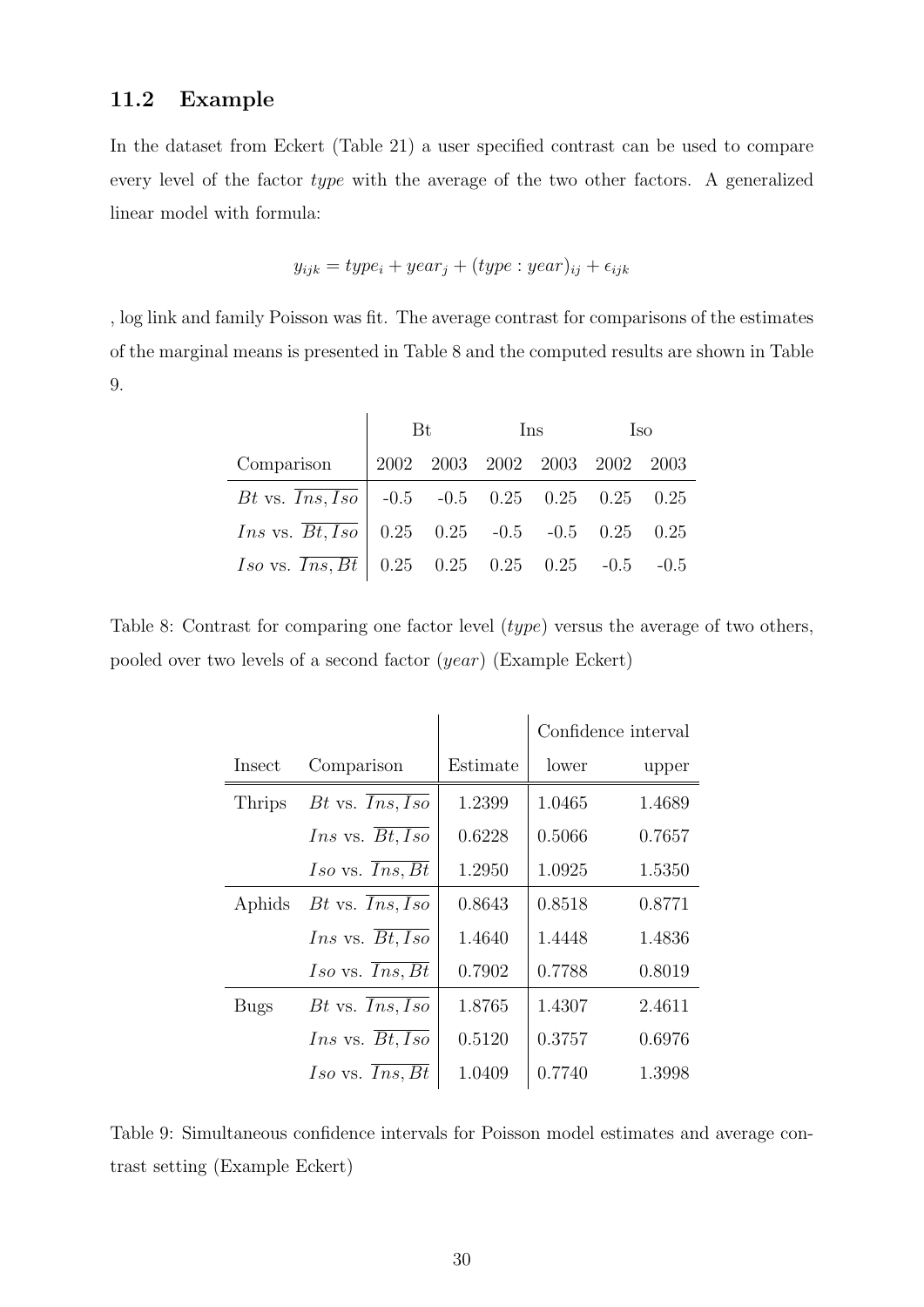## 11.2 Example

In the dataset from Eckert (Table 21) a user specified contrast can be used to compare every level of the factor *type* with the average of the two other factors. A generalized linear model with formula:

$$y_{ijk} = type_i + year_j + (type : year)_{ij} + \epsilon_{ijk}$$

, log link and family Poisson was fit. The average contrast for comparisons of the estimates of the marginal means is presented in Table 8 and the computed results are shown in Table 9.

| | Bt | | Ins | | Iso | |
|---|---|---|---|---|---|---|
| Comparison | 2002 | 2003 | 2002 | 2003 | 2002 | 2003 |
| $Bt$ vs. $\overline{Ins, Iso}$ | -0.5 | -0.5 | 0.25 | 0.25 | 0.25 | 0.25 |
| $Ins$ vs. $\overline{Bt, Iso}$ | 0.25 | 0.25 | -0.5 | -0.5 | 0.25 | 0.25 |
| $Iso$ vs. $\overline{Ins, Bt}$ | 0.25 | 0.25 | 0.25 | 0.25 | -0.5 | -0.5 |

Table 8: Contrast for comparing one factor level (*type*) versus the average of two others, pooled over two levels of a second factor (*year*) (Example Eckert)

| | | | Confidence interval | |
|---|---|---|---|---|
| Insect | Comparison | Estimate | lower | upper |
| Thrips | $Bt$ vs. $\overline{Ins, Iso}$ | 1.2399 | 1.0465 | 1.4689 |
| | $Ins$ vs. $\overline{Bt, Iso}$ | 0.6228 | 0.5066 | 0.7657 |
| | $Iso$ vs. $\overline{Ins, Bt}$ | 1.2950 | 1.0925 | 1.5350 |
| Aphids | $Bt$ vs. $\overline{Ins, Iso}$ | 0.8643 | 0.8518 | 0.8771 |
| | $Ins$ vs. $\overline{Bt, Iso}$ | 1.4640 | 1.4448 | 1.4836 |
| | $Iso$ vs. $\overline{Ins, Bt}$ | 0.7902 | 0.7788 | 0.8019 |
| Bugs | $Bt$ vs. $\overline{Ins, Iso}$ | 1.8765 | 1.4307 | 2.4611 |
| | $Ins$ vs. $\overline{Bt, Iso}$ | 0.5120 | 0.3757 | 0.6976 |
| | $Iso$ vs. $\overline{Ins, Bt}$ | 1.0409 | 0.7740 | 1.3998 |

Table 9: Simultaneous confidence intervals for Poisson model estimates and average contrast setting (Example Eckert)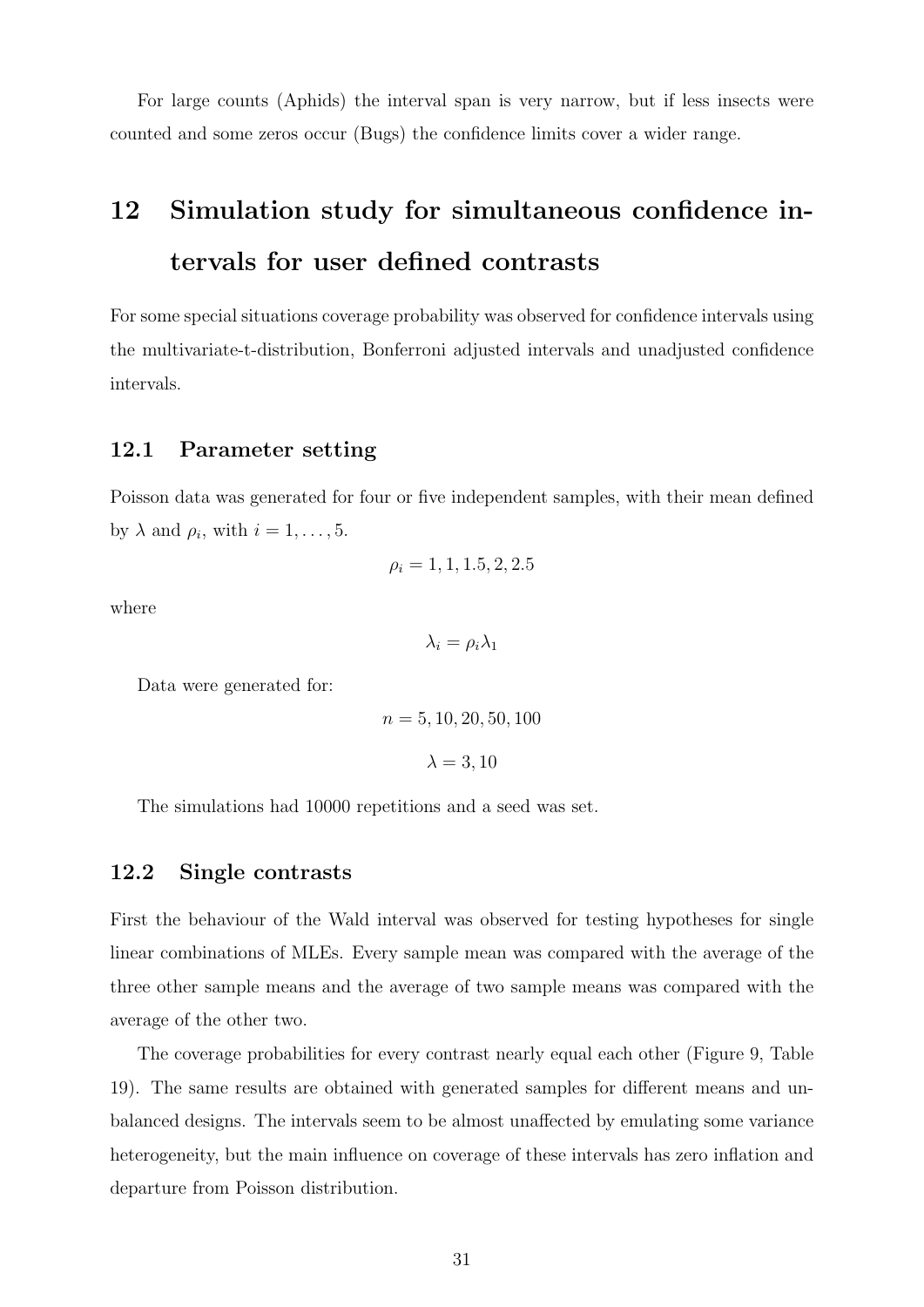For large counts (Aphids) the interval span is very narrow, but if less insects were counted and some zeros occur (Bugs) the confidence limits cover a wider range.

# 12 Simulation study for simultaneous confidence intervals for user defined contrasts

For some special situations coverage probability was observed for confidence intervals using the multivariate-t-distribution, Bonferroni adjusted intervals and unadjusted confidence intervals.

## 12.1 Parameter setting

Poisson data was generated for four or five independent samples, with their mean defined by $\lambda$ and $\rho_i$, with $i = 1, \ldots, 5$.

$$\rho_i = 1, 1, 1.5, 2, 2.5$$

where

$$\lambda_i = \rho_i \lambda_1$$

Data were generated for:

$$n = 5, 10, 20, 50, 100$$

$$\lambda = 3, 10$$

The simulations had 10000 repetitions and a seed was set.

## 12.2 Single contrasts

First the behaviour of the Wald interval was observed for testing hypotheses for single linear combinations of MLEs. Every sample mean was compared with the average of the three other sample means and the average of two sample means was compared with the average of the other two.

The coverage probabilities for every contrast nearly equal each other (Figure 9, Table 19). The same results are obtained with generated samples for different means and unbalanced designs. The intervals seem to be almost unaffected by emulating some variance heterogeneity, but the main influence on coverage of these intervals has zero inflation and departure from Poisson distribution.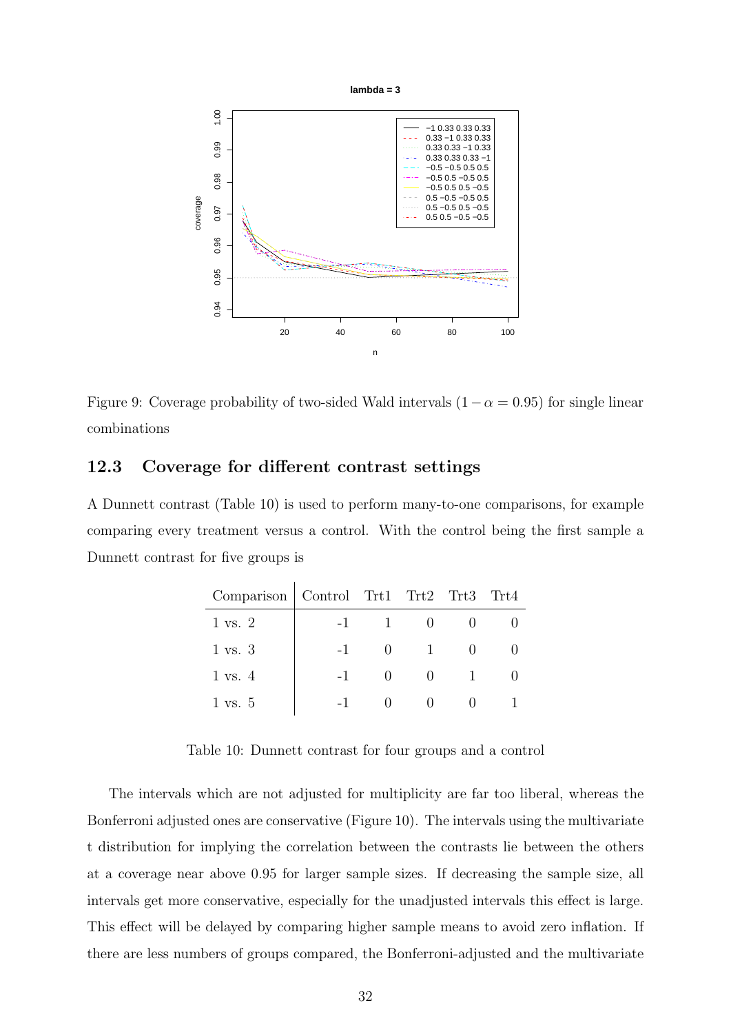Figure 9: Coverage probability of two-sided Wald intervals ($1 - \alpha = 0.95$) for single linear combinations

### 12.3 Coverage for different contrast settings

A Dunnett contrast (Table 10) is used to perform many-to-one comparisons, for example comparing every treatment versus a control. With the control being the first sample a Dunnett contrast for five groups is

| Comparison | Control | Trt1 | Trt2 | Trt3 | Trt4 |
|---|---|---|---|---|---|
| 1 vs. 2 | -1 | 1 | 0 | 0 | 0 |
| 1 vs. 3 | -1 | 0 | 1 | 0 | 0 |
| 1 vs. 4 | -1 | 0 | 0 | 1 | 0 |
| 1 vs. 5 | -1 | 0 | 0 | 0 | 1 |

Table 10: Dunnett contrast for four groups and a control

The intervals which are not adjusted for multiplicity are far too liberal, whereas the Bonferroni adjusted ones are conservative (Figure 10). The intervals using the multivariate t distribution for implying the correlation between the contrasts lie between the others at a coverage near above 0.95 for larger sample sizes. If decreasing the sample size, all intervals get more conservative, especially for the unadjusted intervals this effect is large. This effect will be delayed by comparing higher sample means to avoid zero inflation. If there are less numbers of groups compared, the Bonferroni-adjusted and the multivariate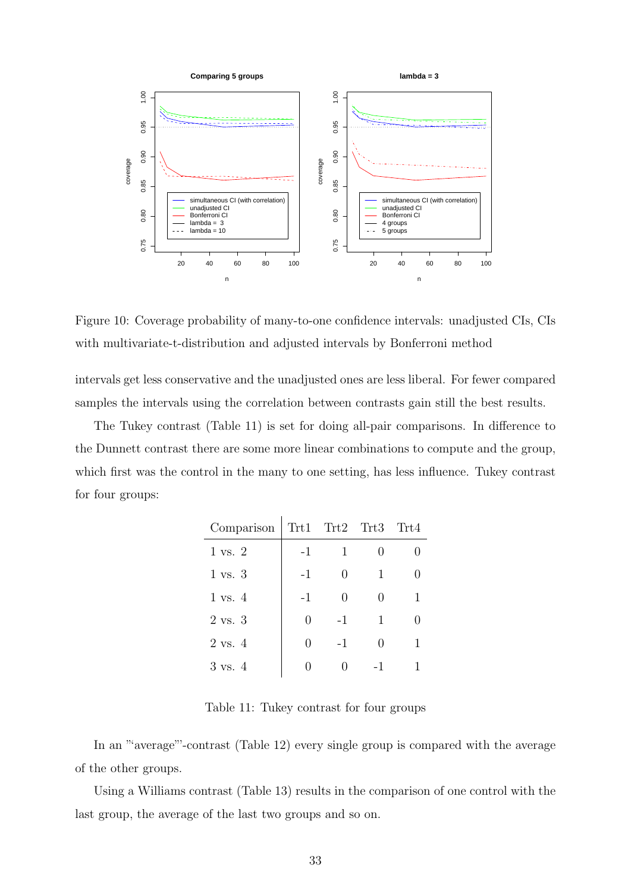Figure 10: Coverage probability of many-to-one confidence intervals: unadjusted CIs, CIs with multivariate-t-distribution and adjusted intervals by Bonferroni method

intervals get less conservative and the unadjusted ones are less liberal. For fewer compared samples the intervals using the correlation between contrasts gain still the best results.

The Tukey contrast (Table 11) is set for doing all-pair comparisons. In difference to the Dunnett contrast there are some more linear combinations to compute and the group, which first was the control in the many to one setting, has less influence. Tukey contrast for four groups:

| Comparison | Trt1 | Trt2 | Trt3 | Trt4 |
|---|---|---|---|---|
| 1 vs. 2 | -1 | 1 | 0 | 0 |
| 1 vs. 3 | -1 | 0 | 1 | 0 |
| 1 vs. 4 | -1 | 0 | 0 | 1 |
| 2 vs. 3 | 0 | -1 | 1 | 0 |
| 2 vs. 4 | 0 | -1 | 0 | 1 |
| 3 vs. 4 | 0 | 0 | -1 | 1 |

Table 11: Tukey contrast for four groups

In an "'average"'-contrast (Table 12) every single group is compared with the average of the other groups.

Using a Williams contrast (Table 13) results in the comparison of one control with the last group, the average of the last two groups and so on.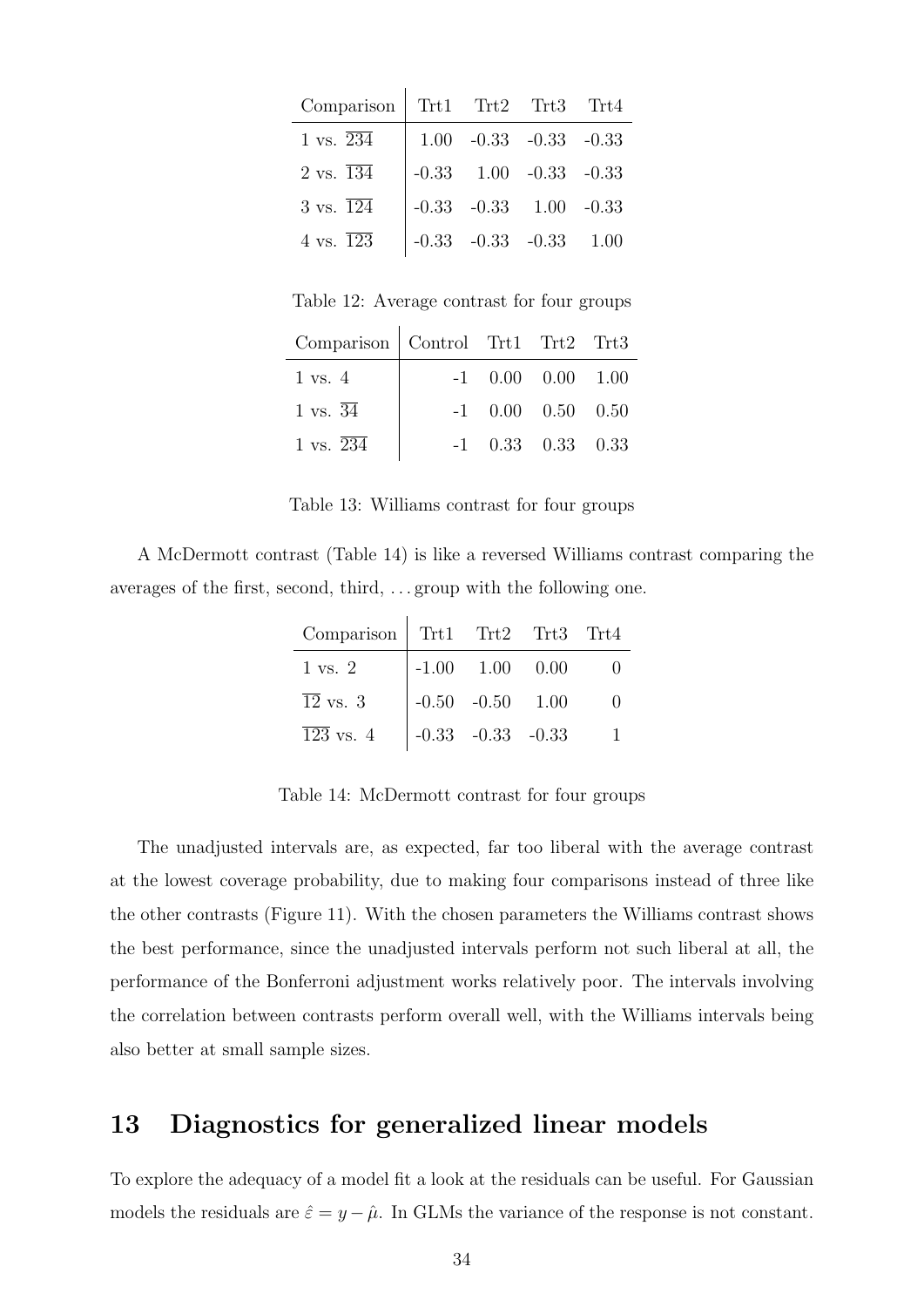| Comparison | Trt1 | Trt2 | Trt3 | Trt4 |
|---|---|---|---|---|
| 1 vs. $\overline{234}$ | 1.00 | -0.33 | -0.33 | -0.33 |
| 2 vs. $\overline{134}$ | -0.33 | 1.00 | -0.33 | -0.33 |
| 3 vs. $\overline{124}$ | -0.33 | -0.33 | 1.00 | -0.33 |
| 4 vs. $\overline{123}$ | -0.33 | -0.33 | -0.33 | 1.00 |

Table 12: Average contrast for four groups

| Comparison | Control | Trt1 | Trt2 | Trt3 |
|---|---|---|---|---|
| 1 vs. 4 | -1 | 0.00 | 0.00 | 1.00 |
| 1 vs. $\overline{34}$ | -1 | 0.00 | 0.50 | 0.50 |
| 1 vs. $\overline{234}$ | -1 | 0.33 | 0.33 | 0.33 |

Table 13: Williams contrast for four groups

A McDermott contrast (Table 14) is like a reversed Williams contrast comparing the averages of the first, second, third, ... group with the following one.

| Comparison | Trt1 | Trt2 | Trt3 | Trt4 |
|---|---|---|---|---|
| 1 vs. 2 | -1.00 | 1.00 | 0.00 | 0 |
| $\overline{12}$ vs. 3 | -0.50 | -0.50 | 1.00 | 0 |
| $\overline{123}$ vs. 4 | -0.33 | -0.33 | -0.33 | 1 |

Table 14: McDermott contrast for four groups

The unadjusted intervals are, as expected, far too liberal with the average contrast at the lowest coverage probability, due to making four comparisons instead of three like the other contrasts (Figure 11). With the chosen parameters the Williams contrast shows the best performance, since the unadjusted intervals perform not such liberal at all, the performance of the Bonferroni adjustment works relatively poor. The intervals involving the correlation between contrasts perform overall well, with the Williams intervals being also better at small sample sizes.

# 13 Diagnostics for generalized linear models

To explore the adequacy of a model fit a look at the residuals can be useful. For Gaussian models the residuals are $\hat{\varepsilon} = y - \hat{\mu}$. In GLMs the variance of the response is not constant.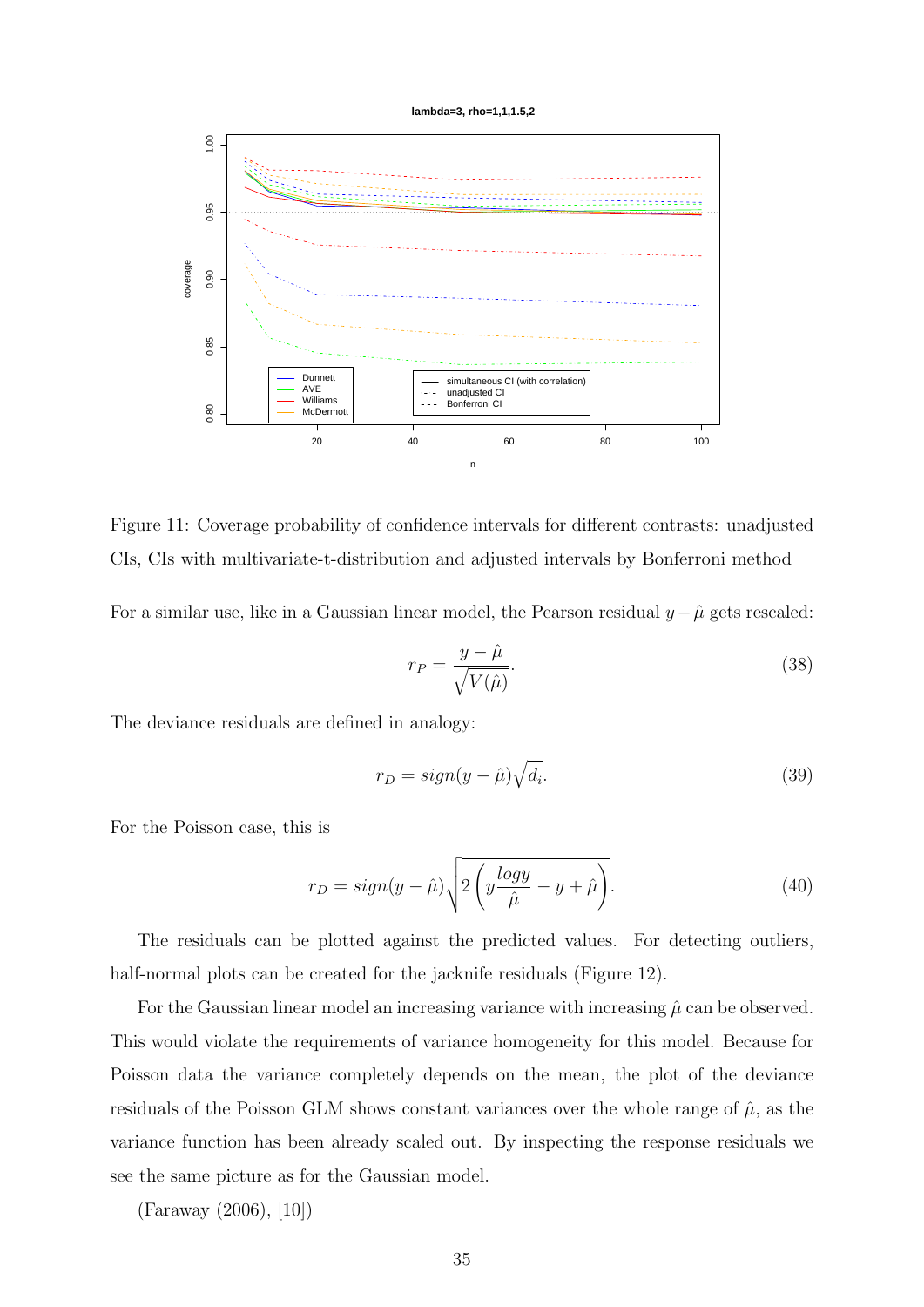Figure 11: Coverage probability of confidence intervals for different contrasts: unadjusted CIs, CIs with multivariate-t-distribution and adjusted intervals by Bonferroni method

For a similar use, like in a Gaussian linear model, the Pearson residual $y - \hat{\mu}$ gets rescaled:

$$r_P = \frac{y - \hat{\mu}}{\sqrt{V(\hat{\mu})}}. \tag{38}$$

The deviance residuals are defined in analogy:

$$r_D = sign(y - \hat{\mu})\sqrt{d_i}. \tag{39}$$

For the Poisson case, this is

$$r_D = sign(y - \hat{\mu})\sqrt{2\left(y\frac{logy}{\hat{\mu}} - y + \hat{\mu}\right)}. \tag{40}$$

The residuals can be plotted against the predicted values. For detecting outliers, half-normal plots can be created for the jacknife residuals (Figure 12).

For the Gaussian linear model an increasing variance with increasing $\hat{\mu}$ can be observed. This would violate the requirements of variance homogeneity for this model. Because for Poisson data the variance completely depends on the mean, the plot of the deviance residuals of the Poisson GLM shows constant variances over the whole range of $\hat{\mu}$, as the variance function has been already scaled out. By inspecting the response residuals we see the same picture as for the Gaussian model.

(Faraway (2006), [10])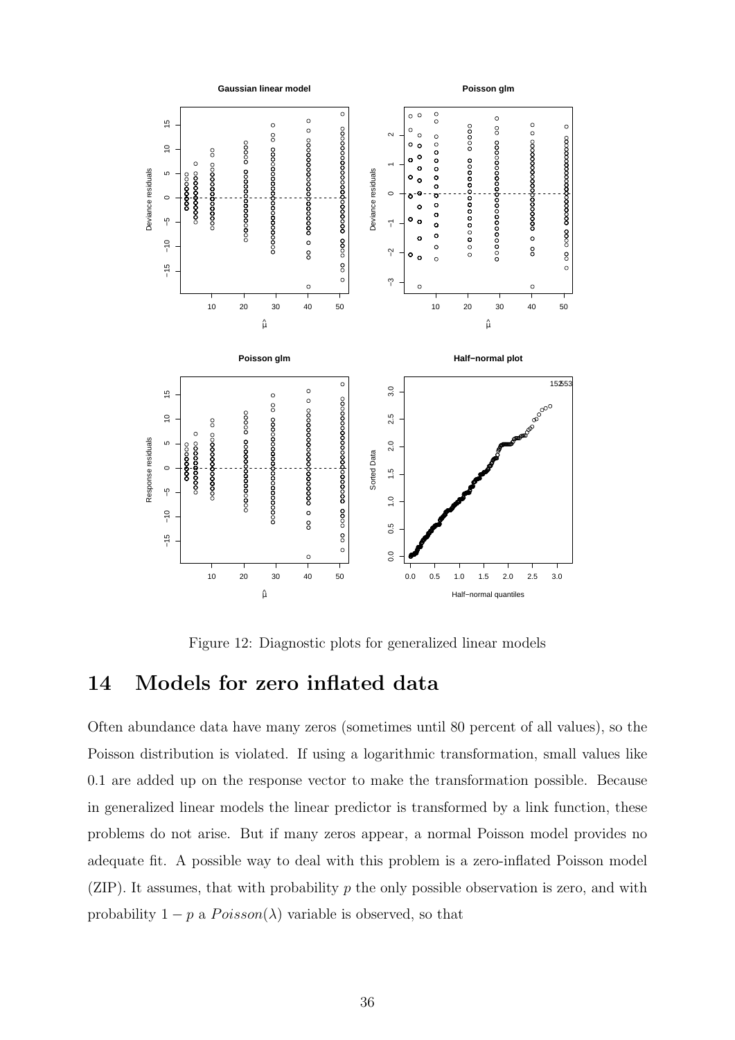Figure 12: Diagnostic plots for generalized linear models

# 14 Models for zero inflated data

Often abundance data have many zeros (sometimes until 80 percent of all values), so the Poisson distribution is violated. If using a logarithmic transformation, small values like 0.1 are added up on the response vector to make the transformation possible. Because in generalized linear models the linear predictor is transformed by a link function, these problems do not arise. But if many zeros appear, a normal Poisson model provides no adequate fit. A possible way to deal with this problem is a zero-inflated Poisson model (ZIP). It assumes, that with probability $p$ the only possible observation is zero, and with probability $1 - p$ a $Poisson(\lambda)$ variable is observed, so that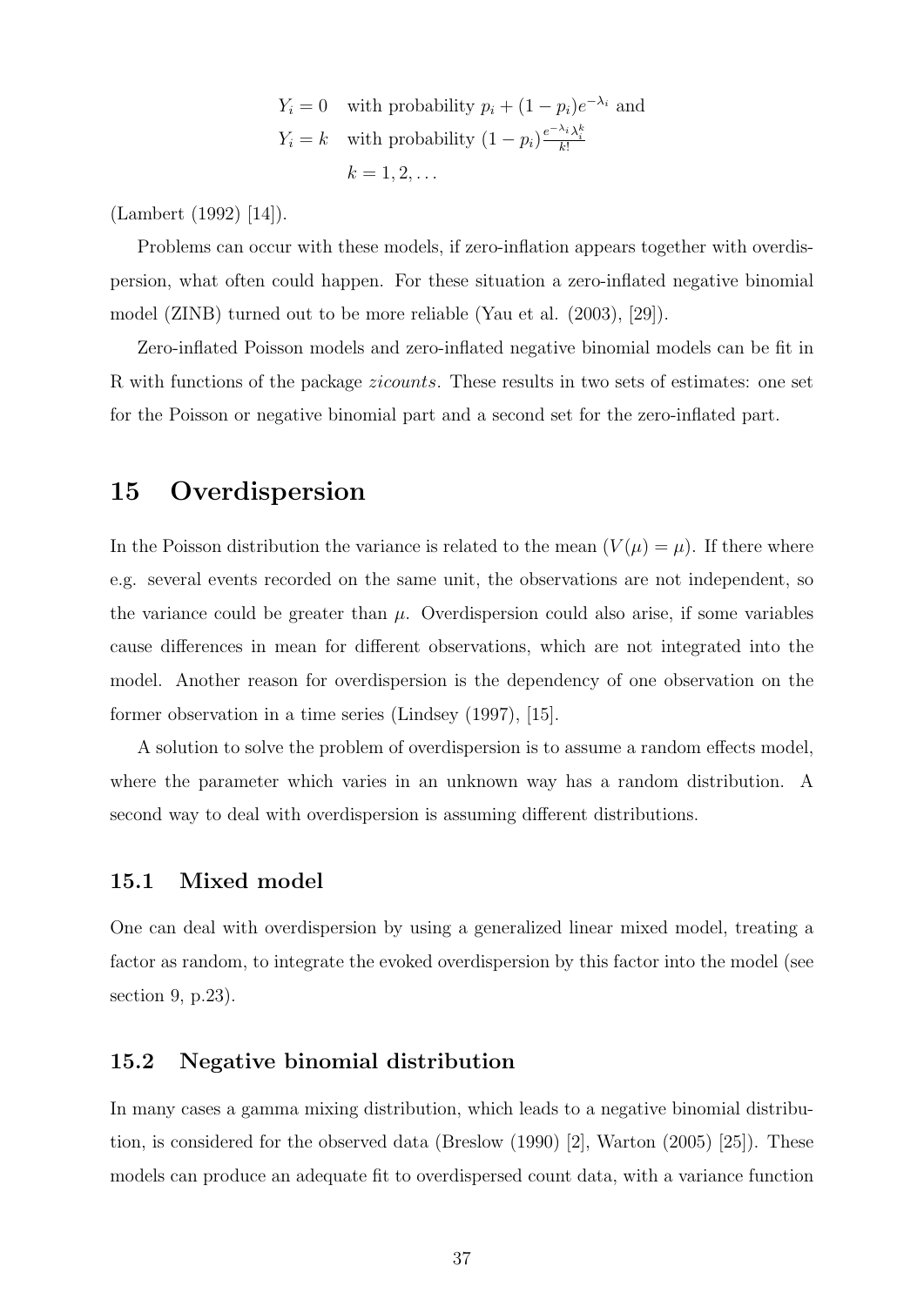$$
\begin{aligned}
Y_i = 0 \quad & \text{with probability } p_i + (1-p_i)e^{-\lambda_i} \text{ and} \\
Y_i = k \quad & \text{with probability } (1-p_i)\frac{e^{-\lambda_i}\lambda_i^k}{k!} \\
& k = 1, 2, \ldots
\end{aligned}
$$

(Lambert (1992) [14]).

Problems can occur with these models, if zero-inflation appears together with overdispersion, what often could happen. For these situation a zero-inflated negative binomial model (ZINB) turned out to be more reliable (Yau et al. (2003), [29]).

Zero-inflated Poisson models and zero-inflated negative binomial models can be fit in R with functions of the package *zicounts*. These results in two sets of estimates: one set for the Poisson or negative binomial part and a second set for the zero-inflated part.

# 15 Overdispersion

In the Poisson distribution the variance is related to the mean ($V(\mu) = \mu$). If there where e.g. several events recorded on the same unit, the observations are not independent, so the variance could be greater than $\mu$. Overdispersion could also arise, if some variables cause differences in mean for different observations, which are not integrated into the model. Another reason for overdispersion is the dependency of one observation on the former observation in a time series (Lindsey (1997), [15].

A solution to solve the problem of overdispersion is to assume a random effects model, where the parameter which varies in an unknown way has a random distribution. A second way to deal with overdispersion is assuming different distributions.

## 15.1 Mixed model

One can deal with overdispersion by using a generalized linear mixed model, treating a factor as random, to integrate the evoked overdispersion by this factor into the model (see section 9, p.23).

## 15.2 Negative binomial distribution

In many cases a gamma mixing distribution, which leads to a negative binomial distribution, is considered for the observed data (Breslow (1990) [2], Warton (2005) [25]). These models can produce an adequate fit to overdispersed count data, with a variance function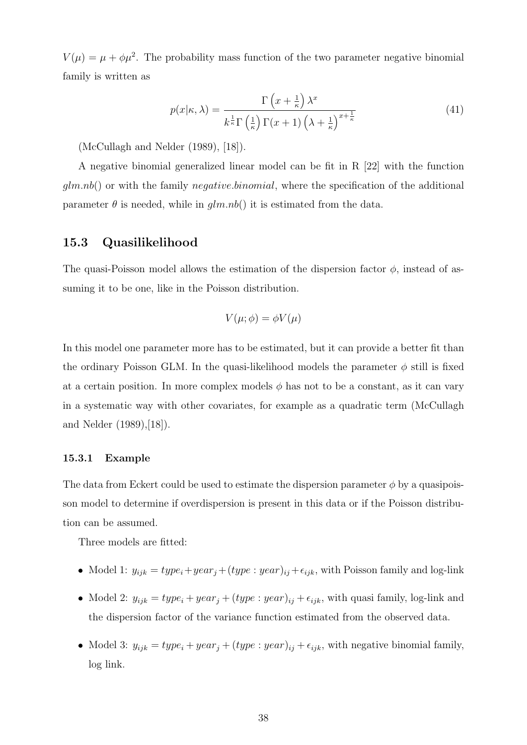$V(\mu) = \mu + \phi\mu^2$. The probability mass function of the two parameter negative binomial family is written as

$$p(x|\kappa, \lambda) = \frac{\Gamma\left(x + \frac{1}{\kappa}\right)\lambda^x}{k^{\frac{1}{\kappa}}\Gamma\left(\frac{1}{\kappa}\right)\Gamma(x+1)\left(\lambda + \frac{1}{\kappa}\right)^{x+\frac{1}{\kappa}}} \tag{41}$$

(McCullagh and Nelder (1989), [18]).

A negative binomial generalized linear model can be fit in R [22] with the function *glm.nb*() or with the family *negative.binomial*, where the specification of the additional parameter $\theta$ is needed, while in *glm.nb*() it is estimated from the data.

## 15.3 Quasilikelihood

The quasi-Poisson model allows the estimation of the dispersion factor $\phi$, instead of assuming it to be one, like in the Poisson distribution.

$$V(\mu; \phi) = \phi V(\mu)$$

In this model one parameter more has to be estimated, but it can provide a better fit than the ordinary Poisson GLM. In the quasi-likelihood models the parameter $\phi$ still is fixed at a certain position. In more complex models $\phi$ has not to be a constant, as it can vary in a systematic way with other covariates, for example as a quadratic term (McCullagh and Nelder (1989),[18]).

### 15.3.1 Example

The data from Eckert could be used to estimate the dispersion parameter $\phi$ by a quasipoisson model to determine if overdispersion is present in this data or if the Poisson distribution can be assumed.

Three models are fitted:

- Model 1: $y_{ijk} = type_i + year_j + (type : year)_{ij} + \epsilon_{ijk}$, with Poisson family and log-link
- Model 2: $y_{ijk} = type_i + year_j + (type : year)_{ij} + \epsilon_{ijk}$, with quasi family, log-link and the dispersion factor of the variance function estimated from the observed data.
- Model 3: $y_{ijk} = type_i + year_j + (type : year)_{ij} + \epsilon_{ijk}$, with negative binomial family, log link.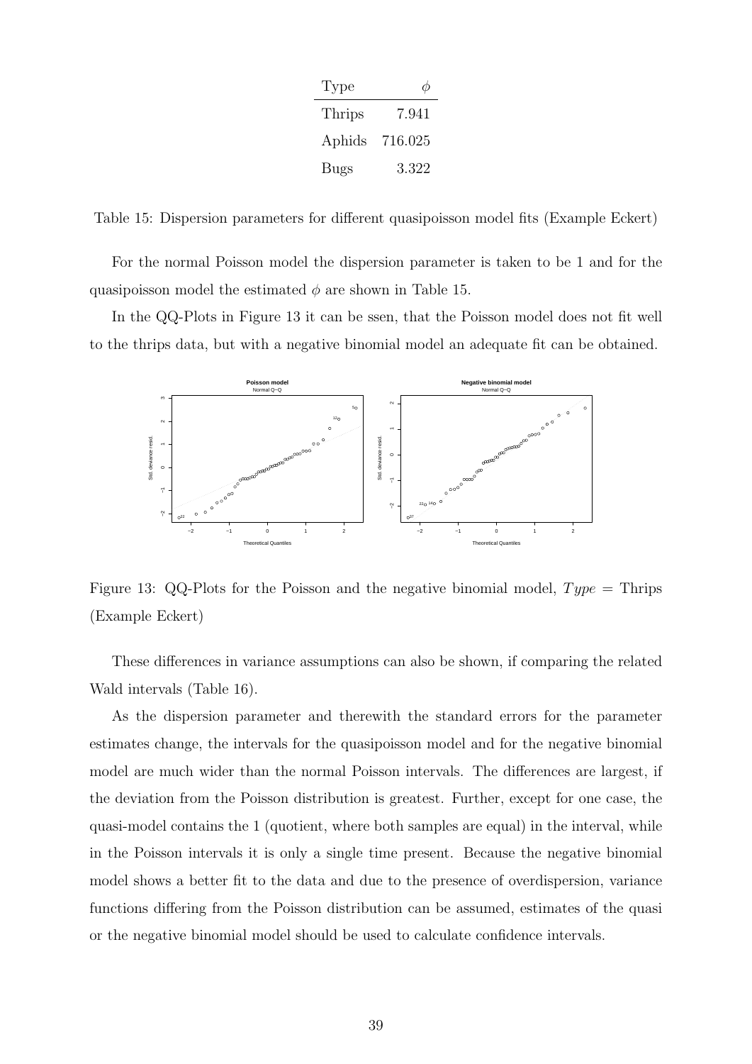| Type | $\phi$ |
|---|---|
| Thrips | 7.941 |
| Aphids | 716.025 |
| Bugs | 3.322 |

Table 15: Dispersion parameters for different quasipoisson model fits (Example Eckert)

For the normal Poisson model the dispersion parameter is taken to be 1 and for the quasipoisson model the estimated $\phi$ are shown in Table 15.

In the QQ-Plots in Figure 13 it can be ssen, that the Poisson model does not fit well to the thrips data, but with a negative binomial model an adequate fit can be obtained.

Figure 13: QQ-Plots for the Poisson and the negative binomial model, $Type$ = Thrips (Example Eckert)

These differences in variance assumptions can also be shown, if comparing the related Wald intervals (Table 16).

As the dispersion parameter and therewith the standard errors for the parameter estimates change, the intervals for the quasipoisson model and for the negative binomial model are much wider than the normal Poisson intervals. The differences are largest, if the deviation from the Poisson distribution is greatest. Further, except for one case, the quasi-model contains the 1 (quotient, where both samples are equal) in the interval, while in the Poisson intervals it is only a single time present. Because the negative binomial model shows a better fit to the data and due to the presence of overdispersion, variance functions differing from the Poisson distribution can be assumed, estimates of the quasi or the negative binomial model should be used to calculate confidence intervals.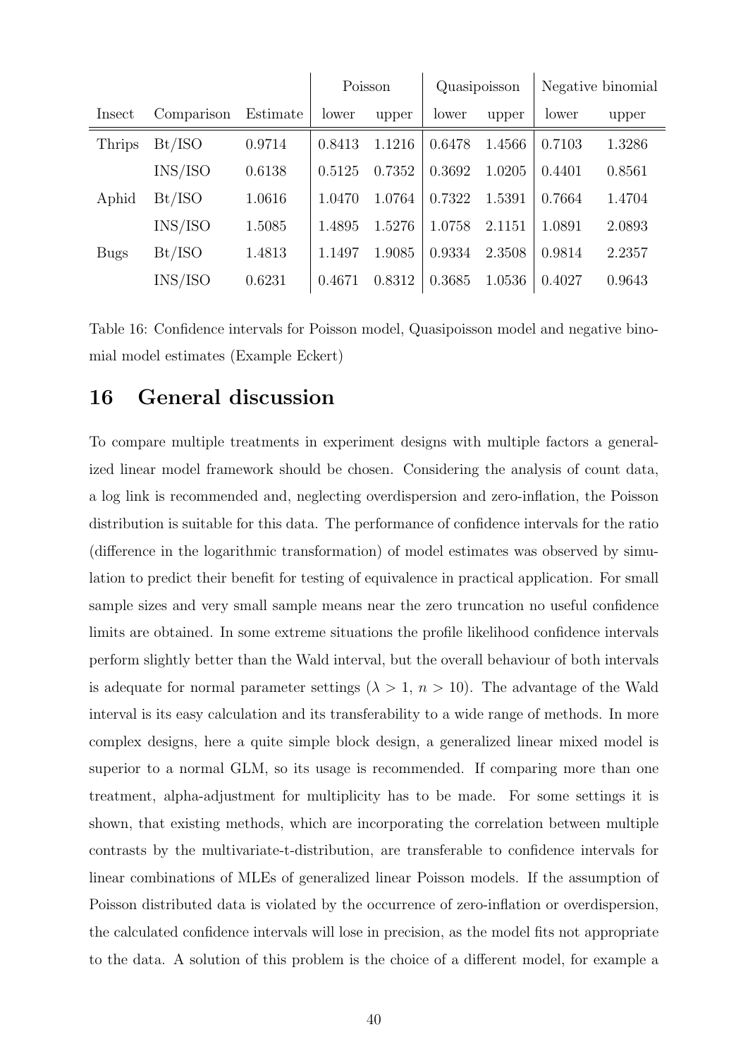| | | | Poisson | | Quasipoisson | | Negative binomial | |
|---|---|---|---|---|---|---|---|---|
| Insect | Comparison | Estimate | lower | upper | lower | upper | lower | upper |
| Thrips | Bt/ISO | 0.9714 | 0.8413 | 1.1216 | 0.6478 | 1.4566 | 0.7103 | 1.3286 |
| | INS/ISO | 0.6138 | 0.5125 | 0.7352 | 0.3692 | 1.0205 | 0.4401 | 0.8561 |
| Aphid | Bt/ISO | 1.0616 | 1.0470 | 1.0764 | 0.7322 | 1.5391 | 0.7664 | 1.4704 |
| | INS/ISO | 1.5085 | 1.4895 | 1.5276 | 1.0758 | 2.1151 | 1.0891 | 2.0893 |
| Bugs | Bt/ISO | 1.4813 | 1.1497 | 1.9085 | 0.9334 | 2.3508 | 0.9814 | 2.2357 |
| | INS/ISO | 0.6231 | 0.4671 | 0.8312 | 0.3685 | 1.0536 | 0.4027 | 0.9643 |

Table 16: Confidence intervals for Poisson model, Quasipoisson model and negative binomial model estimates (Example Eckert)

# 16 General discussion

To compare multiple treatments in experiment designs with multiple factors a generalized linear model framework should be chosen. Considering the analysis of count data, a log link is recommended and, neglecting overdispersion and zero-inflation, the Poisson distribution is suitable for this data. The performance of confidence intervals for the ratio (difference in the logarithmic transformation) of model estimates was observed by simulation to predict their benefit for testing of equivalence in practical application. For small sample sizes and very small sample means near the zero truncation no useful confidence limits are obtained. In some extreme situations the profile likelihood confidence intervals perform slightly better than the Wald interval, but the overall behaviour of both intervals is adequate for normal parameter settings ($\lambda > 1$, $n > 10$). The advantage of the Wald interval is its easy calculation and its transferability to a wide range of methods. In more complex designs, here a quite simple block design, a generalized linear mixed model is superior to a normal GLM, so its usage is recommended. If comparing more than one treatment, alpha-adjustment for multiplicity has to be made. For some settings it is shown, that existing methods, which are incorporating the correlation between multiple contrasts by the multivariate-t-distribution, are transferable to confidence intervals for linear combinations of MLEs of generalized linear Poisson models. If the assumption of Poisson distributed data is violated by the occurrence of zero-inflation or overdispersion, the calculated confidence intervals will lose in precision, as the model fits not appropriate to the data. A solution of this problem is the choice of a different model, for example a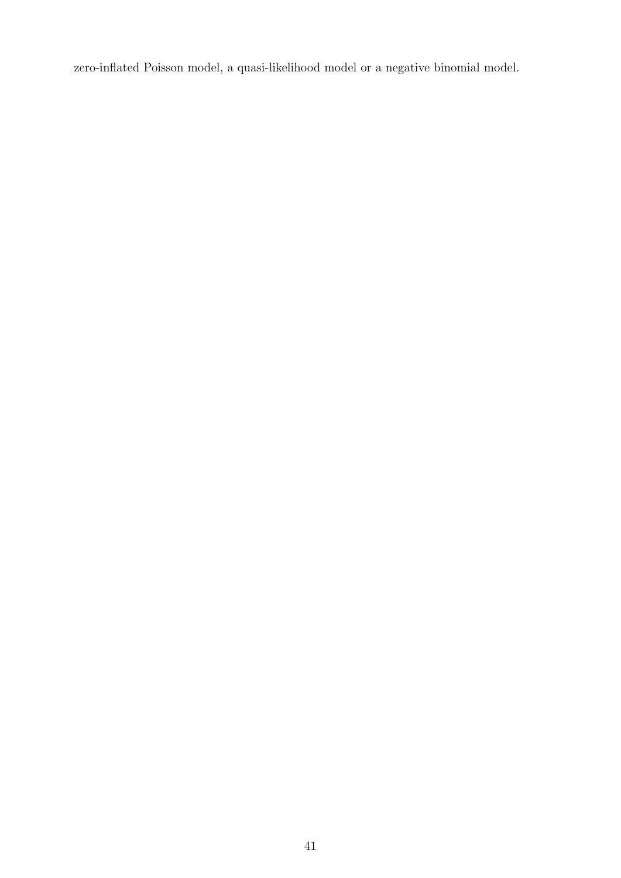zero-inflated Poisson model, a quasi-likelihood model or a negative binomial model.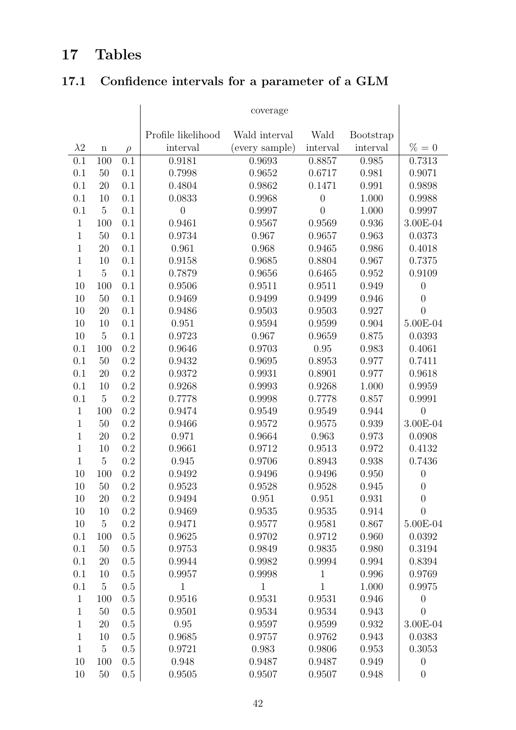# 17 Tables

## 17.1 Confidence intervals for a parameter of a GLM

| | | | coverage | | | | |
|---|---|---|---|---|---|---|---|
| $\lambda 2$ | n | $\rho$ | Profile likelihood interval | Wald interval (every sample) | Wald interval | Bootstrap interval | % = 0 |
| 0.1 | 100 | 0.1 | 0.9181 | 0.9693 | 0.8857 | 0.985 | 0.7313 |
| 0.1 | 50 | 0.1 | 0.7998 | 0.9652 | 0.6717 | 0.981 | 0.9071 |
| 0.1 | 20 | 0.1 | 0.4804 | 0.9862 | 0.1471 | 0.991 | 0.9898 |
| 0.1 | 10 | 0.1 | 0.0833 | 0.9968 | 0 | 1.000 | 0.9988 |
| 0.1 | 5 | 0.1 | 0 | 0.9997 | 0 | 1.000 | 0.9997 |
| 1 | 100 | 0.1 | 0.9461 | 0.9567 | 0.9569 | 0.936 | 3.00E-04 |
| 1 | 50 | 0.1 | 0.9734 | 0.967 | 0.9657 | 0.963 | 0.0373 |
| 1 | 20 | 0.1 | 0.961 | 0.968 | 0.9465 | 0.986 | 0.4018 |
| 1 | 10 | 0.1 | 0.9158 | 0.9685 | 0.8804 | 0.967 | 0.7375 |
| 1 | 5 | 0.1 | 0.7879 | 0.9656 | 0.6465 | 0.952 | 0.9109 |
| 10 | 100 | 0.1 | 0.9506 | 0.9511 | 0.9511 | 0.949 | 0 |
| 10 | 50 | 0.1 | 0.9469 | 0.9499 | 0.9499 | 0.946 | 0 |
| 10 | 20 | 0.1 | 0.9486 | 0.9503 | 0.9503 | 0.927 | 0 |
| 10 | 10 | 0.1 | 0.951 | 0.9594 | 0.9599 | 0.904 | 5.00E-04 |
| 10 | 5 | 0.1 | 0.9723 | 0.967 | 0.9659 | 0.875 | 0.0393 |
| 0.1 | 100 | 0.2 | 0.9646 | 0.9703 | 0.95 | 0.983 | 0.4061 |
| 0.1 | 50 | 0.2 | 0.9432 | 0.9695 | 0.8953 | 0.977 | 0.7411 |
| 0.1 | 20 | 0.2 | 0.9372 | 0.9931 | 0.8901 | 0.977 | 0.9618 |
| 0.1 | 10 | 0.2 | 0.9268 | 0.9993 | 0.9268 | 1.000 | 0.9959 |
| 0.1 | 5 | 0.2 | 0.7778 | 0.9998 | 0.7778 | 0.857 | 0.9991 |
| 1 | 100 | 0.2 | 0.9474 | 0.9549 | 0.9549 | 0.944 | 0 |
| 1 | 50 | 0.2 | 0.9466 | 0.9572 | 0.9575 | 0.939 | 3.00E-04 |
| 1 | 20 | 0.2 | 0.971 | 0.9664 | 0.963 | 0.973 | 0.0908 |
| 1 | 10 | 0.2 | 0.9661 | 0.9712 | 0.9513 | 0.972 | 0.4132 |
| 1 | 5 | 0.2 | 0.945 | 0.9706 | 0.8943 | 0.938 | 0.7436 |
| 10 | 100 | 0.2 | 0.9492 | 0.9496 | 0.9496 | 0.950 | 0 |
| 10 | 50 | 0.2 | 0.9523 | 0.9528 | 0.9528 | 0.945 | 0 |
| 10 | 20 | 0.2 | 0.9494 | 0.951 | 0.951 | 0.931 | 0 |
| 10 | 10 | 0.2 | 0.9469 | 0.9535 | 0.9535 | 0.914 | 0 |
| 10 | 5 | 0.2 | 0.9471 | 0.9577 | 0.9581 | 0.867 | 5.00E-04 |
| 0.1 | 100 | 0.5 | 0.9625 | 0.9702 | 0.9712 | 0.960 | 0.0392 |
| 0.1 | 50 | 0.5 | 0.9753 | 0.9849 | 0.9835 | 0.980 | 0.3194 |
| 0.1 | 20 | 0.5 | 0.9944 | 0.9982 | 0.9994 | 0.994 | 0.8394 |
| 0.1 | 10 | 0.5 | 0.9957 | 0.9998 | 1 | 0.996 | 0.9769 |
| 0.1 | 5 | 0.5 | 1 | 1 | 1 | 1.000 | 0.9975 |
| 1 | 100 | 0.5 | 0.9516 | 0.9531 | 0.9531 | 0.946 | 0 |
| 1 | 50 | 0.5 | 0.9501 | 0.9534 | 0.9534 | 0.943 | 0 |
| 1 | 20 | 0.5 | 0.95 | 0.9597 | 0.9599 | 0.932 | 3.00E-04 |
| 1 | 10 | 0.5 | 0.9685 | 0.9757 | 0.9762 | 0.943 | 0.0383 |
| 1 | 5 | 0.5 | 0.9721 | 0.983 | 0.9806 | 0.953 | 0.3053 |
| 10 | 100 | 0.5 | 0.948 | 0.9487 | 0.9487 | 0.949 | 0 |
| 10 | 50 | 0.5 | 0.9505 | 0.9507 | 0.9507 | 0.948 | 0 |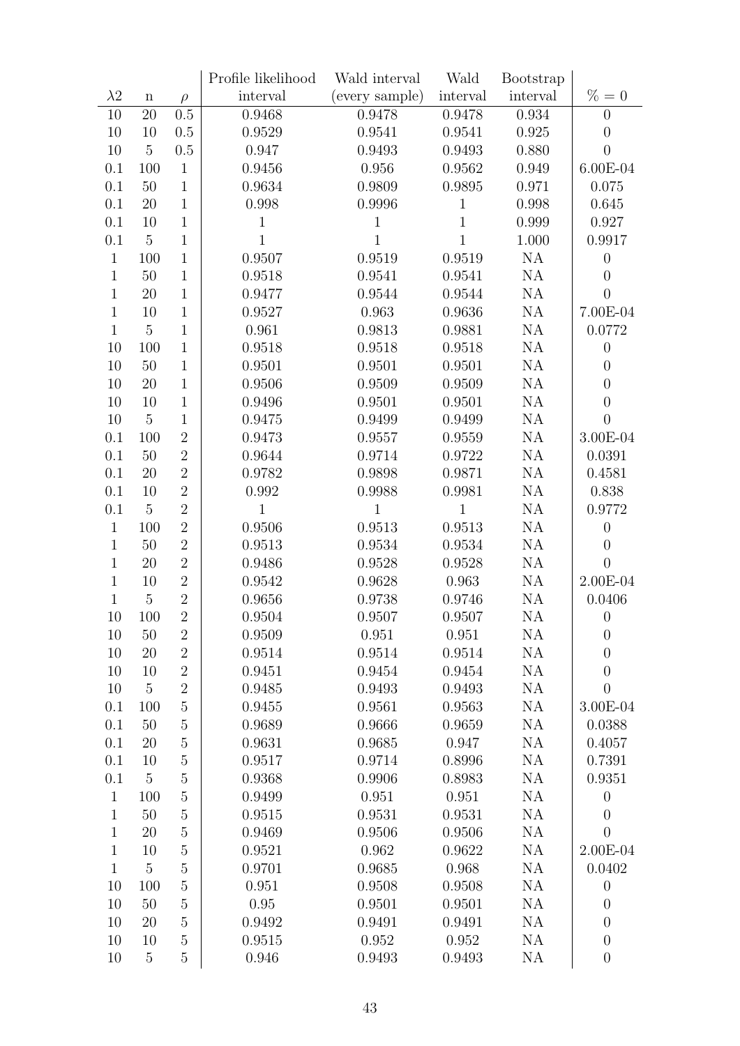| $\lambda 2$ | n | $\rho$ | Profile likelihood interval | Wald interval (every sample) | Wald interval | Bootstrap interval | % = 0 |
|---|---|---|---|---|---|---|---|
| 10 | 20 | 0.5 | 0.9468 | 0.9478 | 0.9478 | 0.934 | 0 |
| 10 | 10 | 0.5 | 0.9529 | 0.9541 | 0.9541 | 0.925 | 0 |
| 10 | 5 | 0.5 | 0.947 | 0.9493 | 0.9493 | 0.880 | 0 |
| 0.1 | 100 | 1 | 0.9456 | 0.956 | 0.9562 | 0.949 | 6.00E-04 |
| 0.1 | 50 | 1 | 0.9634 | 0.9809 | 0.9895 | 0.971 | 0.075 |
| 0.1 | 20 | 1 | 0.998 | 0.9996 | 1 | 0.998 | 0.645 |
| 0.1 | 10 | 1 | 1 | 1 | 1 | 0.999 | 0.927 |
| 0.1 | 5 | 1 | 1 | 1 | 1 | 1.000 | 0.9917 |
| 1 | 100 | 1 | 0.9507 | 0.9519 | 0.9519 | NA | 0 |
| 1 | 50 | 1 | 0.9518 | 0.9541 | 0.9541 | NA | 0 |
| 1 | 20 | 1 | 0.9477 | 0.9544 | 0.9544 | NA | 0 |
| 1 | 10 | 1 | 0.9527 | 0.963 | 0.9636 | NA | 7.00E-04 |
| 1 | 5 | 1 | 0.961 | 0.9813 | 0.9881 | NA | 0.0772 |
| 10 | 100 | 1 | 0.9518 | 0.9518 | 0.9518 | NA | 0 |
| 10 | 50 | 1 | 0.9501 | 0.9501 | 0.9501 | NA | 0 |
| 10 | 20 | 1 | 0.9506 | 0.9509 | 0.9509 | NA | 0 |
| 10 | 10 | 1 | 0.9496 | 0.9501 | 0.9501 | NA | 0 |
| 10 | 5 | 1 | 0.9475 | 0.9499 | 0.9499 | NA | 0 |
| 0.1 | 100 | 2 | 0.9473 | 0.9557 | 0.9559 | NA | 3.00E-04 |
| 0.1 | 50 | 2 | 0.9644 | 0.9714 | 0.9722 | NA | 0.0391 |
| 0.1 | 20 | 2 | 0.9782 | 0.9898 | 0.9871 | NA | 0.4581 |
| 0.1 | 10 | 2 | 0.992 | 0.9988 | 0.9981 | NA | 0.838 |
| 0.1 | 5 | 2 | 1 | 1 | 1 | NA | 0.9772 |
| 1 | 100 | 2 | 0.9506 | 0.9513 | 0.9513 | NA | 0 |
| 1 | 50 | 2 | 0.9513 | 0.9534 | 0.9534 | NA | 0 |
| 1 | 20 | 2 | 0.9486 | 0.9528 | 0.9528 | NA | 0 |
| 1 | 10 | 2 | 0.9542 | 0.9628 | 0.963 | NA | 2.00E-04 |
| 1 | 5 | 2 | 0.9656 | 0.9738 | 0.9746 | NA | 0.0406 |
| 10 | 100 | 2 | 0.9504 | 0.9507 | 0.9507 | NA | 0 |
| 10 | 50 | 2 | 0.9509 | 0.951 | 0.951 | NA | 0 |
| 10 | 20 | 2 | 0.9514 | 0.9514 | 0.9514 | NA | 0 |
| 10 | 10 | 2 | 0.9451 | 0.9454 | 0.9454 | NA | 0 |
| 10 | 5 | 2 | 0.9485 | 0.9493 | 0.9493 | NA | 0 |
| 0.1 | 100 | 5 | 0.9455 | 0.9561 | 0.9563 | NA | 3.00E-04 |
| 0.1 | 50 | 5 | 0.9689 | 0.9666 | 0.9659 | NA | 0.0388 |
| 0.1 | 20 | 5 | 0.9631 | 0.9685 | 0.947 | NA | 0.4057 |
| 0.1 | 10 | 5 | 0.9517 | 0.9714 | 0.8996 | NA | 0.7391 |
| 0.1 | 5 | 5 | 0.9368 | 0.9906 | 0.8983 | NA | 0.9351 |
| 1 | 100 | 5 | 0.9499 | 0.951 | 0.951 | NA | 0 |
| 1 | 50 | 5 | 0.9515 | 0.9531 | 0.9531 | NA | 0 |
| 1 | 20 | 5 | 0.9469 | 0.9506 | 0.9506 | NA | 0 |
| 1 | 10 | 5 | 0.9521 | 0.962 | 0.9622 | NA | 2.00E-04 |
| 1 | 5 | 5 | 0.9701 | 0.9685 | 0.968 | NA | 0.0402 |
| 10 | 100 | 5 | 0.951 | 0.9508 | 0.9508 | NA | 0 |
| 10 | 50 | 5 | 0.95 | 0.9501 | 0.9501 | NA | 0 |
| 10 | 20 | 5 | 0.9492 | 0.9491 | 0.9491 | NA | 0 |
| 10 | 10 | 5 | 0.9515 | 0.952 | 0.952 | NA | 0 |
| 10 | 5 | 5 | 0.946 | 0.9493 | 0.9493 | NA | 0 |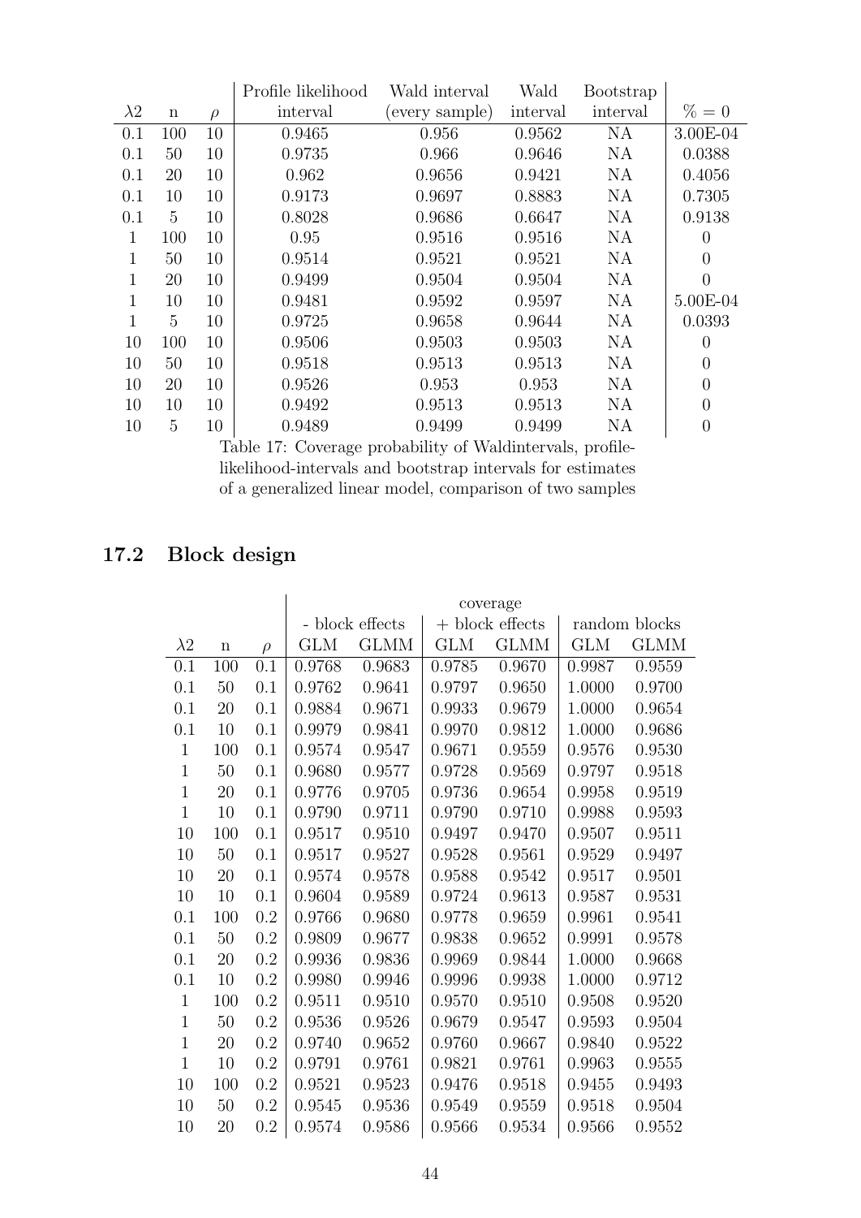| $\lambda 2$ | n | $\rho$ | Profile likelihood interval | Wald interval (every sample) | Wald interval | Bootstrap interval | % = 0 |
|---|---|---|---|---|---|---|---|
| 0.1 | 100 | 10 | 0.9465 | 0.956 | 0.9562 | NA | 3.00E-04 |
| 0.1 | 50 | 10 | 0.9735 | 0.966 | 0.9646 | NA | 0.0388 |
| 0.1 | 20 | 10 | 0.962 | 0.9656 | 0.9421 | NA | 0.4056 |
| 0.1 | 10 | 10 | 0.9173 | 0.9697 | 0.8883 | NA | 0.7305 |
| 0.1 | 5 | 10 | 0.8028 | 0.9686 | 0.6647 | NA | 0.9138 |
| 1 | 100 | 10 | 0.95 | 0.9516 | 0.9516 | NA | 0 |
| 1 | 50 | 10 | 0.9514 | 0.9521 | 0.9521 | NA | 0 |
| 1 | 20 | 10 | 0.9499 | 0.9504 | 0.9504 | NA | 0 |
| 1 | 10 | 10 | 0.9481 | 0.9592 | 0.9597 | NA | 5.00E-04 |
| 1 | 5 | 10 | 0.9725 | 0.9658 | 0.9644 | NA | 0.0393 |
| 10 | 100 | 10 | 0.9506 | 0.9503 | 0.9503 | NA | 0 |
| 10 | 50 | 10 | 0.9518 | 0.9513 | 0.9513 | NA | 0 |
| 10 | 20 | 10 | 0.9526 | 0.953 | 0.953 | NA | 0 |
| 10 | 10 | 10 | 0.9492 | 0.9513 | 0.9513 | NA | 0 |
| 10 | 5 | 10 | 0.9489 | 0.9499 | 0.9499 | NA | 0 |

Table 17: Coverage probability of Waldintervals, profile-likelihood-intervals and bootstrap intervals for estimates of a generalized linear model, comparison of two samples

## 17.2 Block design

| | | | coverage | | | | | |
|---|---|---|---|---|---|---|---|---|
| | | | - block effects | | + block effects | | random blocks | |
| $\lambda 2$ | n | $\rho$ | GLM | GLMM | GLM | GLMM | GLM | GLMM |
| 0.1 | 100 | 0.1 | 0.9768 | 0.9683 | 0.9785 | 0.9670 | 0.9987 | 0.9559 |
| 0.1 | 50 | 0.1 | 0.9762 | 0.9641 | 0.9797 | 0.9650 | 1.0000 | 0.9700 |
| 0.1 | 20 | 0.1 | 0.9884 | 0.9671 | 0.9933 | 0.9679 | 1.0000 | 0.9654 |
| 0.1 | 10 | 0.1 | 0.9979 | 0.9841 | 0.9970 | 0.9812 | 1.0000 | 0.9686 |
| 1 | 100 | 0.1 | 0.9574 | 0.9547 | 0.9671 | 0.9559 | 0.9576 | 0.9530 |
| 1 | 50 | 0.1 | 0.9680 | 0.9577 | 0.9728 | 0.9569 | 0.9797 | 0.9518 |
| 1 | 20 | 0.1 | 0.9776 | 0.9705 | 0.9736 | 0.9654 | 0.9958 | 0.9519 |
| 1 | 10 | 0.1 | 0.9790 | 0.9711 | 0.9790 | 0.9710 | 0.9988 | 0.9593 |
| 10 | 100 | 0.1 | 0.9517 | 0.9510 | 0.9497 | 0.9470 | 0.9507 | 0.9511 |
| 10 | 50 | 0.1 | 0.9517 | 0.9527 | 0.9528 | 0.9561 | 0.9529 | 0.9497 |
| 10 | 20 | 0.1 | 0.9574 | 0.9578 | 0.9588 | 0.9542 | 0.9517 | 0.9501 |
| 10 | 10 | 0.1 | 0.9604 | 0.9589 | 0.9724 | 0.9613 | 0.9587 | 0.9531 |
| 0.1 | 100 | 0.2 | 0.9766 | 0.9680 | 0.9778 | 0.9659 | 0.9961 | 0.9541 |
| 0.1 | 50 | 0.2 | 0.9809 | 0.9677 | 0.9838 | 0.9652 | 0.9991 | 0.9578 |
| 0.1 | 20 | 0.2 | 0.9936 | 0.9836 | 0.9969 | 0.9844 | 1.0000 | 0.9668 |
| 0.1 | 10 | 0.2 | 0.9980 | 0.9946 | 0.9996 | 0.9938 | 1.0000 | 0.9712 |
| 1 | 100 | 0.2 | 0.9511 | 0.9510 | 0.9570 | 0.9510 | 0.9508 | 0.9520 |
| 1 | 50 | 0.2 | 0.9536 | 0.9526 | 0.9679 | 0.9547 | 0.9593 | 0.9504 |
| 1 | 20 | 0.2 | 0.9740 | 0.9652 | 0.9760 | 0.9667 | 0.9840 | 0.9522 |
| 1 | 10 | 0.2 | 0.9791 | 0.9761 | 0.9821 | 0.9761 | 0.9963 | 0.9555 |
| 10 | 100 | 0.2 | 0.9521 | 0.9523 | 0.9476 | 0.9518 | 0.9455 | 0.9493 |
| 10 | 50 | 0.2 | 0.9545 | 0.9536 | 0.9549 | 0.9559 | 0.9518 | 0.9504 |
| 10 | 20 | 0.2 | 0.9574 | 0.9586 | 0.9566 | 0.9534 | 0.9566 | 0.9552 |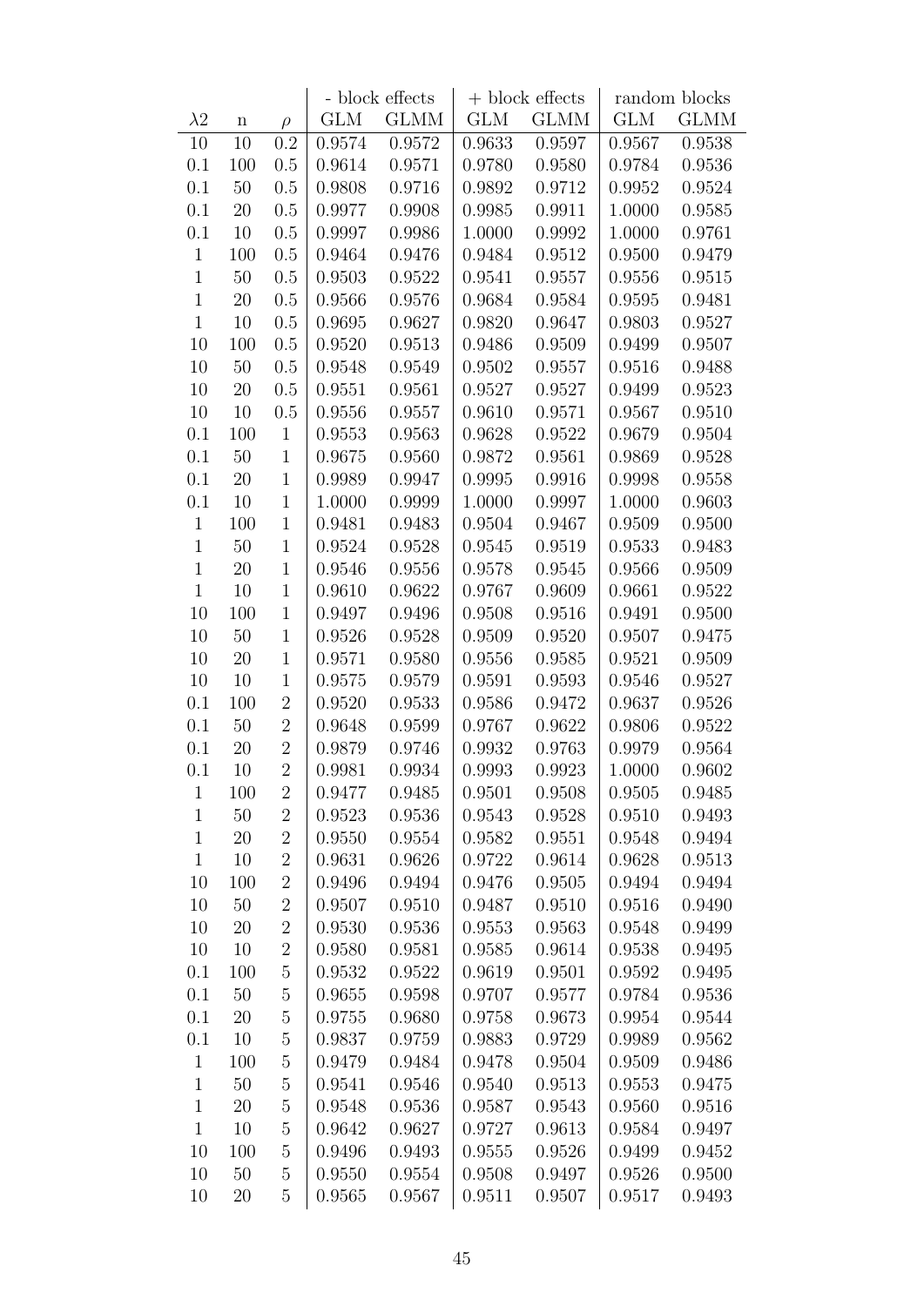| | | | - block effects | | + block effects | | random blocks | |
|---|---|---|---|---|---|---|---|---|
| $\lambda 2$ | n | $\rho$ | GLM | GLMM | GLM | GLMM | GLM | GLMM |
| 10 | 10 | 0.2 | 0.9574 | 0.9572 | 0.9633 | 0.9597 | 0.9567 | 0.9538 |
| 0.1 | 100 | 0.5 | 0.9614 | 0.9571 | 0.9780 | 0.9580 | 0.9784 | 0.9536 |
| 0.1 | 50 | 0.5 | 0.9808 | 0.9716 | 0.9892 | 0.9712 | 0.9952 | 0.9524 |
| 0.1 | 20 | 0.5 | 0.9977 | 0.9908 | 0.9985 | 0.9911 | 1.0000 | 0.9585 |
| 0.1 | 10 | 0.5 | 0.9997 | 0.9986 | 1.0000 | 0.9992 | 1.0000 | 0.9761 |
| 1 | 100 | 0.5 | 0.9464 | 0.9476 | 0.9484 | 0.9512 | 0.9500 | 0.9479 |
| 1 | 50 | 0.5 | 0.9503 | 0.9522 | 0.9541 | 0.9557 | 0.9556 | 0.9515 |
| 1 | 20 | 0.5 | 0.9566 | 0.9576 | 0.9684 | 0.9584 | 0.9595 | 0.9481 |
| 1 | 10 | 0.5 | 0.9695 | 0.9627 | 0.9820 | 0.9647 | 0.9803 | 0.9527 |
| 10 | 100 | 0.5 | 0.9520 | 0.9513 | 0.9486 | 0.9509 | 0.9499 | 0.9507 |
| 10 | 50 | 0.5 | 0.9548 | 0.9549 | 0.9502 | 0.9557 | 0.9516 | 0.9488 |
| 10 | 20 | 0.5 | 0.9551 | 0.9561 | 0.9527 | 0.9527 | 0.9499 | 0.9523 |
| 10 | 10 | 0.5 | 0.9556 | 0.9557 | 0.9610 | 0.9571 | 0.9567 | 0.9510 |
| 0.1 | 100 | 1 | 0.9553 | 0.9563 | 0.9628 | 0.9522 | 0.9679 | 0.9504 |
| 0.1 | 50 | 1 | 0.9675 | 0.9560 | 0.9872 | 0.9561 | 0.9869 | 0.9528 |
| 0.1 | 20 | 1 | 0.9989 | 0.9947 | 0.9995 | 0.9916 | 0.9998 | 0.9558 |
| 0.1 | 10 | 1 | 1.0000 | 0.9999 | 1.0000 | 0.9997 | 1.0000 | 0.9603 |
| 1 | 100 | 1 | 0.9481 | 0.9483 | 0.9504 | 0.9467 | 0.9509 | 0.9500 |
| 1 | 50 | 1 | 0.9524 | 0.9528 | 0.9545 | 0.9519 | 0.9533 | 0.9483 |
| 1 | 20 | 1 | 0.9546 | 0.9556 | 0.9578 | 0.9545 | 0.9566 | 0.9509 |
| 1 | 10 | 1 | 0.9610 | 0.9622 | 0.9767 | 0.9609 | 0.9661 | 0.9522 |
| 10 | 100 | 1 | 0.9497 | 0.9496 | 0.9508 | 0.9516 | 0.9491 | 0.9500 |
| 10 | 50 | 1 | 0.9526 | 0.9528 | 0.9509 | 0.9520 | 0.9507 | 0.9475 |
| 10 | 20 | 1 | 0.9571 | 0.9580 | 0.9556 | 0.9585 | 0.9521 | 0.9509 |
| 10 | 10 | 1 | 0.9575 | 0.9579 | 0.9591 | 0.9593 | 0.9546 | 0.9527 |
| 0.1 | 100 | 2 | 0.9520 | 0.9533 | 0.9586 | 0.9472 | 0.9637 | 0.9526 |
| 0.1 | 50 | 2 | 0.9648 | 0.9599 | 0.9767 | 0.9622 | 0.9806 | 0.9522 |
| 0.1 | 20 | 2 | 0.9879 | 0.9746 | 0.9932 | 0.9763 | 0.9979 | 0.9564 |
| 0.1 | 10 | 2 | 0.9981 | 0.9934 | 0.9993 | 0.9923 | 1.0000 | 0.9602 |
| 1 | 100 | 2 | 0.9477 | 0.9485 | 0.9501 | 0.9508 | 0.9505 | 0.9485 |
| 1 | 50 | 2 | 0.9523 | 0.9536 | 0.9543 | 0.9528 | 0.9510 | 0.9493 |
| 1 | 20 | 2 | 0.9550 | 0.9554 | 0.9582 | 0.9551 | 0.9548 | 0.9494 |
| 1 | 10 | 2 | 0.9631 | 0.9626 | 0.9722 | 0.9614 | 0.9628 | 0.9513 |
| 10 | 100 | 2 | 0.9496 | 0.9494 | 0.9476 | 0.9505 | 0.9494 | 0.9494 |
| 10 | 50 | 2 | 0.9507 | 0.9510 | 0.9487 | 0.9510 | 0.9516 | 0.9490 |
| 10 | 20 | 2 | 0.9530 | 0.9536 | 0.9553 | 0.9563 | 0.9548 | 0.9499 |
| 10 | 10 | 2 | 0.9580 | 0.9581 | 0.9585 | 0.9614 | 0.9538 | 0.9495 |
| 0.1 | 100 | 5 | 0.9532 | 0.9522 | 0.9619 | 0.9501 | 0.9592 | 0.9495 |
| 0.1 | 50 | 5 | 0.9655 | 0.9598 | 0.9707 | 0.9577 | 0.9784 | 0.9536 |
| 0.1 | 20 | 5 | 0.9755 | 0.9680 | 0.9758 | 0.9673 | 0.9954 | 0.9544 |
| 0.1 | 10 | 5 | 0.9837 | 0.9759 | 0.9883 | 0.9729 | 0.9989 | 0.9562 |
| 1 | 100 | 5 | 0.9479 | 0.9484 | 0.9478 | 0.9504 | 0.9509 | 0.9486 |
| 1 | 50 | 5 | 0.9541 | 0.9546 | 0.9540 | 0.9513 | 0.9553 | 0.9475 |
| 1 | 20 | 5 | 0.9548 | 0.9536 | 0.9587 | 0.9543 | 0.9560 | 0.9516 |
| 1 | 10 | 5 | 0.9642 | 0.9627 | 0.9727 | 0.9613 | 0.9584 | 0.9497 |
| 10 | 100 | 5 | 0.9496 | 0.9493 | 0.9555 | 0.9526 | 0.9499 | 0.9452 |
| 10 | 50 | 5 | 0.9550 | 0.9554 | 0.9508 | 0.9497 | 0.9526 | 0.9500 |
| 10 | 20 | 5 | 0.9565 | 0.9567 | 0.9511 | 0.9507 | 0.9517 | 0.9493 |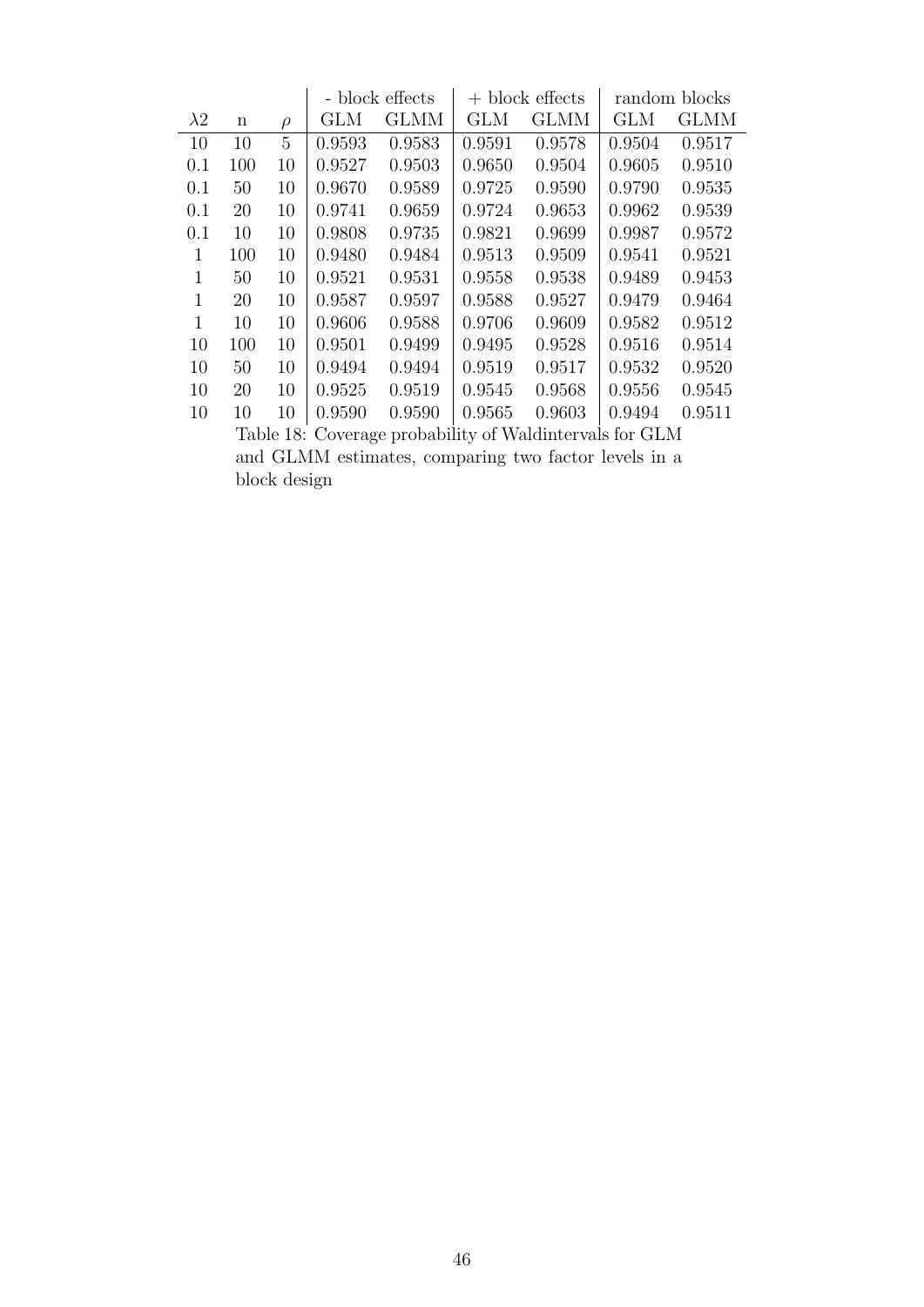| | | | - block effects | | + block effects | | random blocks | |
|---|---|---|---|---|---|---|---|---|
| $\lambda 2$ | n | $\rho$ | GLM | GLMM | GLM | GLMM | GLM | GLMM |
| 10 | 10 | 5 | 0.9593 | 0.9583 | 0.9591 | 0.9578 | 0.9504 | 0.9517 |
| 0.1 | 100 | 10 | 0.9527 | 0.9503 | 0.9650 | 0.9504 | 0.9605 | 0.9510 |
| 0.1 | 50 | 10 | 0.9670 | 0.9589 | 0.9725 | 0.9590 | 0.9790 | 0.9535 |
| 0.1 | 20 | 10 | 0.9741 | 0.9659 | 0.9724 | 0.9653 | 0.9962 | 0.9539 |
| 0.1 | 10 | 10 | 0.9808 | 0.9735 | 0.9821 | 0.9699 | 0.9987 | 0.9572 |
| 1 | 100 | 10 | 0.9480 | 0.9484 | 0.9513 | 0.9509 | 0.9541 | 0.9521 |
| 1 | 50 | 10 | 0.9521 | 0.9531 | 0.9558 | 0.9538 | 0.9489 | 0.9453 |
| 1 | 20 | 10 | 0.9587 | 0.9597 | 0.9588 | 0.9527 | 0.9479 | 0.9464 |
| 1 | 10 | 10 | 0.9606 | 0.9588 | 0.9706 | 0.9609 | 0.9582 | 0.9512 |
| 10 | 100 | 10 | 0.9501 | 0.9499 | 0.9495 | 0.9528 | 0.9516 | 0.9514 |
| 10 | 50 | 10 | 0.9494 | 0.9494 | 0.9519 | 0.9517 | 0.9532 | 0.9520 |
| 10 | 20 | 10 | 0.9525 | 0.9519 | 0.9545 | 0.9568 | 0.9556 | 0.9545 |
| 10 | 10 | 10 | 0.9590 | 0.9590 | 0.9565 | 0.9603 | 0.9494 | 0.9511 |

Table 18: Coverage probability of Waldintervals for GLM and GLMM estimates, comparing two factor levels in a block design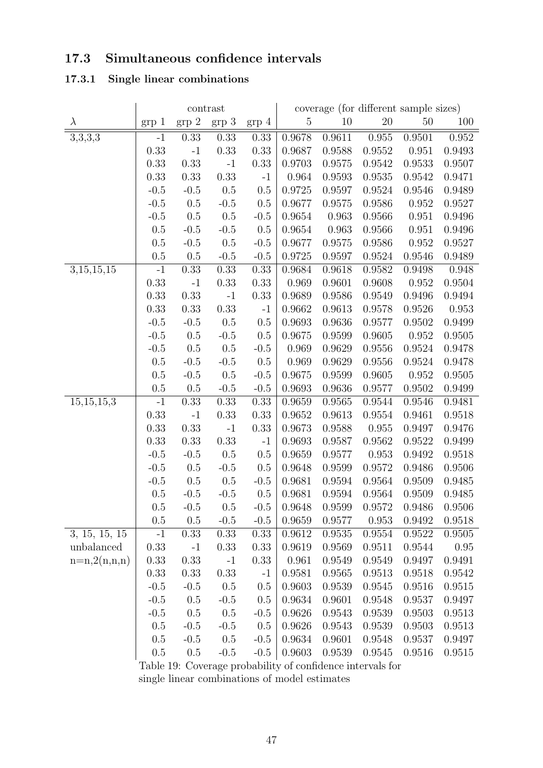## 17.3 Simultaneous confidence intervals

### 17.3.1 Single linear combinations

| $\lambda$ | contrast | | | | coverage (for different sample sizes) | | | | |
|---|---|---|---|---|---|---|---|---|---|
| | grp 1 | grp 2 | grp 3 | grp 4 | 5 | 10 | 20 | 50 | 100 |
| 3,3,3,3 | -1 | 0.33 | 0.33 | 0.33 | 0.9678 | 0.9611 | 0.955 | 0.9501 | 0.952 |
| | 0.33 | -1 | 0.33 | 0.33 | 0.9687 | 0.9588 | 0.9552 | 0.951 | 0.9493 |
| | 0.33 | 0.33 | -1 | 0.33 | 0.9703 | 0.9575 | 0.9542 | 0.9533 | 0.9507 |
| | 0.33 | 0.33 | 0.33 | -1 | 0.964 | 0.9593 | 0.9535 | 0.9542 | 0.9471 |
| | -0.5 | -0.5 | 0.5 | 0.5 | 0.9725 | 0.9597 | 0.9524 | 0.9546 | 0.9489 |
| | -0.5 | 0.5 | -0.5 | 0.5 | 0.9677 | 0.9575 | 0.9586 | 0.952 | 0.9527 |
| | -0.5 | 0.5 | 0.5 | -0.5 | 0.9654 | 0.963 | 0.9566 | 0.951 | 0.9496 |
| | 0.5 | -0.5 | -0.5 | 0.5 | 0.9654 | 0.963 | 0.9566 | 0.951 | 0.9496 |
| | 0.5 | -0.5 | 0.5 | -0.5 | 0.9677 | 0.9575 | 0.9586 | 0.952 | 0.9527 |
| | 0.5 | 0.5 | -0.5 | -0.5 | 0.9725 | 0.9597 | 0.9524 | 0.9546 | 0.9489 |
| 3,15,15,15 | -1 | 0.33 | 0.33 | 0.33 | 0.9684 | 0.9618 | 0.9582 | 0.9498 | 0.948 |
| | 0.33 | -1 | 0.33 | 0.33 | 0.969 | 0.9601 | 0.9608 | 0.952 | 0.9504 |
| | 0.33 | 0.33 | -1 | 0.33 | 0.9689 | 0.9586 | 0.9549 | 0.9496 | 0.9494 |
| | 0.33 | 0.33 | 0.33 | -1 | 0.9662 | 0.9613 | 0.9578 | 0.9526 | 0.953 |
| | -0.5 | -0.5 | 0.5 | 0.5 | 0.9693 | 0.9636 | 0.9577 | 0.9502 | 0.9499 |
| | -0.5 | 0.5 | -0.5 | 0.5 | 0.9675 | 0.9599 | 0.9605 | 0.952 | 0.9505 |
| | -0.5 | 0.5 | 0.5 | -0.5 | 0.969 | 0.9629 | 0.9556 | 0.9524 | 0.9478 |
| | 0.5 | -0.5 | -0.5 | 0.5 | 0.969 | 0.9629 | 0.9556 | 0.9524 | 0.9478 |
| | 0.5 | -0.5 | 0.5 | -0.5 | 0.9675 | 0.9599 | 0.9605 | 0.952 | 0.9505 |
| | 0.5 | 0.5 | -0.5 | -0.5 | 0.9693 | 0.9636 | 0.9577 | 0.9502 | 0.9499 |
| 15,15,15,3 | -1 | 0.33 | 0.33 | 0.33 | 0.9659 | 0.9565 | 0.9544 | 0.9546 | 0.9481 |
| | 0.33 | -1 | 0.33 | 0.33 | 0.9652 | 0.9613 | 0.9554 | 0.9461 | 0.9518 |
| | 0.33 | 0.33 | -1 | 0.33 | 0.9673 | 0.9588 | 0.955 | 0.9497 | 0.9476 |
| | 0.33 | 0.33 | 0.33 | -1 | 0.9693 | 0.9587 | 0.9562 | 0.9522 | 0.9499 |
| | -0.5 | -0.5 | 0.5 | 0.5 | 0.9659 | 0.9577 | 0.953 | 0.9492 | 0.9518 |
| | -0.5 | 0.5 | -0.5 | 0.5 | 0.9648 | 0.9599 | 0.9572 | 0.9486 | 0.9506 |
| | -0.5 | 0.5 | 0.5 | -0.5 | 0.9681 | 0.9594 | 0.9564 | 0.9509 | 0.9485 |
| | 0.5 | -0.5 | -0.5 | 0.5 | 0.9681 | 0.9594 | 0.9564 | 0.9509 | 0.9485 |
| | 0.5 | -0.5 | 0.5 | -0.5 | 0.9648 | 0.9599 | 0.9572 | 0.9486 | 0.9506 |
| | 0.5 | 0.5 | -0.5 | -0.5 | 0.9659 | 0.9577 | 0.953 | 0.9492 | 0.9518 |
| 3, 15, 15, 15 | -1 | 0.33 | 0.33 | 0.33 | 0.9612 | 0.9535 | 0.9554 | 0.9522 | 0.9505 |
| unbalanced | 0.33 | -1 | 0.33 | 0.33 | 0.9619 | 0.9569 | 0.9511 | 0.9544 | 0.95 |
| n=n,2(n,n,n) | 0.33 | 0.33 | -1 | 0.33 | 0.961 | 0.9549 | 0.9549 | 0.9497 | 0.9491 |
| | 0.33 | 0.33 | 0.33 | -1 | 0.9581 | 0.9565 | 0.9513 | 0.9518 | 0.9542 |
| | -0.5 | -0.5 | 0.5 | 0.5 | 0.9603 | 0.9539 | 0.9545 | 0.9516 | 0.9515 |
| | -0.5 | 0.5 | -0.5 | 0.5 | 0.9634 | 0.9601 | 0.9548 | 0.9537 | 0.9497 |
| | -0.5 | 0.5 | 0.5 | -0.5 | 0.9626 | 0.9543 | 0.9539 | 0.9503 | 0.9513 |
| | 0.5 | -0.5 | -0.5 | 0.5 | 0.9626 | 0.9543 | 0.9539 | 0.9503 | 0.9513 |
| | 0.5 | -0.5 | 0.5 | -0.5 | 0.9634 | 0.9601 | 0.9548 | 0.9537 | 0.9497 |
| | 0.5 | 0.5 | -0.5 | -0.5 | 0.9603 | 0.9539 | 0.9545 | 0.9516 | 0.9515 |

Table 19: Coverage probability of confidence intervals for single linear combinations of model estimates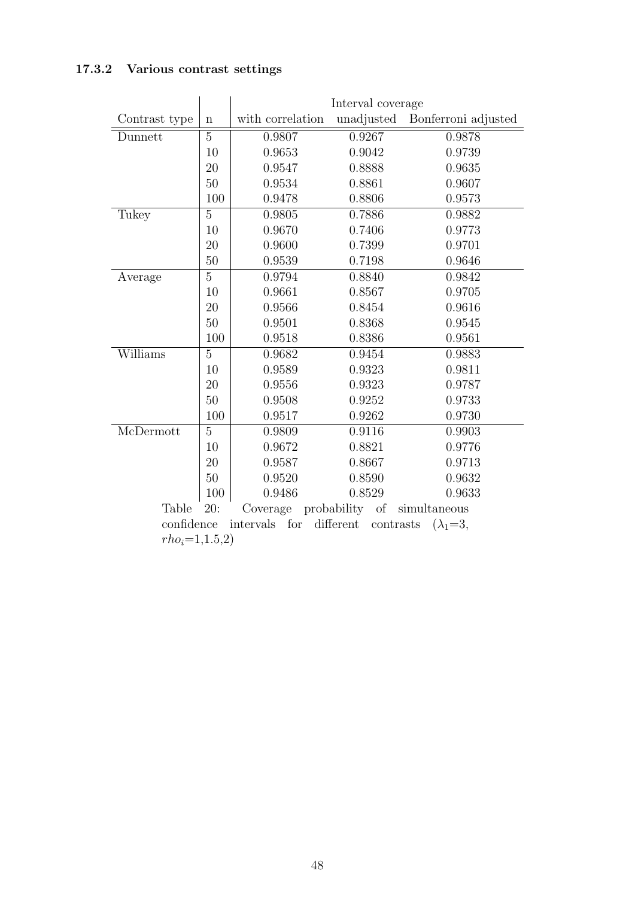### 17.3.2 Various contrast settings

| Contrast type | n | Interval coverage | | |
|---|---|---|---|---|
| | | with correlation | unadjusted | Bonferroni adjusted |
| Dunnett | 5 | 0.9807 | 0.9267 | 0.9878 |
| | 10 | 0.9653 | 0.9042 | 0.9739 |
| | 20 | 0.9547 | 0.8888 | 0.9635 |
| | 50 | 0.9534 | 0.8861 | 0.9607 |
| | 100 | 0.9478 | 0.8806 | 0.9573 |
| Tukey | 5 | 0.9805 | 0.7886 | 0.9882 |
| | 10 | 0.9670 | 0.7406 | 0.9773 |
| | 20 | 0.9600 | 0.7399 | 0.9701 |
| | 50 | 0.9539 | 0.7198 | 0.9646 |
| Average | 5 | 0.9794 | 0.8840 | 0.9842 |
| | 10 | 0.9661 | 0.8567 | 0.9705 |
| | 20 | 0.9566 | 0.8454 | 0.9616 |
| | 50 | 0.9501 | 0.8368 | 0.9545 |
| | 100 | 0.9518 | 0.8386 | 0.9561 |
| Williams | 5 | 0.9682 | 0.9454 | 0.9883 |
| | 10 | 0.9589 | 0.9323 | 0.9811 |
| | 20 | 0.9556 | 0.9323 | 0.9787 |
| | 50 | 0.9508 | 0.9252 | 0.9733 |
| | 100 | 0.9517 | 0.9262 | 0.9730 |
| McDermott | 5 | 0.9809 | 0.9116 | 0.9903 |
| | 10 | 0.9672 | 0.8821 | 0.9776 |
| | 20 | 0.9587 | 0.8667 | 0.9713 |
| | 50 | 0.9520 | 0.8590 | 0.9632 |
| | 100 | 0.9486 | 0.8529 | 0.9633 |

Table 20: Coverage probability of simultaneous confidence intervals for different contrasts ($\lambda_1$=3, $rho_i$=1,1.5,2)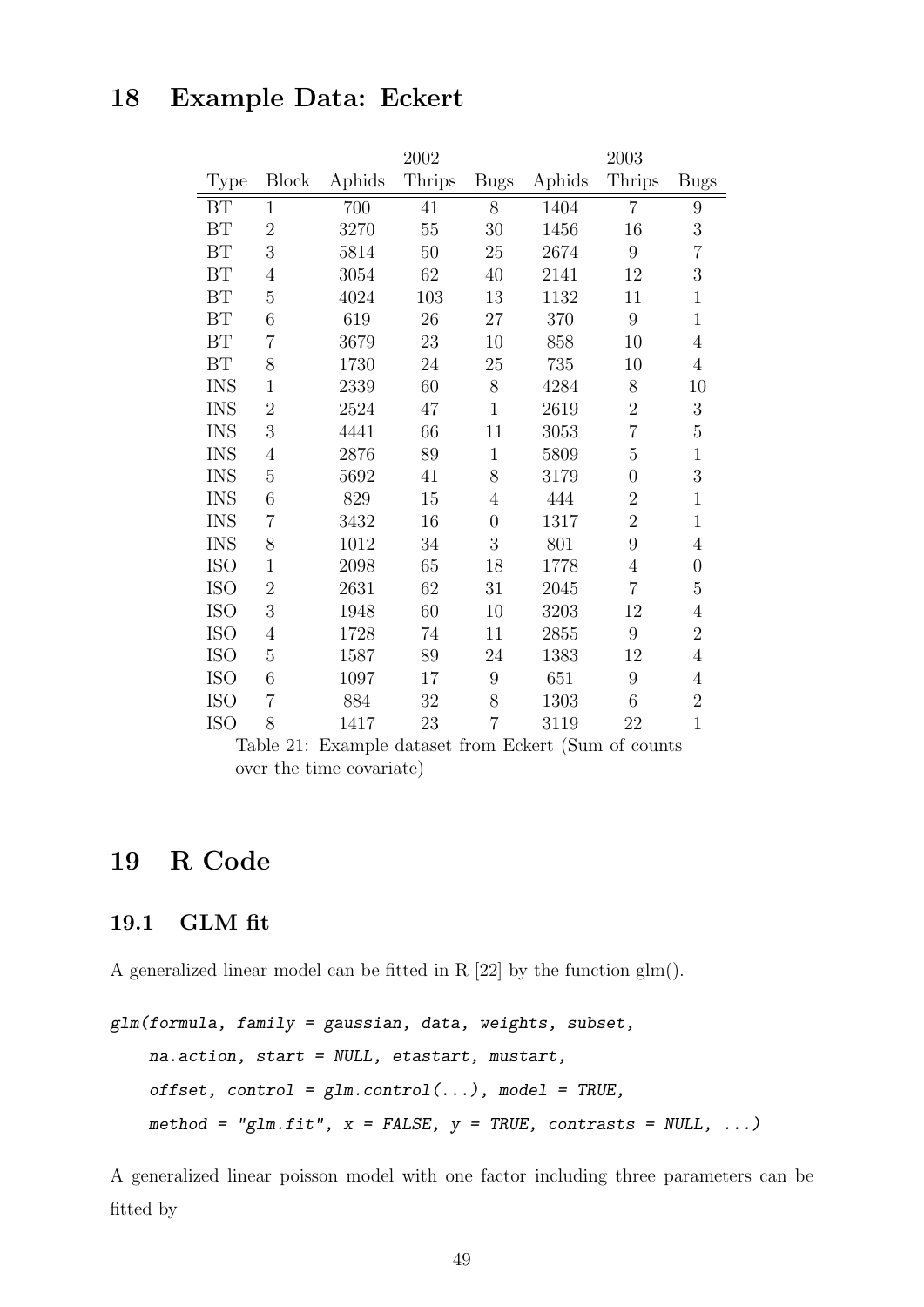# 18 Example Data: Eckert

| | | 2002 | | | 2003 | | |
|---|---|---|---|---|---|---|---|
| Type | Block | Aphids | Thrips | Bugs | Aphids | Thrips | Bugs |
| BT | 1 | 700 | 41 | 8 | 1404 | 7 | 9 |
| BT | 2 | 3270 | 55 | 30 | 1456 | 16 | 3 |
| BT | 3 | 5814 | 50 | 25 | 2674 | 9 | 7 |
| BT | 4 | 3054 | 62 | 40 | 2141 | 12 | 3 |
| BT | 5 | 4024 | 103 | 13 | 1132 | 11 | 1 |
| BT | 6 | 619 | 26 | 27 | 370 | 9 | 1 |
| BT | 7 | 3679 | 23 | 10 | 858 | 10 | 4 |
| BT | 8 | 1730 | 24 | 25 | 735 | 10 | 4 |
| INS | 1 | 2339 | 60 | 8 | 4284 | 8 | 10 |
| INS | 2 | 2524 | 47 | 1 | 2619 | 2 | 3 |
| INS | 3 | 4441 | 66 | 11 | 3053 | 7 | 5 |
| INS | 4 | 2876 | 89 | 1 | 5809 | 5 | 1 |
| INS | 5 | 5692 | 41 | 8 | 3179 | 0 | 3 |
| INS | 6 | 829 | 15 | 4 | 444 | 2 | 1 |
| INS | 7 | 3432 | 16 | 0 | 1317 | 2 | 1 |
| INS | 8 | 1012 | 34 | 3 | 801 | 9 | 4 |
| ISO | 1 | 2098 | 65 | 18 | 1778 | 4 | 0 |
| ISO | 2 | 2631 | 62 | 31 | 2045 | 7 | 5 |
| ISO | 3 | 1948 | 60 | 10 | 3203 | 12 | 4 |
| ISO | 4 | 1728 | 74 | 11 | 2855 | 9 | 2 |
| ISO | 5 | 1587 | 89 | 24 | 1383 | 12 | 4 |
| ISO | 6 | 1097 | 17 | 9 | 651 | 9 | 4 |
| ISO | 7 | 884 | 32 | 8 | 1303 | 6 | 2 |
| ISO | 8 | 1417 | 23 | 7 | 3119 | 22 | 1 |

Table 21: Example dataset from Eckert (Sum of counts over the time covariate)

# 19 R Code

## 19.1 GLM fit

A generalized linear model can be fitted in R [22] by the function glm().

```
glm(formula, family = gaussian, data, weights, subset,
    na.action, start = NULL, etastart, mustart,
    offset, control = glm.control(...), model = TRUE,
    method = "glm.fit", x = FALSE, y = TRUE, contrasts = NULL, ...)
```

A generalized linear poisson model with one factor including three parameters can be fitted by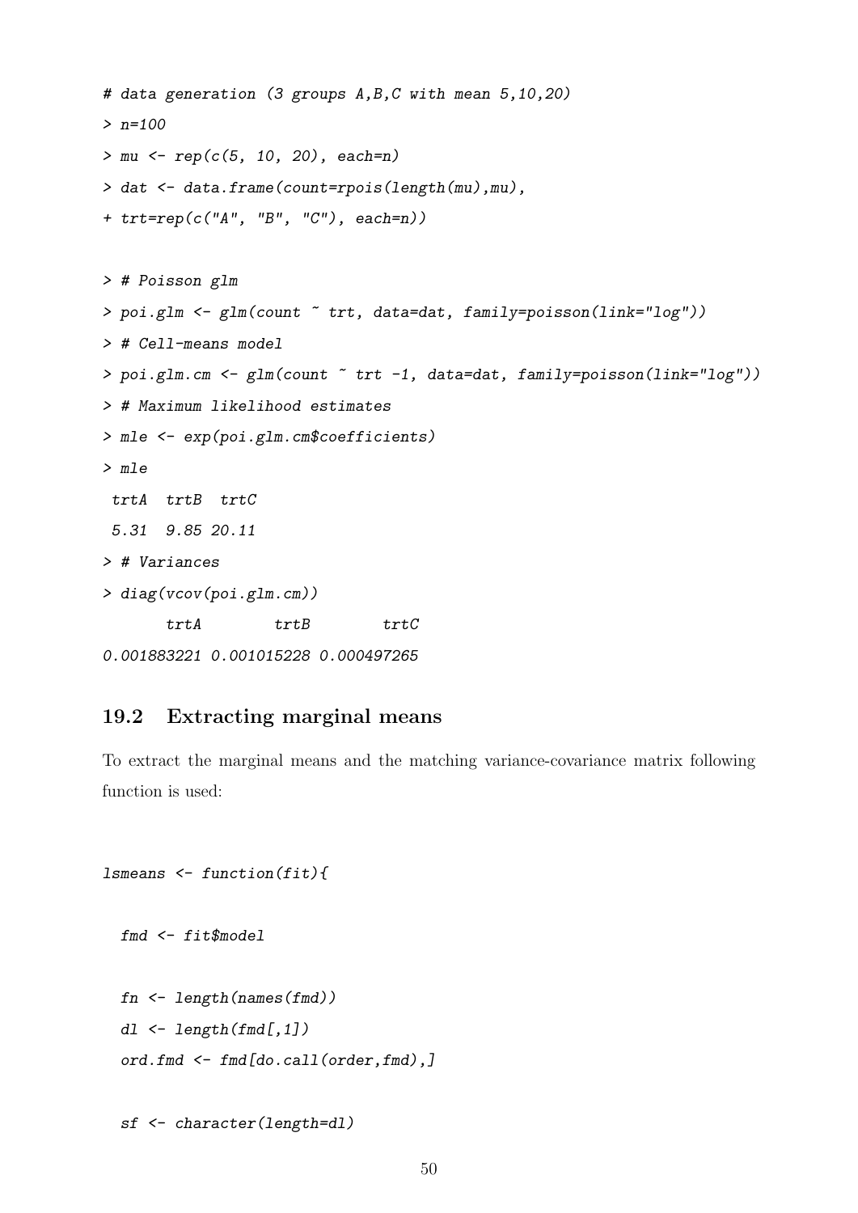```
# data generation (3 groups A,B,C with mean 5,10,20)
> n=100
> mu <- rep(c(5, 10, 20), each=n)
> dat <- data.frame(count=rpois(length(mu),mu),
+ trt=rep(c("A", "B", "C"), each=n))

> # Poisson glm
> poi.glm <- glm(count ~ trt, data=dat, family=poisson(link="log"))
> # Cell-means model
> poi.glm.cm <- glm(count ~ trt -1, data=dat, family=poisson(link="log"))
> # Maximum likelihood estimates
> mle <- exp(poi.glm.cm$coefficients)
> mle
 trtA  trtB  trtC
 5.31  9.85 20.11
> # Variances
> diag(vcov(poi.glm.cm))
       trtA        trtB        trtC
0.001883221 0.001015228 0.000497265
```

## 19.2 Extracting marginal means

To extract the marginal means and the matching variance-covariance matrix following function is used:

```
lsmeans <- function(fit){

  fmd <- fit$model

  fn <- length(names(fmd))
  dl <- length(fmd[,1])
  ord.fmd <- fmd[do.call(order,fmd),]

  sf <- character(length=dl)
```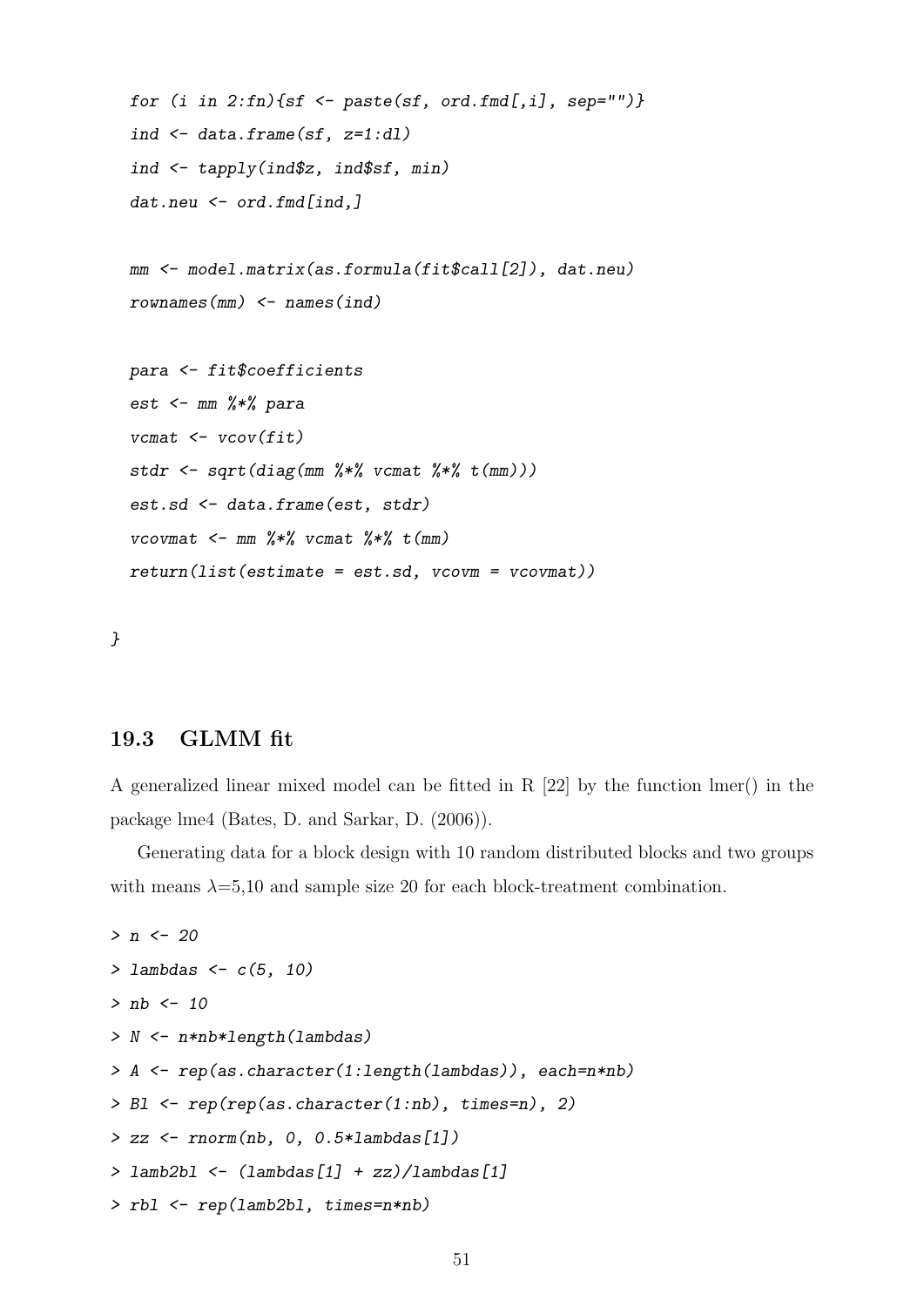```
  for (i in 2:fn){sf <- paste(sf, ord.fmd[,i], sep="")}
  ind <- data.frame(sf, z=1:dl)
  ind <- tapply(ind$z, ind$sf, min)
  dat.neu <- ord.fmd[ind,]

  mm <- model.matrix(as.formula(fit$call[2]), dat.neu)
  rownames(mm) <- names(ind)

  para <- fit$coefficients
  est <- mm %*% para
  vcmat <- vcov(fit)
  stdr <- sqrt(diag(mm %*% vcmat %*% t(mm)))
  est.sd <- data.frame(est, stdr)
  vcovmat <- mm %*% vcmat %*% t(mm)
  return(list(estimate = est.sd, vcovm = vcovmat))

}
```

## 19.3 GLMM fit

A generalized linear mixed model can be fitted in R [22] by the function lmer() in the package lme4 (Bates, D. and Sarkar, D. (2006)).

Generating data for a block design with 10 random distributed blocks and two groups with means $\lambda$=5,10 and sample size 20 for each block-treatment combination.

```
> n <- 20
> lambdas <- c(5, 10)
> nb <- 10
> N <- n*nb*length(lambdas)
> A <- rep(as.character(1:length(lambdas)), each=n*nb)
> Bl <- rep(rep(as.character(1:nb), times=n), 2)
> zz <- rnorm(nb, 0, 0.5*lambdas[1])
> lamb2bl <- (lambdas[1] + zz)/lambdas[1]
> rbl <- rep(lamb2bl, times=n*nb)
```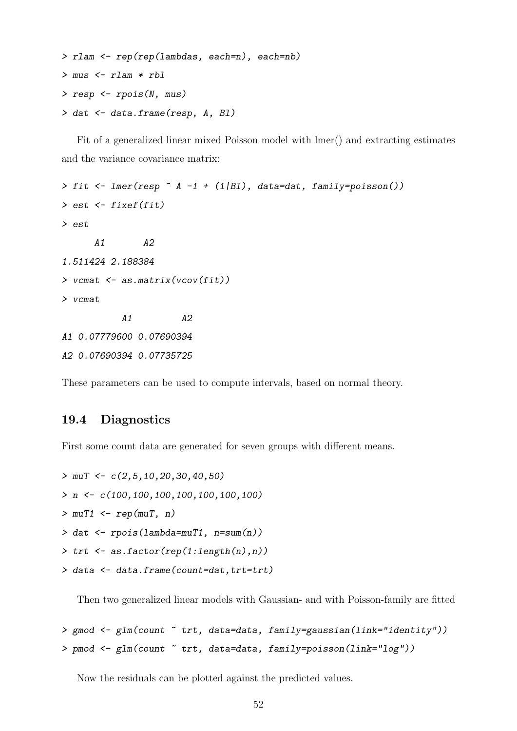```
> rlam <- rep(rep(lambdas, each=n), each=nb)
> mus <- rlam * rbl
> resp <- rpois(N, mus)
> dat <- data.frame(resp, A, Bl)
```

Fit of a generalized linear mixed Poisson model with lmer() and extracting estimates and the variance covariance matrix:

```
> fit <- lmer(resp ~ A -1 + (1|Bl), data=dat, family=poisson())
> est <- fixef(fit)
> est
      A1       A2
1.511424 2.188384
> vcmat <- as.matrix(vcov(fit))
> vcmat
           A1         A2
A1 0.07779600 0.07690394
A2 0.07690394 0.07735725
```

These parameters can be used to compute intervals, based on normal theory.

## 19.4 Diagnostics

First some count data are generated for seven groups with different means.

```
> muT <- c(2,5,10,20,30,40,50)
> n <- c(100,100,100,100,100,100,100)
> muT1 <- rep(muT, n)
> dat <- rpois(lambda=muT1, n=sum(n))
> trt <- as.factor(rep(1:length(n),n))
> data <- data.frame(count=dat,trt=trt)
```

Then two generalized linear models with Gaussian- and with Poisson-family are fitted

```
> gmod <- glm(count ~ trt, data=data, family=gaussian(link="identity"))
> pmod <- glm(count ~ trt, data=data, family=poisson(link="log"))
```

Now the residuals can be plotted against the predicted values.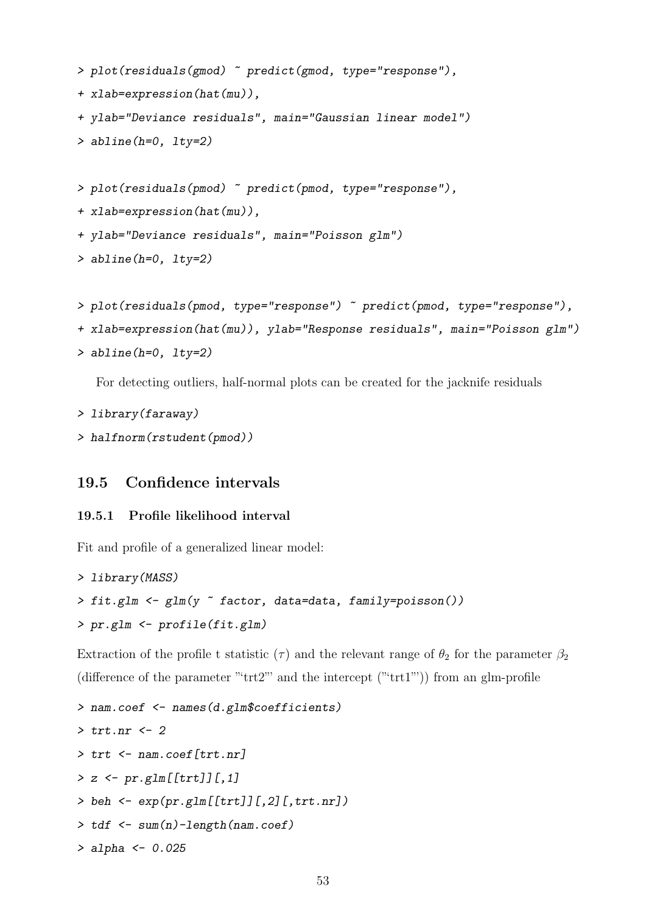```
> plot(residuals(gmod) ~ predict(gmod, type="response"),
+ xlab=expression(hat(mu)),
+ ylab="Deviance residuals", main="Gaussian linear model")
> abline(h=0, lty=2)
```

```
> plot(residuals(pmod) ~ predict(pmod, type="response"),
+ xlab=expression(hat(mu)),
+ ylab="Deviance residuals", main="Poisson glm")
> abline(h=0, lty=2)
```

```
> plot(residuals(pmod, type="response") ~ predict(pmod, type="response"),
+ xlab=expression(hat(mu)), ylab="Response residuals", main="Poisson glm")
> abline(h=0, lty=2)
```

For detecting outliers, half-normal plots can be created for the jacknife residuals

```
> library(faraway)
> halfnorm(rstudent(pmod))
```

## 19.5 Confidence intervals

### 19.5.1 Profile likelihood interval

Fit and profile of a generalized linear model:

```
> library(MASS)
> fit.glm <- glm(y ~ factor, data=data, family=poisson())
> pr.glm <- profile(fit.glm)
```

Extraction of the profile t statistic ($\tau$) and the relevant range of $\theta_2$ for the parameter $\beta_2$ (difference of the parameter "'trt2"' and the intercept ("'trt1"')) from an glm-profile

```
> nam.coef <- names(d.glm$coefficients)
> trt.nr <- 2
> trt <- nam.coef[trt.nr]
> z <- pr.glm[[trt]][,1]
> beh <- exp(pr.glm[[trt]][,2][,trt.nr])
> tdf <- sum(n)-length(nam.coef)
> alpha <- 0.025
```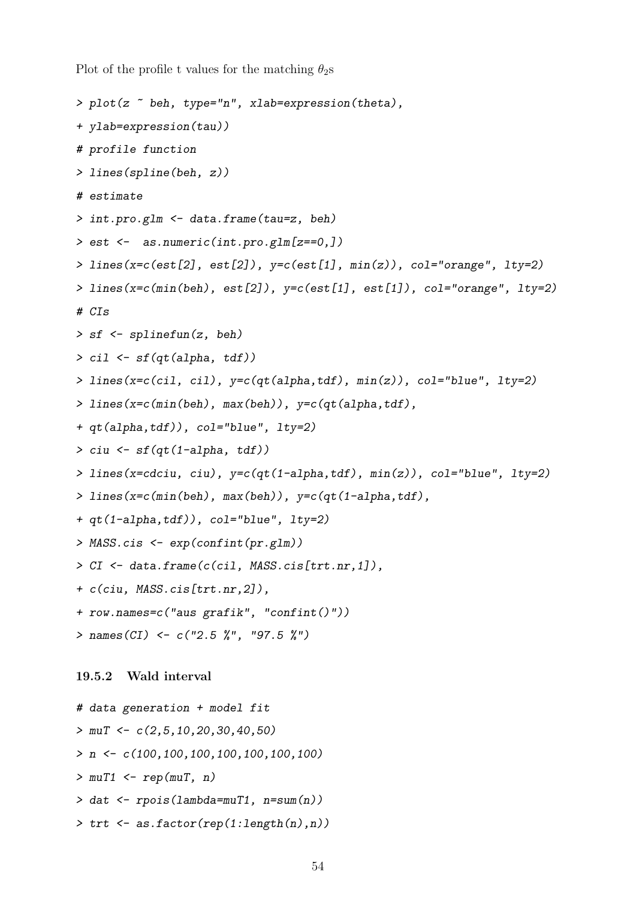Plot of the profile t values for the matching $\theta_2$s

```
> plot(z ~ beh, type="n", xlab=expression(theta),
+ ylab=expression(tau))
# profile function
> lines(spline(beh, z))
# estimate
> int.pro.glm <- data.frame(tau=z, beh)
> est <-  as.numeric(int.pro.glm[z==0,])
> lines(x=c(est[2], est[2]), y=c(est[1], min(z)), col="orange", lty=2)
> lines(x=c(min(beh), est[2]), y=c(est[1], est[1]), col="orange", lty=2)
# CIs
> sf <- splinefun(z, beh)
> cil <- sf(qt(alpha, tdf))
> lines(x=c(cil, cil), y=c(qt(alpha,tdf), min(z)), col="blue", lty=2)
> lines(x=c(min(beh), max(beh)), y=c(qt(alpha,tdf),
+ qt(alpha,tdf)), col="blue", lty=2)
> ciu <- sf(qt(1-alpha, tdf))
> lines(x=cdciu, ciu), y=c(qt(1-alpha,tdf), min(z)), col="blue", lty=2)
> lines(x=c(min(beh), max(beh)), y=c(qt(1-alpha,tdf),
+ qt(1-alpha,tdf)), col="blue", lty=2)
> MASS.cis <- exp(confint(pr.glm))
> CI <- data.frame(c(cil, MASS.cis[trt.nr,1]),
+ c(ciu, MASS.cis[trt.nr,2]),
+ row.names=c("aus grafik", "confint()"))
> names(CI) <- c("2.5 %", "97.5 %")
```

### 19.5.2 Wald interval

```
# data generation + model fit
> muT <- c(2,5,10,20,30,40,50)
> n <- c(100,100,100,100,100,100,100)
> muT1 <- rep(muT, n)
> dat <- rpois(lambda=muT1, n=sum(n))
> trt <- as.factor(rep(1:length(n),n))
```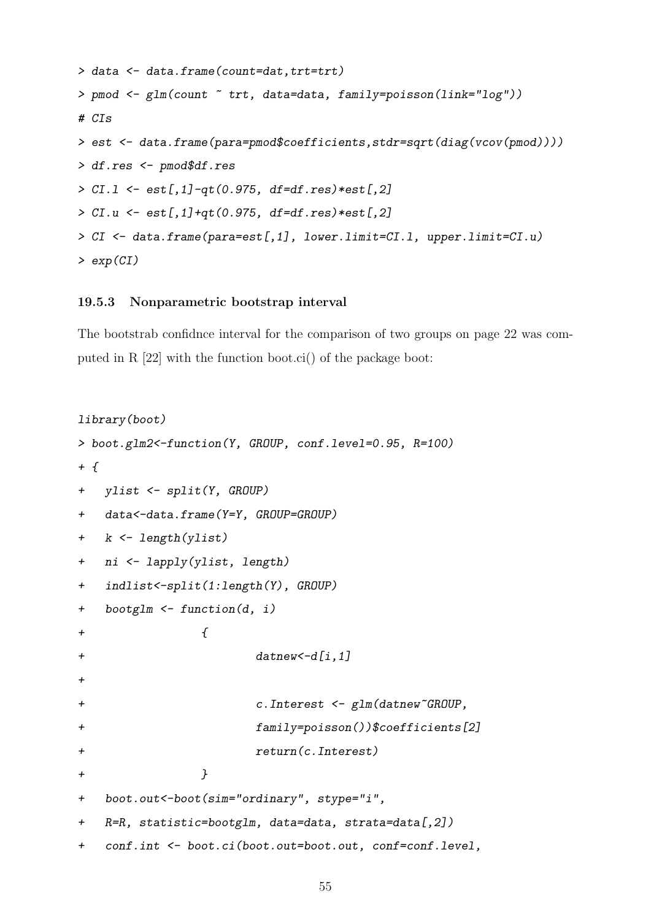```
> data <- data.frame(count=dat,trt=trt)
> pmod <- glm(count ~ trt, data=data, family=poisson(link="log"))
# CIs
> est <- data.frame(para=pmod$coefficients,stdr=sqrt(diag(vcov(pmod))))
> df.res <- pmod$df.res
> CI.l <- est[,1]-qt(0.975, df=df.res)*est[,2]
> CI.u <- est[,1]+qt(0.975, df=df.res)*est[,2]
> CI <- data.frame(para=est[,1], lower.limit=CI.l, upper.limit=CI.u)
> exp(CI)
```

### 19.5.3 Nonparametric bootstrap interval

The bootstrab confidnce interval for the comparison of two groups on page 22 was computed in R [22] with the function boot.ci() of the package boot:

```
library(boot)
> boot.glm2<-function(Y, GROUP, conf.level=0.95, R=100)
+ {
+   ylist <- split(Y, GROUP)
+   data<-data.frame(Y=Y, GROUP=GROUP)
+   k <- length(ylist)
+   ni <- lapply(ylist, length)
+   indlist<-split(1:length(Y), GROUP)
+   bootglm <- function(d, i)
+               {
+                       datnew<-d[i,1]
+
+                       c.Interest <- glm(datnew~GROUP,
+                       family=poisson())$coefficients[2]
+                       return(c.Interest)
+               }
+   boot.out<-boot(sim="ordinary", stype="i",
+   R=R, statistic=bootglm, data=data, strata=data[,2])
+   conf.int <- boot.ci(boot.out=boot.out, conf=conf.level,
```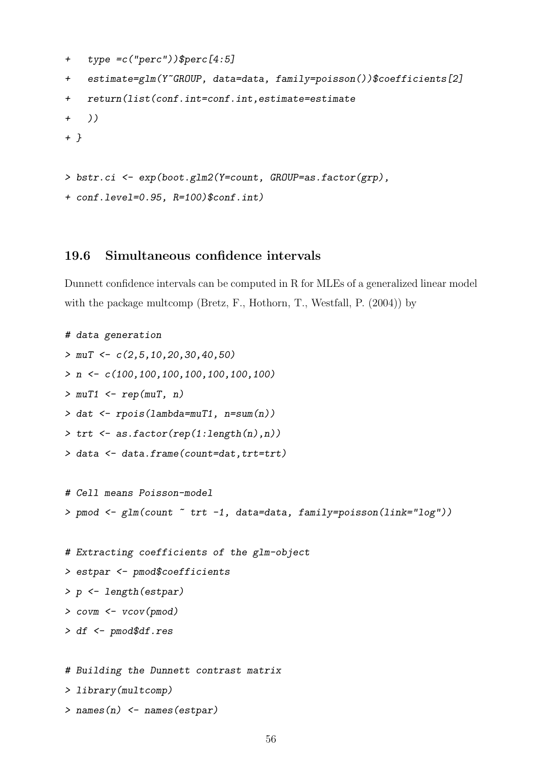```
+   type =c("perc"))$perc[4:5]
+   estimate=glm(Y~GROUP, data=data, family=poisson())$coefficients[2]
+   return(list(conf.int=conf.int,estimate=estimate
+   ))
+ }

> bstr.ci <- exp(boot.glm2(Y=count, GROUP=as.factor(grp),
+ conf.level=0.95, R=100)$conf.int)
```

### 19.6 Simultaneous confidence intervals

Dunnett confidence intervals can be computed in R for MLEs of a generalized linear model with the package multcomp (Bretz, F., Hothorn, T., Westfall, P. (2004)) by

```
# data generation
> muT <- c(2,5,10,20,30,40,50)
> n <- c(100,100,100,100,100,100,100)
> muT1 <- rep(muT, n)
> dat <- rpois(lambda=muT1, n=sum(n))
> trt <- as.factor(rep(1:length(n),n))
> data <- data.frame(count=dat,trt=trt)

# Cell means Poisson-model
> pmod <- glm(count ~ trt -1, data=data, family=poisson(link="log"))

# Extracting coefficients of the glm-object
> estpar <- pmod$coefficients
> p <- length(estpar)
> covm <- vcov(pmod)
> df <- pmod$df.res

# Building the Dunnett contrast matrix
> library(multcomp)
> names(n) <- names(estpar)
```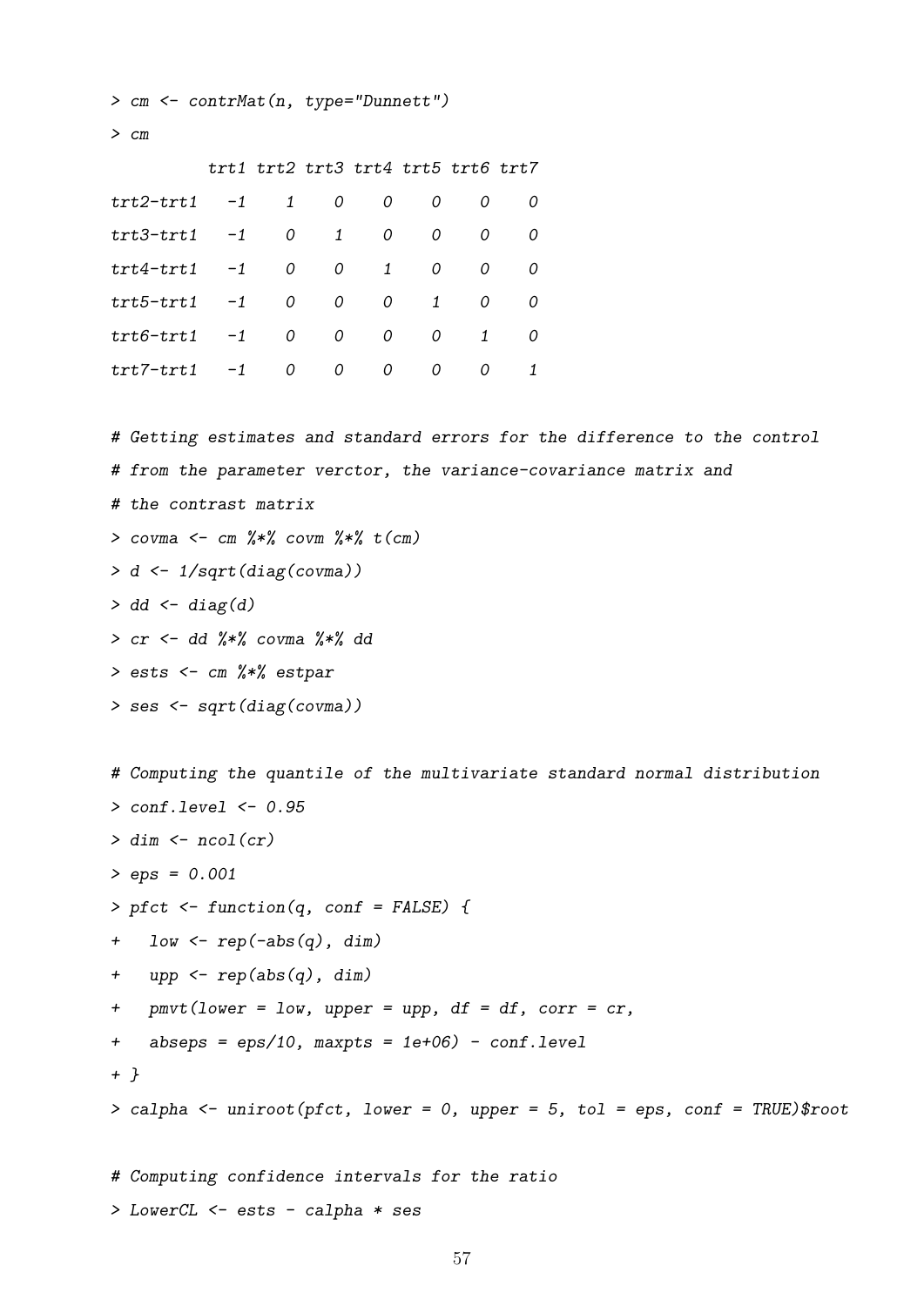```
> cm <- contrMat(n, type="Dunnett")
> cm
          trt1 trt2 trt3 trt4 trt5 trt6 trt7
trt2-trt1   -1    1    0    0    0    0    0
trt3-trt1   -1    0    1    0    0    0    0
trt4-trt1   -1    0    0    1    0    0    0
trt5-trt1   -1    0    0    0    1    0    0
trt6-trt1   -1    0    0    0    0    1    0
trt7-trt1   -1    0    0    0    0    0    1

# Getting estimates and standard errors for the difference to the control
# from the parameter verctor, the variance-covariance matrix and
# the contrast matrix
> covma <- cm %*% covm %*% t(cm)
> d <- 1/sqrt(diag(covma))
> dd <- diag(d)
> cr <- dd %*% covma %*% dd
> ests <- cm %*% estpar
> ses <- sqrt(diag(covma))

# Computing the quantile of the multivariate standard normal distribution
> conf.level <- 0.95
> dim <- ncol(cr)
> eps = 0.001
> pfct <- function(q, conf = FALSE) {
+   low <- rep(-abs(q), dim)
+   upp <- rep(abs(q), dim)
+   pmvt(lower = low, upper = upp, df = df, corr = cr,
+   abseps = eps/10, maxpts = 1e+06) - conf.level
+ }
> calpha <- uniroot(pfct, lower = 0, upper = 5, tol = eps, conf = TRUE)$root

# Computing confidence intervals for the ratio
> LowerCL <- ests - calpha * ses
```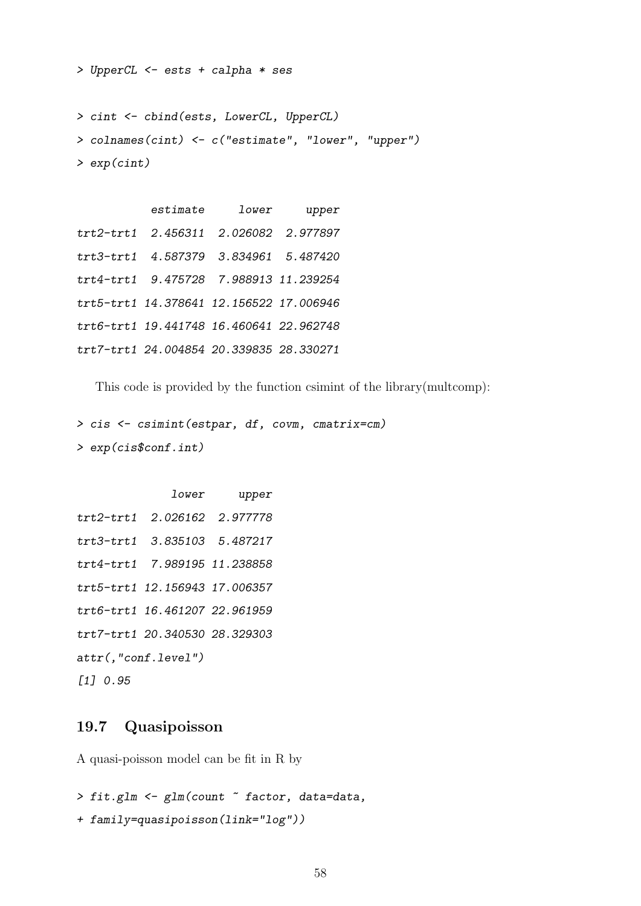```
> UpperCL <- ests + calpha * ses

> cint <- cbind(ests, LowerCL, UpperCL)
> colnames(cint) <- c("estimate", "lower", "upper")
> exp(cint)

           estimate     lower     upper
trt2-trt1  2.456311  2.026082  2.977897
trt3-trt1  4.587379  3.834961  5.487420
trt4-trt1  9.475728  7.988913 11.239254
trt5-trt1 14.378641 12.156522 17.006946
trt6-trt1 19.441748 16.460641 22.962748
trt7-trt1 24.004854 20.339835 28.330271
```

This code is provided by the function csimint of the library(multcomp):

```
> cis <- csimint(estpar, df, covm, cmatrix=cm)
> exp(cis$conf.int)

              lower     upper
trt2-trt1  2.026162  2.977778
trt3-trt1  3.835103  5.487217
trt4-trt1  7.989195 11.238858
trt5-trt1 12.156943 17.006357
trt6-trt1 16.461207 22.961959
trt7-trt1 20.340530 28.329303
attr(,"conf.level")
[1] 0.95
```

## 19.7 Quasipoisson

A quasi-poisson model can be fit in R by

```
> fit.glm <- glm(count ~ factor, data=data,
+ family=quasipoisson(link="log"))
```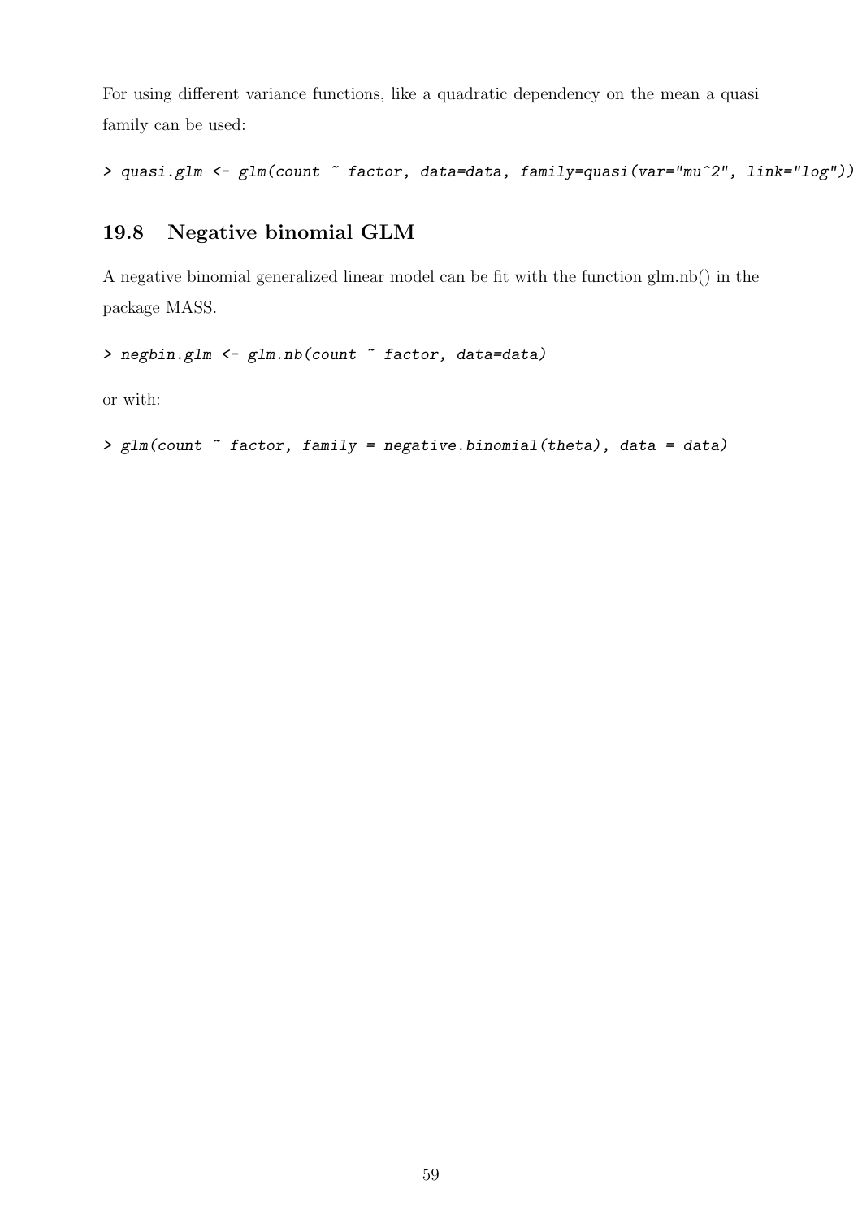For using different variance functions, like a quadratic dependency on the mean a quasi family can be used:

```
> quasi.glm <- glm(count ~ factor, data=data, family=quasi(var="mu^2", link="log"))
```

## 19.8 Negative binomial GLM

A negative binomial generalized linear model can be fit with the function glm.nb() in the package MASS.

```
> negbin.glm <- glm.nb(count ~ factor, data=data)
```

or with:

```
> glm(count ~ factor, family = negative.binomial(theta), data = data)
```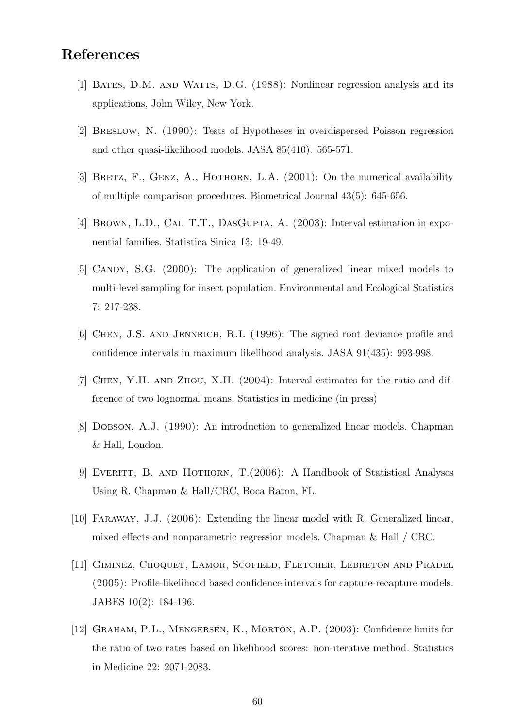## References

[1] Bates, D.M. and Watts, D.G. (1988): Nonlinear regression analysis and its applications, John Wiley, New York.

[2] Breslow, N. (1990): Tests of Hypotheses in overdispersed Poisson regression and other quasi-likelihood models. JASA 85(410): 565-571.

[3] Bretz, F., Genz, A., Hothorn, L.A. (2001): On the numerical availability of multiple comparison procedures. Biometrical Journal 43(5): 645-656.

[4] Brown, L.D., Cai, T.T., DasGupta, A. (2003): Interval estimation in exponential families. Statistica Sinica 13: 19-49.

[5] Candy, S.G. (2000): The application of generalized linear mixed models to multi-level sampling for insect population. Environmental and Ecological Statistics 7: 217-238.

[6] Chen, J.S. and Jennrich, R.I. (1996): The signed root deviance profile and confidence intervals in maximum likelihood analysis. JASA 91(435): 993-998.

[7] Chen, Y.H. and Zhou, X.H. (2004): Interval estimates for the ratio and difference of two lognormal means. Statistics in medicine (in press)

[8] Dobson, A.J. (1990): An introduction to generalized linear models. Chapman & Hall, London.

[9] Everitt, B. and Hothorn, T.(2006): A Handbook of Statistical Analyses Using R. Chapman & Hall/CRC, Boca Raton, FL.

[10] Faraway, J.J. (2006): Extending the linear model with R. Generalized linear, mixed effects and nonparametric regression models. Chapman & Hall / CRC.

[11] Giminez, Choquet, Lamor, Scofield, Fletcher, Lebreton and Pradel (2005): Profile-likelihood based confidence intervals for capture-recapture models. JABES 10(2): 184-196.

[12] Graham, P.L., Mengersen, K., Morton, A.P. (2003): Confidence limits for the ratio of two rates based on likelihood scores: non-iterative method. Statistics in Medicine 22: 2071-2083.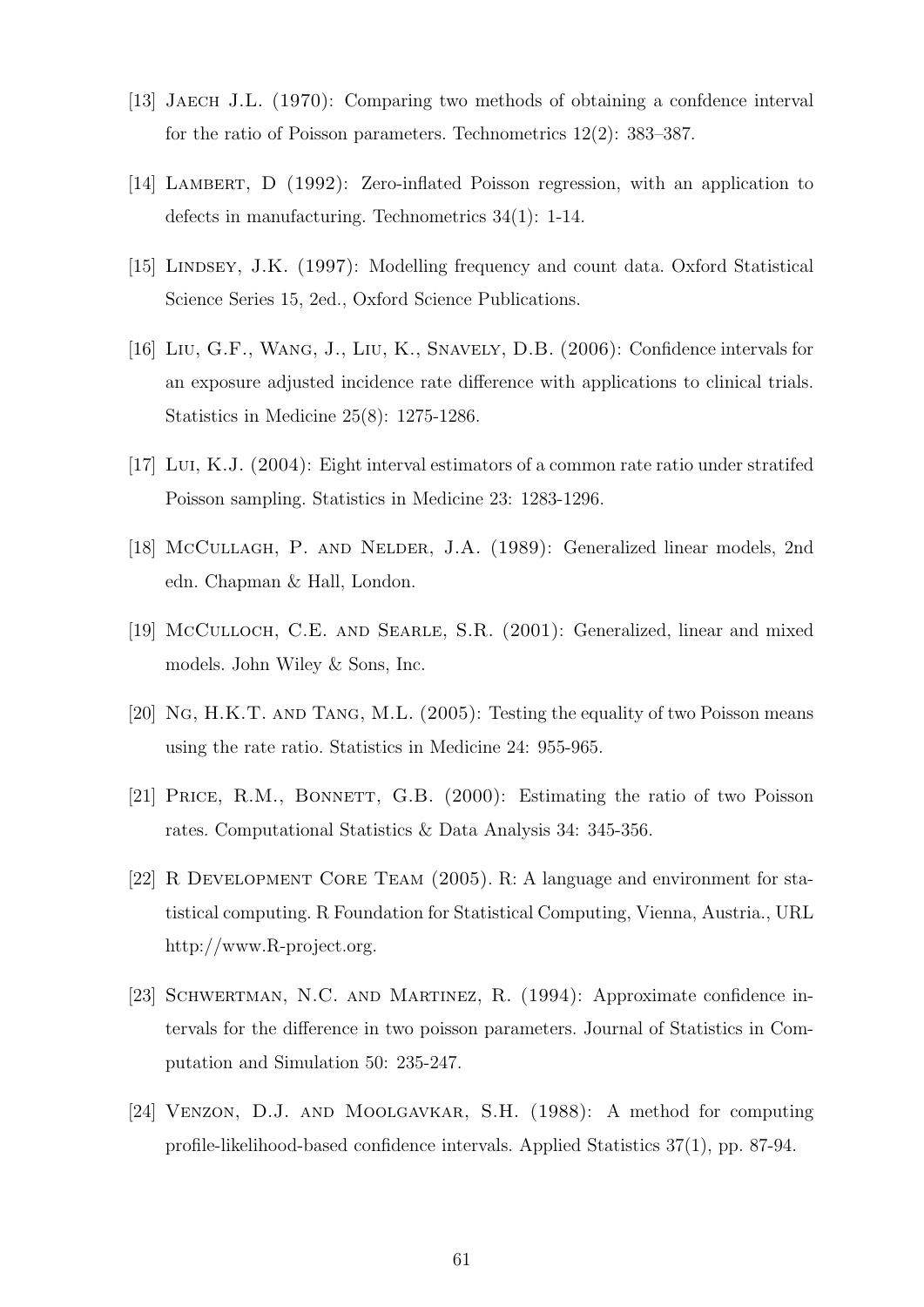[13] Jaech J.L. (1970): Comparing two methods of obtaining a confdence interval for the ratio of Poisson parameters. Technometrics 12(2): 383–387.

[14] Lambert, D (1992): Zero-inflated Poisson regression, with an application to defects in manufacturing. Technometrics 34(1): 1-14.

[15] Lindsey, J.K. (1997): Modelling frequency and count data. Oxford Statistical Science Series 15, 2ed., Oxford Science Publications.

[16] Liu, G.F., Wang, J., Liu, K., Snavely, D.B. (2006): Confidence intervals for an exposure adjusted incidence rate difference with applications to clinical trials. Statistics in Medicine 25(8): 1275-1286.

[17] Lui, K.J. (2004): Eight interval estimators of a common rate ratio under stratifed Poisson sampling. Statistics in Medicine 23: 1283-1296.

[18] McCullagh, P. and Nelder, J.A. (1989): Generalized linear models, 2nd edn. Chapman & Hall, London.

[19] McCulloch, C.E. and Searle, S.R. (2001): Generalized, linear and mixed models. John Wiley & Sons, Inc.

[20] Ng, H.K.T. and Tang, M.L. (2005): Testing the equality of two Poisson means using the rate ratio. Statistics in Medicine 24: 955-965.

[21] Price, R.M., Bonnett, G.B. (2000): Estimating the ratio of two Poisson rates. Computational Statistics & Data Analysis 34: 345-356.

[22] R Development Core Team (2005). R: A language and environment for statistical computing. R Foundation for Statistical Computing, Vienna, Austria., URL http://www.R-project.org.

[23] Schwertman, N.C. and Martinez, R. (1994): Approximate confidence intervals for the difference in two poisson parameters. Journal of Statistics in Computation and Simulation 50: 235-247.

[24] Venzon, D.J. and Moolgavkar, S.H. (1988): A method for computing profile-likelihood-based confidence intervals. Applied Statistics 37(1), pp. 87-94.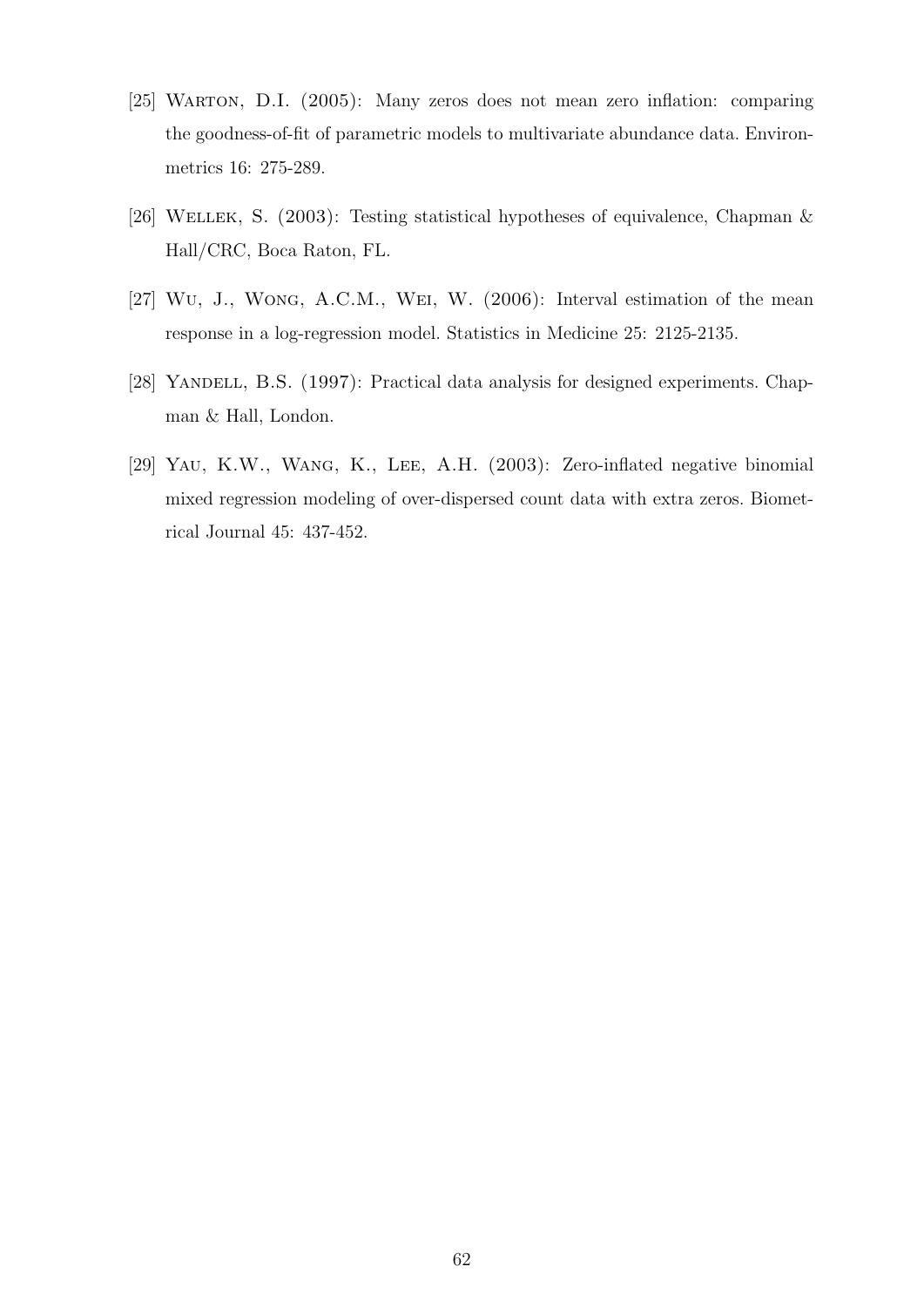[25] Warton, D.I. (2005): Many zeros does not mean zero inflation: comparing the goodness-of-fit of parametric models to multivariate abundance data. Environmetrics 16: 275-289.

[26] Wellek, S. (2003): Testing statistical hypotheses of equivalence, Chapman & Hall/CRC, Boca Raton, FL.

[27] Wu, J., Wong, A.C.M., Wei, W. (2006): Interval estimation of the mean response in a log-regression model. Statistics in Medicine 25: 2125-2135.

[28] Yandell, B.S. (1997): Practical data analysis for designed experiments. Chapman & Hall, London.

[29] Yau, K.W., Wang, K., Lee, A.H. (2003): Zero-inflated negative binomial mixed regression modeling of over-dispersed count data with extra zeros. Biometrical Journal 45: 437-452.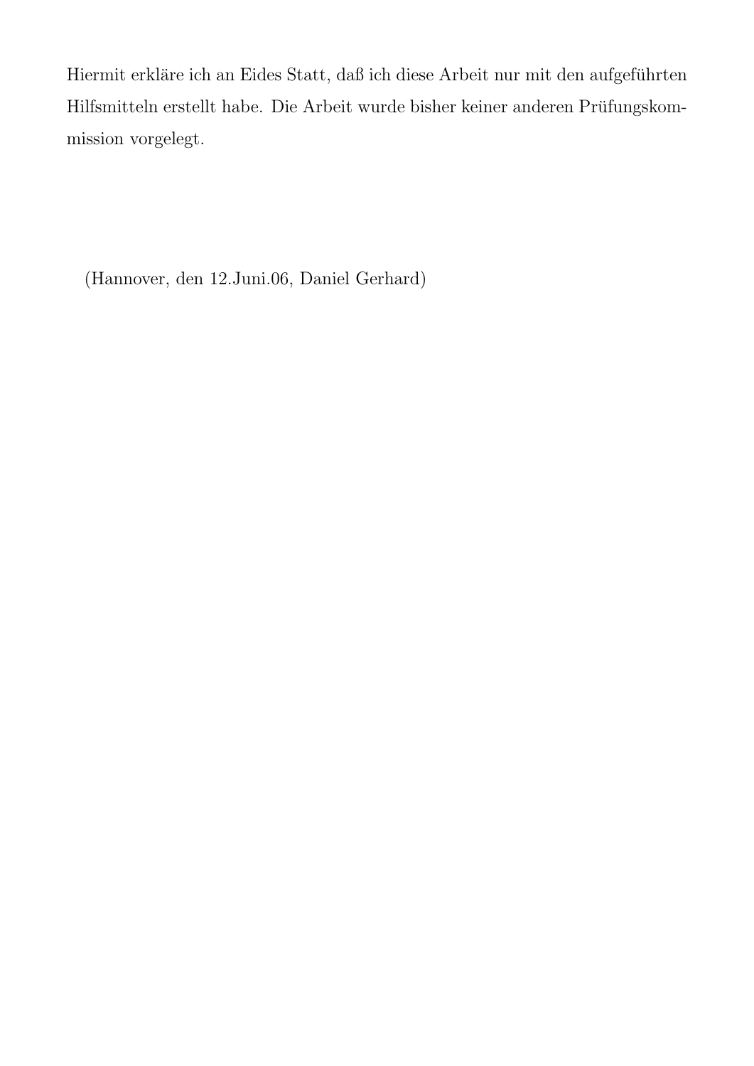Hiermit erkläre ich an Eides Statt, daß ich diese Arbeit nur mit den aufgeführten Hilfsmitteln erstellt habe. Die Arbeit wurde bisher keiner anderen Prüfungskommission vorgelegt.

(Hannover, den 12.Juni.06, Daniel Gerhard)